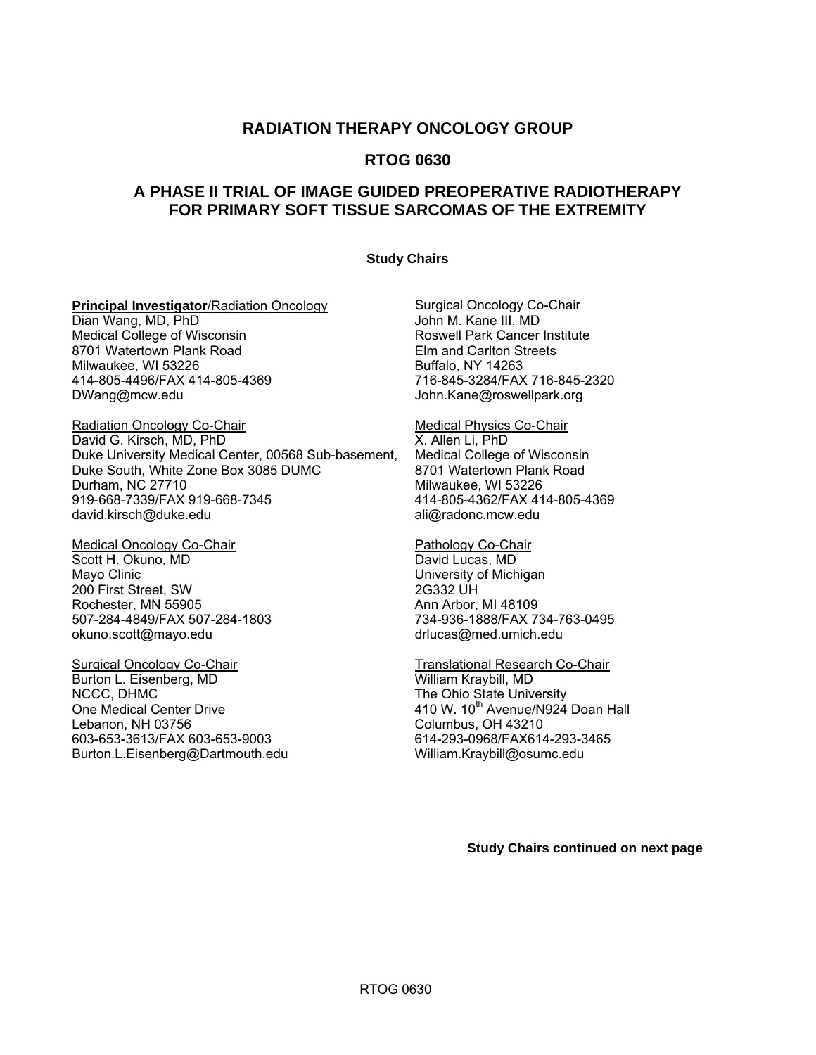# RADIATION THERAPY ONCOLOGY GROUP

## RTOG 0630

## A PHASE II TRIAL OF IMAGE GUIDED PREOPERATIVE RADIOTHERAPY FOR PRIMARY SOFT TISSUE SARCOMAS OF THE EXTREMITY

**Study Chairs**

**Principal Investigator**/Radiation Oncology
Dian Wang, MD, PhD
Medical College of Wisconsin
8701 Watertown Plank Road
Milwaukee, WI 53226
414-805-4496/FAX 414-805-4369
DWang@mcw.edu

Radiation Oncology Co-Chair
David G. Kirsch, MD, PhD
Duke University Medical Center, 00568 Sub-basement,
Duke South, White Zone Box 3085 DUMC
Durham, NC 27710
919-668-7339/FAX 919-668-7345
david.kirsch@duke.edu

Medical Oncology Co-Chair
Scott H. Okuno, MD
Mayo Clinic
200 First Street, SW
Rochester, MN 55905
507-284-4849/FAX 507-284-1803
okuno.scott@mayo.edu

Surgical Oncology Co-Chair
Burton L. Eisenberg, MD
NCCC, DHMC
One Medical Center Drive
Lebanon, NH 03756
603-653-3613/FAX 603-653-9003
Burton.L.Eisenberg@Dartmouth.edu

Surgical Oncology Co-Chair
John M. Kane III, MD
Roswell Park Cancer Institute
Elm and Carlton Streets
Buffalo, NY 14263
716-845-3284/FAX 716-845-2320
John.Kane@roswellpark.org

Medical Physics Co-Chair
X. Allen Li, PhD
Medical College of Wisconsin
8701 Watertown Plank Road
Milwaukee, WI 53226
414-805-4362/FAX 414-805-4369
ali@radonc.mcw.edu

Pathology Co-Chair
David Lucas, MD
University of Michigan
2G332 UH
Ann Arbor, MI 48109
734-936-1888/FAX 734-763-0495
drlucas@med.umich.edu

Translational Research Co-Chair
William Kraybill, MD
The Ohio State University
410 W. 10th Avenue/N924 Doan Hall
Columbus, OH 43210
614-293-0968/FAX614-293-3465
William.Kraybill@osumc.edu

**Study Chairs continued on next page**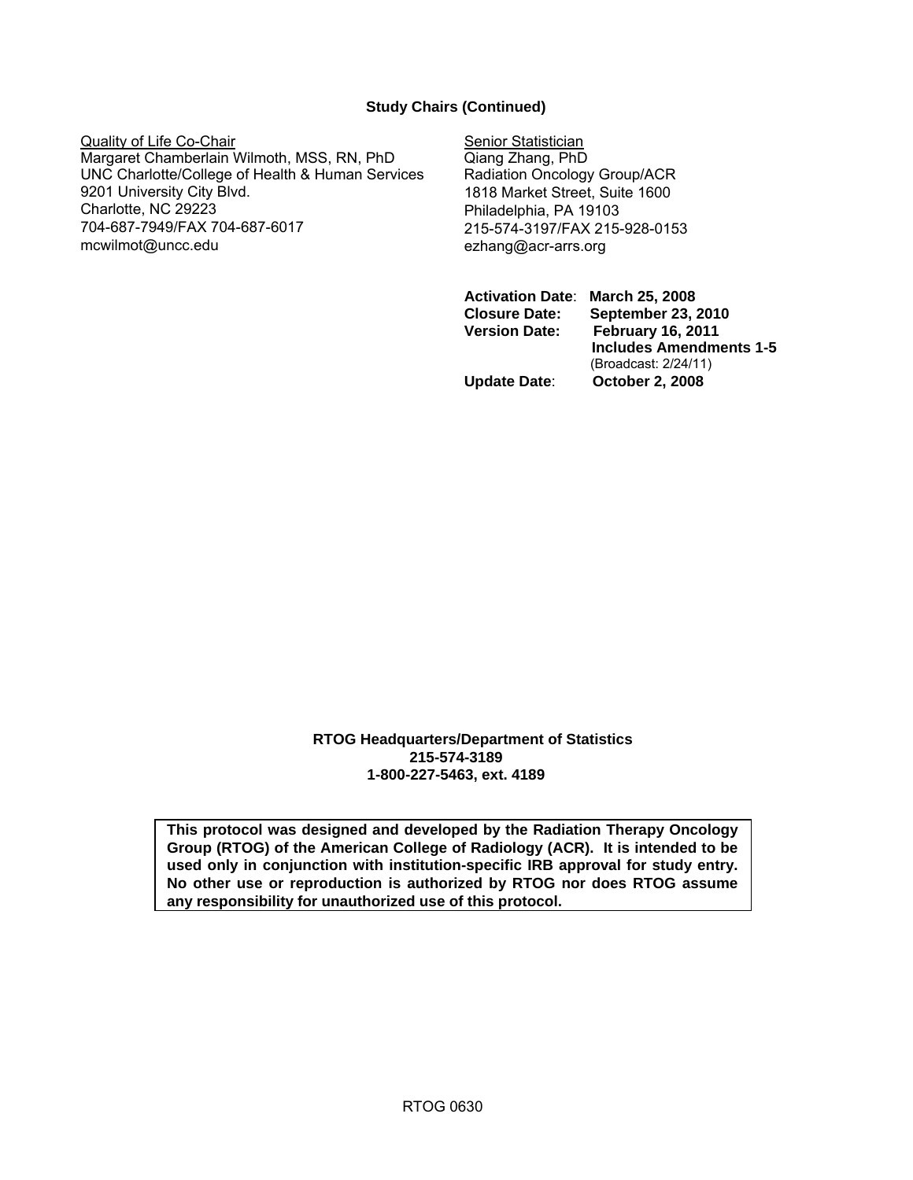**Study Chairs (Continued)**

Quality of Life Co-Chair
Margaret Chamberlain Wilmoth, MSS, RN, PhD
UNC Charlotte/College of Health & Human Services
9201 University City Blvd.
Charlotte, NC 29223
704-687-7949/FAX 704-687-6017
mcwilmot@uncc.edu

Senior Statistician
Qiang Zhang, PhD
Radiation Oncology Group/ACR
1818 Market Street, Suite 1600
Philadelphia, PA 19103
215-574-3197/FAX 215-928-0153
ezhang@acr-arrs.org

**Activation Date**: **March 25, 2008**
**Closure Date:** **September 23, 2010**
**Version Date:** **February 16, 2011**
**Includes Amendments 1-5**
(Broadcast: 2/24/11)
**Update Date**: **October 2, 2008**

**RTOG Headquarters/Department of Statistics**
**215-574-3189**
**1-800-227-5463, ext. 4189**

**This protocol was designed and developed by the Radiation Therapy Oncology Group (RTOG) of the American College of Radiology (ACR). It is intended to be used only in conjunction with institution-specific IRB approval for study entry. No other use or reproduction is authorized by RTOG nor does RTOG assume any responsibility for unauthorized use of this protocol.**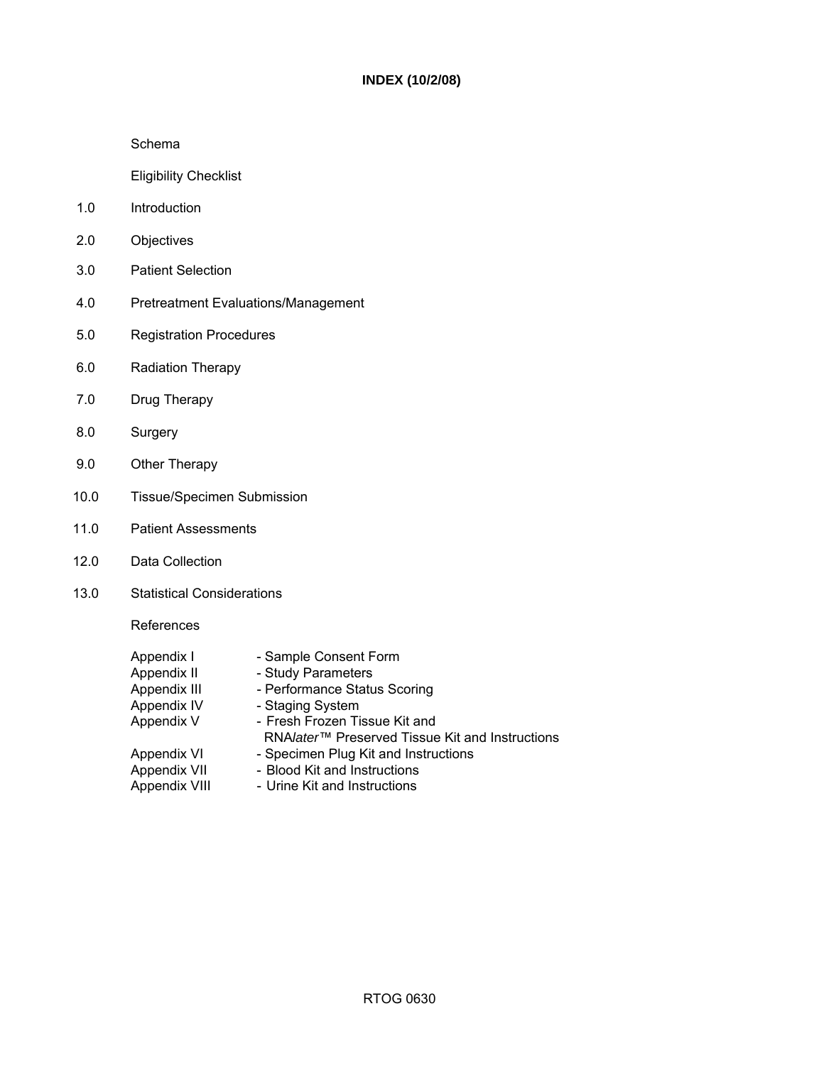# INDEX (10/2/08)

Schema

Eligibility Checklist

1.0 Introduction

2.0 Objectives

3.0 Patient Selection

4.0 Pretreatment Evaluations/Management

5.0 Registration Procedures

6.0 Radiation Therapy

7.0 Drug Therapy

8.0 Surgery

9.0 Other Therapy

10.0 Tissue/Specimen Submission

11.0 Patient Assessments

12.0 Data Collection

13.0 Statistical Considerations

References

Appendix I - Sample Consent Form
Appendix II - Study Parameters
Appendix III - Performance Status Scoring
Appendix IV - Staging System
Appendix V - Fresh Frozen Tissue Kit and RNA*later*™ Preserved Tissue Kit and Instructions
Appendix VI - Specimen Plug Kit and Instructions
Appendix VII - Blood Kit and Instructions
Appendix VIII - Urine Kit and Instructions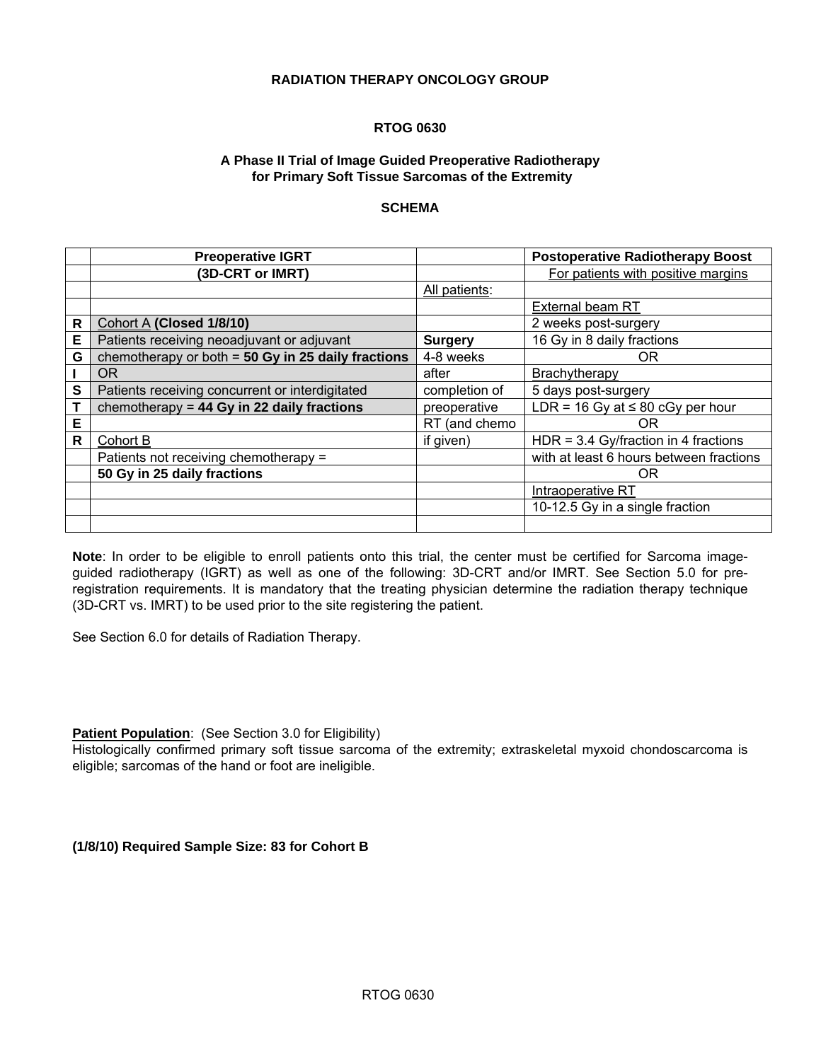**RADIATION THERAPY ONCOLOGY GROUP**

**RTOG 0630**

**A Phase II Trial of Image Guided Preoperative Radiotherapy for Primary Soft Tissue Sarcomas of the Extremity**

**SCHEMA**

| | **Preoperative IGRT** | | **Postoperative Radiotherapy Boost** |
|---|---|---|---|
| | **(3D-CRT or IMRT)** | | For patients with positive margins |
| | | All patients: | |
| | | | External beam RT |
| R | Cohort A **(Closed 1/8/10)** | | 2 weeks post-surgery |
| E | Patients receiving neoadjuvant or adjuvant | **Surgery** | 16 Gy in 8 daily fractions |
| G | chemotherapy or both = **50 Gy in 25 daily fractions** | 4-8 weeks | OR |
| I | OR | after | Brachytherapy |
| S | Patients receiving concurrent or interdigitated | completion of | 5 days post-surgery |
| T | chemotherapy = **44 Gy in 22 daily fractions** | preoperative | LDR = 16 Gy at ≤ 80 cGy per hour |
| E | | RT (and chemo | OR |
| R | Cohort B | if given) | HDR = 3.4 Gy/fraction in 4 fractions |
| | Patients not receiving chemotherapy = | | with at least 6 hours between fractions |
| | **50 Gy in 25 daily fractions** | | OR |
| | | | Intraoperative RT |
| | | | 10-12.5 Gy in a single fraction |

**Note**: In order to be eligible to enroll patients onto this trial, the center must be certified for Sarcoma image-guided radiotherapy (IGRT) as well as one of the following: 3D-CRT and/or IMRT. See Section 5.0 for pre-registration requirements. It is mandatory that the treating physician determine the radiation therapy technique (3D-CRT vs. IMRT) to be used prior to the site registering the patient.

See Section 6.0 for details of Radiation Therapy.

**Patient Population**: (See Section 3.0 for Eligibility)
Histologically confirmed primary soft tissue sarcoma of the extremity; extraskeletal myxoid chondoscarcoma is eligible; sarcomas of the hand or foot are ineligible.

**(1/8/10) Required Sample Size: 83 for Cohort B**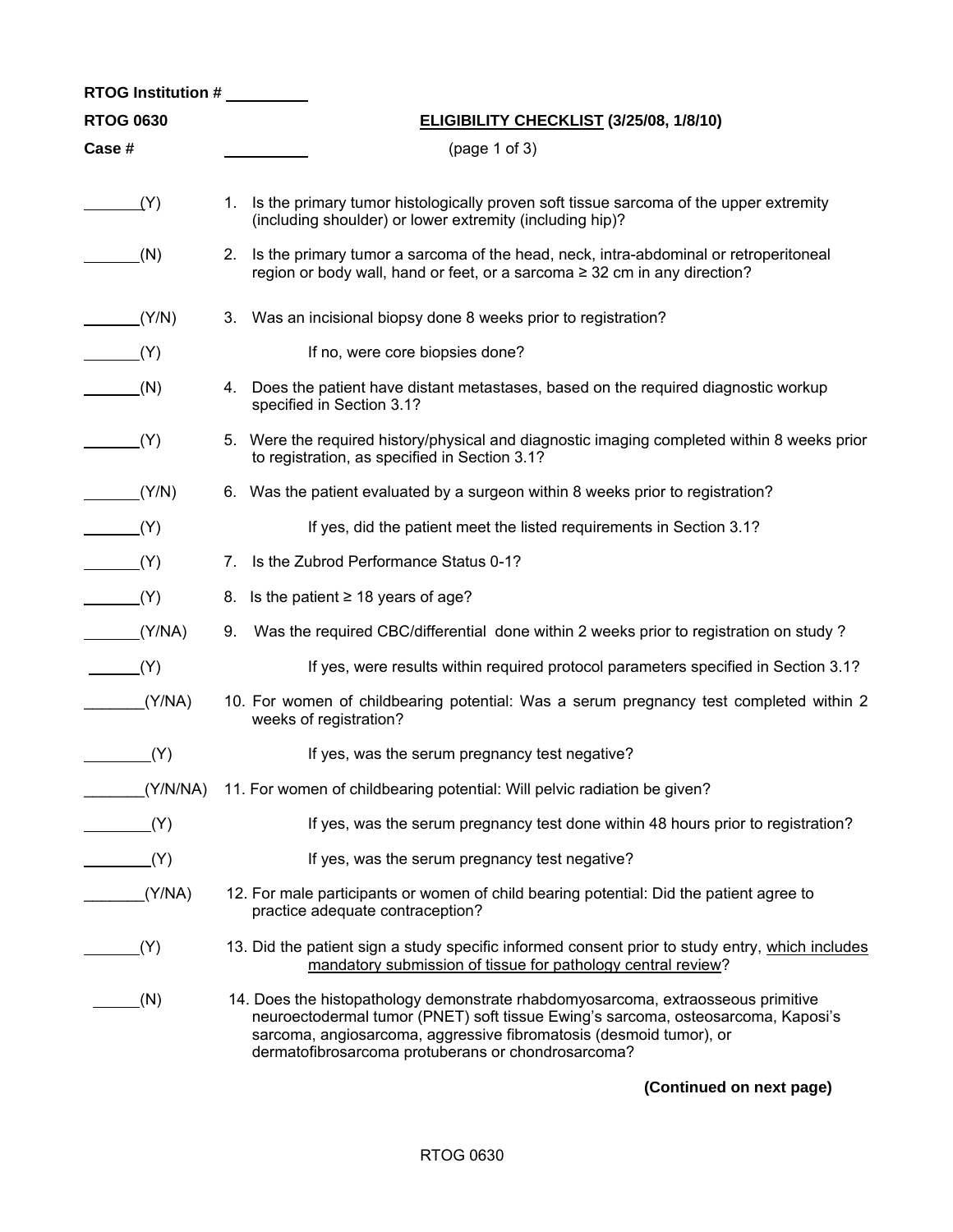RTOG Institution # __________

RTOG 0630 **ELIGIBILITY CHECKLIST (3/25/08, 1/8/10)**

Case # __________ (page 1 of 3)

_______(Y) 1. Is the primary tumor histologically proven soft tissue sarcoma of the upper extremity (including shoulder) or lower extremity (including hip)?

_______(N) 2. Is the primary tumor a sarcoma of the head, neck, intra-abdominal or retroperitoneal region or body wall, hand or feet, or a sarcoma ≥ 32 cm in any direction?

_______(Y/N) 3. Was an incisional biopsy done 8 weeks prior to registration?

_______(Y) If no, were core biopsies done?

_______(N) 4. Does the patient have distant metastases, based on the required diagnostic workup specified in Section 3.1?

_______(Y) 5. Were the required history/physical and diagnostic imaging completed within 8 weeks prior to registration, as specified in Section 3.1?

_______(Y/N) 6. Was the patient evaluated by a surgeon within 8 weeks prior to registration?

_______(Y) If yes, did the patient meet the listed requirements in Section 3.1?

_______(Y) 7. Is the Zubrod Performance Status 0-1?

_______(Y) 8. Is the patient ≥ 18 years of age?

_______(Y/NA) 9. Was the required CBC/differential done within 2 weeks prior to registration on study ?

_______(Y) If yes, were results within required protocol parameters specified in Section 3.1?

_______(Y/NA) 10. For women of childbearing potential: Was a serum pregnancy test completed within 2 weeks of registration?

_______(Y) If yes, was the serum pregnancy test negative?

_______(Y/N/NA) 11. For women of childbearing potential: Will pelvic radiation be given?

_______(Y) If yes, was the serum pregnancy test done within 48 hours prior to registration?

_______(Y) If yes, was the serum pregnancy test negative?

_______(Y/NA) 12. For male participants or women of child bearing potential: Did the patient agree to practice adequate contraception?

_______(Y) 13. Did the patient sign a study specific informed consent prior to study entry, <u>which includes mandatory submission of tissue for pathology central review</u>?

_______(N) 14. Does the histopathology demonstrate rhabdomyosarcoma, extraosseous primitive neuroectodermal tumor (PNET) soft tissue Ewing's sarcoma, osteosarcoma, Kaposi's sarcoma, angiosarcoma, aggressive fibromatosis (desmoid tumor), or dermatofibrosarcoma protuberans or chondrosarcoma?

**(Continued on next page)**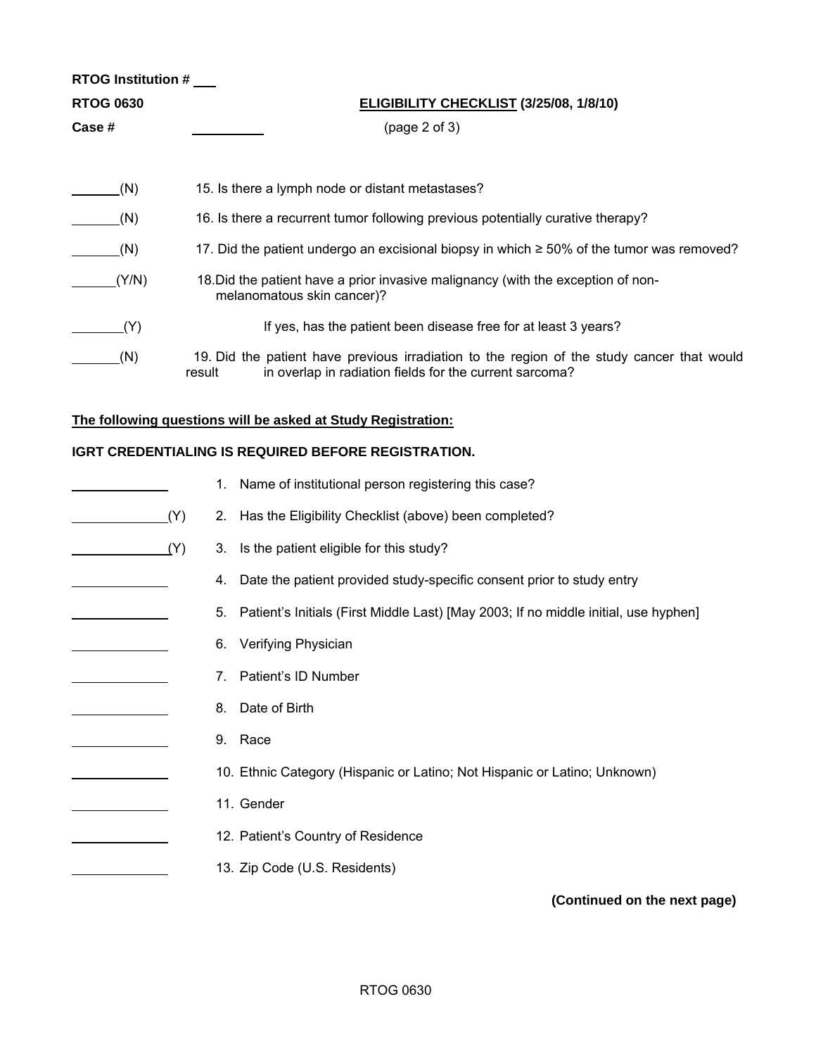RTOG Institution # ___

**RTOG 0630** **ELIGIBILITY CHECKLIST (3/25/08, 1/8/10)**

**Case #** ________ (page 2 of 3)

______(N) 15. Is there a lymph node or distant metastases?

______(N) 16. Is there a recurrent tumor following previous potentially curative therapy?

______(N) 17. Did the patient undergo an excisional biopsy in which ≥ 50% of the tumor was removed?

______(Y/N) 18. Did the patient have a prior invasive malignancy (with the exception of non-melanomatous skin cancer)?

______(Y) If yes, has the patient been disease free for at least 3 years?

______(N) 19. Did the patient have previous irradiation to the region of the study cancer that would result in overlap in radiation fields for the current sarcoma?

**The following questions will be asked at Study Registration:**

**IGRT CREDENTIALING IS REQUIRED BEFORE REGISTRATION.**

__________ 1. Name of institutional person registering this case?

__________(Y) 2. Has the Eligibility Checklist (above) been completed?

__________(Y) 3. Is the patient eligible for this study?

__________ 4. Date the patient provided study-specific consent prior to study entry

__________ 5. Patient's Initials (First Middle Last) [May 2003; If no middle initial, use hyphen]

__________ 6. Verifying Physician

__________ 7. Patient's ID Number

__________ 8. Date of Birth

__________ 9. Race

__________ 10. Ethnic Category (Hispanic or Latino; Not Hispanic or Latino; Unknown)

__________ 11. Gender

__________ 12. Patient's Country of Residence

__________ 13. Zip Code (U.S. Residents)

**(Continued on the next page)**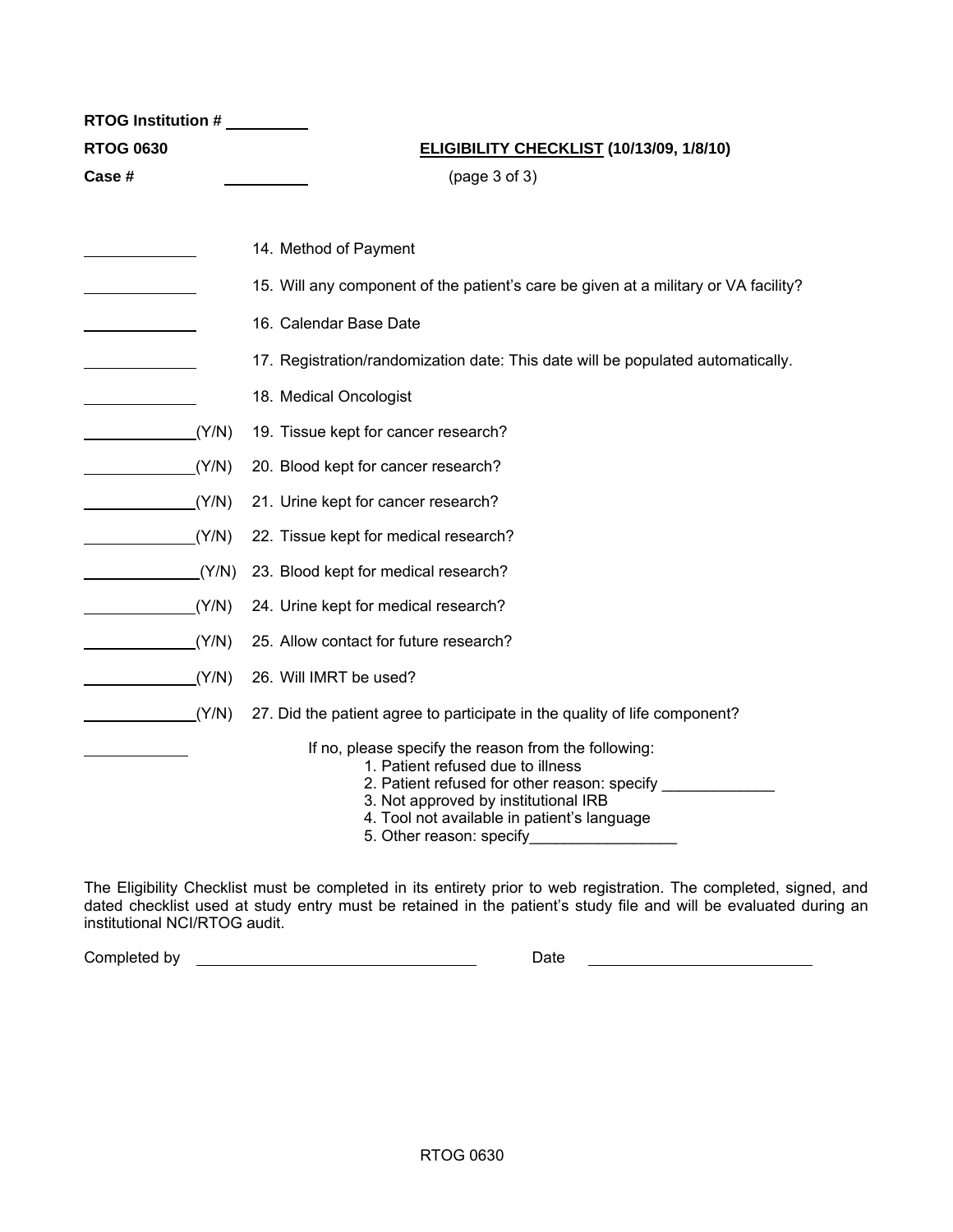**RTOG Institution #** \_\_\_\_\_\_\_\_\_\_

**RTOG 0630** **ELIGIBILITY CHECKLIST (10/13/09, 1/8/10)**

**Case #** \_\_\_\_\_\_\_\_\_\_ (page 3 of 3)

\_\_\_\_\_\_\_\_\_\_\_\_\_\_ 14. Method of Payment

\_\_\_\_\_\_\_\_\_\_\_\_\_\_ 15. Will any component of the patient's care be given at a military or VA facility?

\_\_\_\_\_\_\_\_\_\_\_\_\_\_ 16. Calendar Base Date

\_\_\_\_\_\_\_\_\_\_\_\_\_\_ 17. Registration/randomization date: This date will be populated automatically.

\_\_\_\_\_\_\_\_\_\_\_\_\_\_ 18. Medical Oncologist

\_\_\_\_\_\_\_\_\_\_\_\_\_\_(Y/N) 19. Tissue kept for cancer research?

\_\_\_\_\_\_\_\_\_\_\_\_\_\_(Y/N) 20. Blood kept for cancer research?

\_\_\_\_\_\_\_\_\_\_\_\_\_\_(Y/N) 21. Urine kept for cancer research?

\_\_\_\_\_\_\_\_\_\_\_\_\_\_(Y/N) 22. Tissue kept for medical research?

\_\_\_\_\_\_\_\_\_\_\_\_\_\_(Y/N) 23. Blood kept for medical research?

\_\_\_\_\_\_\_\_\_\_\_\_\_\_(Y/N) 24. Urine kept for medical research?

\_\_\_\_\_\_\_\_\_\_\_\_\_\_(Y/N) 25. Allow contact for future research?

\_\_\_\_\_\_\_\_\_\_\_\_\_\_(Y/N) 26. Will IMRT be used?

\_\_\_\_\_\_\_\_\_\_\_\_\_\_(Y/N) 27. Did the patient agree to participate in the quality of life component?

\_\_\_\_\_\_\_\_\_\_\_\_\_ If no, please specify the reason from the following:

1. Patient refused due to illness
2. Patient refused for other reason: specify \_\_\_\_\_\_\_\_\_\_\_\_\_
3. Not approved by institutional IRB
4. Tool not available in patient's language
5. Other reason: specify\_\_\_\_\_\_\_\_\_\_\_\_\_\_\_\_\_

The Eligibility Checklist must be completed in its entirety prior to web registration. The completed, signed, and dated checklist used at study entry must be retained in the patient's study file and will be evaluated during an institutional NCI/RTOG audit.

Completed by \_\_\_\_\_\_\_\_\_\_\_\_\_\_\_\_\_\_\_\_\_\_\_\_\_\_\_\_\_\_\_\_ Date \_\_\_\_\_\_\_\_\_\_\_\_\_\_\_\_\_\_\_\_\_\_\_\_\_\_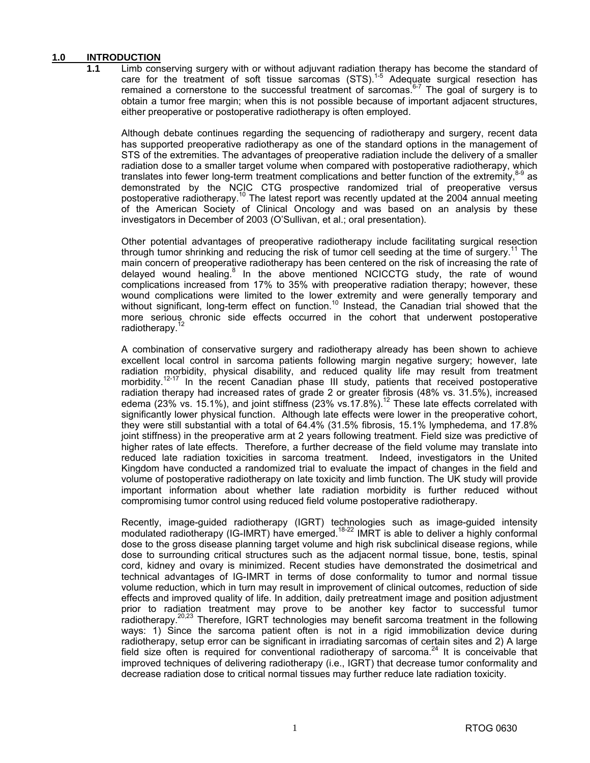# 1.0 INTRODUCTION

**1.1** Limb conserving surgery with or without adjuvant radiation therapy has become the standard of care for the treatment of soft tissue sarcomas (STS).[1-5] Adequate surgical resection has remained a cornerstone to the successful treatment of sarcomas.[6-7] The goal of surgery is to obtain a tumor free margin; when this is not possible because of important adjacent structures, either preoperative or postoperative radiotherapy is often employed.

Although debate continues regarding the sequencing of radiotherapy and surgery, recent data has supported preoperative radiotherapy as one of the standard options in the management of STS of the extremities. The advantages of preoperative radiation include the delivery of a smaller radiation dose to a smaller target volume when compared with postoperative radiotherapy, which translates into fewer long-term treatment complications and better function of the extremity,[8-9] as demonstrated by the NCIC CTG prospective randomized trial of preoperative versus postoperative radiotherapy.[10] The latest report was recently updated at the 2004 annual meeting of the American Society of Clinical Oncology and was based on an analysis by these investigators in December of 2003 (O'Sullivan, et al.; oral presentation).

Other potential advantages of preoperative radiotherapy include facilitating surgical resection through tumor shrinking and reducing the risk of tumor cell seeding at the time of surgery.[11] The main concern of preoperative radiotherapy has been centered on the risk of increasing the rate of delayed wound healing.[8] In the above mentioned NCICCTG study, the rate of wound complications increased from 17% to 35% with preoperative radiation therapy; however, these wound complications were limited to the lower extremity and were generally temporary and without significant, long-term effect on function.[10] Instead, the Canadian trial showed that the more serious chronic side effects occurred in the cohort that underwent postoperative radiotherapy.[12]

A combination of conservative surgery and radiotherapy already has been shown to achieve excellent local control in sarcoma patients following margin negative surgery; however, late radiation morbidity, physical disability, and reduced quality life may result from treatment morbidity.[12-17] In the recent Canadian phase III study, patients that received postoperative radiation therapy had increased rates of grade 2 or greater fibrosis (48% vs. 31.5%), increased edema (23% vs. 15.1%), and joint stiffness (23% vs.17.8%).[12] These late effects correlated with significantly lower physical function. Although late effects were lower in the preoperative cohort, they were still substantial with a total of 64.4% (31.5% fibrosis, 15.1% lymphedema, and 17.8% joint stiffness) in the preoperative arm at 2 years following treatment. Field size was predictive of higher rates of late effects. Therefore, a further decrease of the field volume may translate into reduced late radiation toxicities in sarcoma treatment. Indeed, investigators in the United Kingdom have conducted a randomized trial to evaluate the impact of changes in the field and volume of postoperative radiotherapy on late toxicity and limb function. The UK study will provide important information about whether late radiation morbidity is further reduced without compromising tumor control using reduced field volume postoperative radiotherapy.

Recently, image-guided radiotherapy (IGRT) technologies such as image-guided intensity modulated radiotherapy (IG-IMRT) have emerged.[18-22] IMRT is able to deliver a highly conformal dose to the gross disease planning target volume and high risk subclinical disease regions, while dose to surrounding critical structures such as the adjacent normal tissue, bone, testis, spinal cord, kidney and ovary is minimized. Recent studies have demonstrated the dosimetrical and technical advantages of IG-IMRT in terms of dose conformality to tumor and normal tissue volume reduction, which in turn may result in improvement of clinical outcomes, reduction of side effects and improved quality of life. In addition, daily pretreatment image and position adjustment prior to radiation treatment may prove to be another key factor to successful tumor radiotherapy.[20,23] Therefore, IGRT technologies may benefit sarcoma treatment in the following ways: 1) Since the sarcoma patient often is not in a rigid immobilization device during radiotherapy, setup error can be significant in irradiating sarcomas of certain sites and 2) A large field size often is required for conventional radiotherapy of sarcoma.[24] It is conceivable that improved techniques of delivering radiotherapy (i.e., IGRT) that decrease tumor conformality and decrease radiation dose to critical normal tissues may further reduce late radiation toxicity.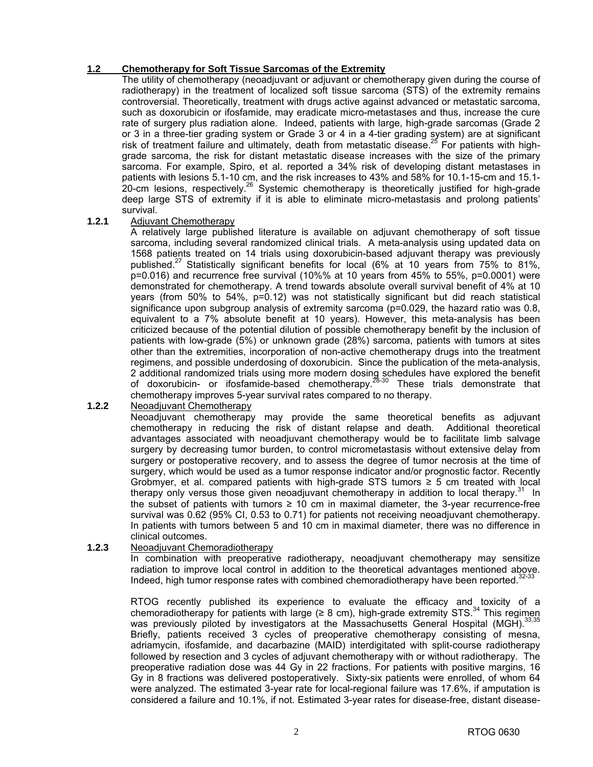## 1.2 Chemotherapy for Soft Tissue Sarcomas of the Extremity

The utility of chemotherapy (neoadjuvant or adjuvant or chemotherapy given during the course of radiotherapy) in the treatment of localized soft tissue sarcoma (STS) of the extremity remains controversial. Theoretically, treatment with drugs active against advanced or metastatic sarcoma, such as doxorubicin or ifosfamide, may eradicate micro-metastases and thus, increase the cure rate of surgery plus radiation alone. Indeed, patients with large, high-grade sarcomas (Grade 2 or 3 in a three-tier grading system or Grade 3 or 4 in a 4-tier grading system) are at significant risk of treatment failure and ultimately, death from metastatic disease.[25] For patients with high-grade sarcoma, the risk for distant metastatic disease increases with the size of the primary sarcoma. For example, Spiro, et al. reported a 34% risk of developing distant metastases in patients with lesions 5.1-10 cm, and the risk increases to 43% and 58% for 10.1-15-cm and 15.1-20-cm lesions, respectively.[26] Systemic chemotherapy is theoretically justified for high-grade deep large STS of extremity if it is able to eliminate micro-metastasis and prolong patients' survival.

### 1.2.1 Adjuvant Chemotherapy

A relatively large published literature is available on adjuvant chemotherapy of soft tissue sarcoma, including several randomized clinical trials. A meta-analysis using updated data on 1568 patients treated on 14 trials using doxorubicin-based adjuvant therapy was previously published.[27] Statistically significant benefits for local (6% at 10 years from 75% to 81%, p=0.016) and recurrence free survival (10%% at 10 years from 45% to 55%, p=0.0001) were demonstrated for chemotherapy. A trend towards absolute overall survival benefit of 4% at 10 years (from 50% to 54%, p=0.12) was not statistically significant but did reach statistical significance upon subgroup analysis of extremity sarcoma (p=0.029, the hazard ratio was 0.8, equivalent to a 7% absolute benefit at 10 years). However, this meta-analysis has been criticized because of the potential dilution of possible chemotherapy benefit by the inclusion of patients with low-grade (5%) or unknown grade (28%) sarcoma, patients with tumors at sites other than the extremities, incorporation of non-active chemotherapy drugs into the treatment regimens, and possible underdosing of doxorubicin. Since the publication of the meta-analysis, 2 additional randomized trials using more modern dosing schedules have explored the benefit of doxorubicin- or ifosfamide-based chemotherapy.[28-30] These trials demonstrate that chemotherapy improves 5-year survival rates compared to no therapy.

### 1.2.2 Neoadjuvant Chemotherapy

Neoadjuvant chemotherapy may provide the same theoretical benefits as adjuvant chemotherapy in reducing the risk of distant relapse and death. Additional theoretical advantages associated with neoadjuvant chemotherapy would be to facilitate limb salvage surgery by decreasing tumor burden, to control micrometastasis without extensive delay from surgery or postoperative recovery, and to assess the degree of tumor necrosis at the time of surgery, which would be used as a tumor response indicator and/or prognostic factor. Recently Grobmyer, et al. compared patients with high-grade STS tumors ≥ 5 cm treated with local therapy only versus those given neoadjuvant chemotherapy in addition to local therapy.[31] In the subset of patients with tumors ≥ 10 cm in maximal diameter, the 3-year recurrence-free survival was 0.62 (95% CI, 0.53 to 0.71) for patients not receiving neoadjuvant chemotherapy. In patients with tumors between 5 and 10 cm in maximal diameter, there was no difference in clinical outcomes.

### 1.2.3 Neoadjuvant Chemoradiotherapy

In combination with preoperative radiotherapy, neoadjuvant chemotherapy may sensitize radiation to improve local control in addition to the theoretical advantages mentioned above. Indeed, high tumor response rates with combined chemoradiotherapy have been reported.[32-33]

RTOG recently published its experience to evaluate the efficacy and toxicity of a chemoradiotherapy for patients with large (≥ 8 cm), high-grade extremity STS.[34] This regimen was previously piloted by investigators at the Massachusetts General Hospital (MGH).[33,35] Briefly, patients received 3 cycles of preoperative chemotherapy consisting of mesna, adriamycin, ifosfamide, and dacarbazine (MAID) interdigitated with split-course radiotherapy followed by resection and 3 cycles of adjuvant chemotherapy with or without radiotherapy. The preoperative radiation dose was 44 Gy in 22 fractions. For patients with positive margins, 16 Gy in 8 fractions was delivered postoperatively. Sixty-six patients were enrolled, of whom 64 were analyzed. The estimated 3-year rate for local-regional failure was 17.6%, if amputation is considered a failure and 10.1%, if not. Estimated 3-year rates for disease-free, distant disease-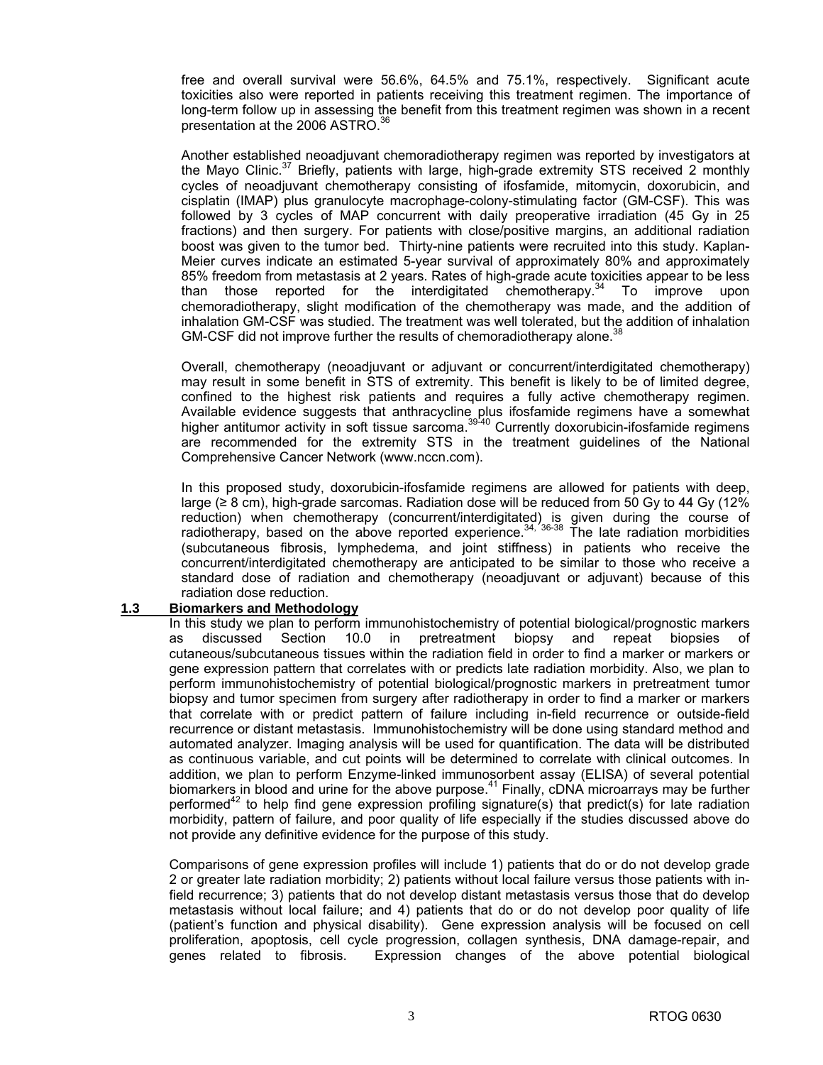free and overall survival were 56.6%, 64.5% and 75.1%, respectively. Significant acute toxicities also were reported in patients receiving this treatment regimen. The importance of long-term follow up in assessing the benefit from this treatment regimen was shown in a recent presentation at the 2006 ASTRO.[36]

Another established neoadjuvant chemoradiotherapy regimen was reported by investigators at the Mayo Clinic.[37] Briefly, patients with large, high-grade extremity STS received 2 monthly cycles of neoadjuvant chemotherapy consisting of ifosfamide, mitomycin, doxorubicin, and cisplatin (IMAP) plus granulocyte macrophage-colony-stimulating factor (GM-CSF). This was followed by 3 cycles of MAP concurrent with daily preoperative irradiation (45 Gy in 25 fractions) and then surgery. For patients with close/positive margins, an additional radiation boost was given to the tumor bed. Thirty-nine patients were recruited into this study. Kaplan-Meier curves indicate an estimated 5-year survival of approximately 80% and approximately 85% freedom from metastasis at 2 years. Rates of high-grade acute toxicities appear to be less than those reported for the interdigitated chemotherapy.[34] To improve upon chemoradiotherapy, slight modification of the chemotherapy was made, and the addition of inhalation GM-CSF was studied. The treatment was well tolerated, but the addition of inhalation GM-CSF did not improve further the results of chemoradiotherapy alone.[38]

Overall, chemotherapy (neoadjuvant or adjuvant or concurrent/interdigitated chemotherapy) may result in some benefit in STS of extremity. This benefit is likely to be of limited degree, confined to the highest risk patients and requires a fully active chemotherapy regimen. Available evidence suggests that anthracycline plus ifosfamide regimens have a somewhat higher antitumor activity in soft tissue sarcoma.[39-40] Currently doxorubicin-ifosfamide regimens are recommended for the extremity STS in the treatment guidelines of the National Comprehensive Cancer Network (www.nccn.com).

In this proposed study, doxorubicin-ifosfamide regimens are allowed for patients with deep, large (≥ 8 cm), high-grade sarcomas. Radiation dose will be reduced from 50 Gy to 44 Gy (12% reduction) when chemotherapy (concurrent/interdigitated) is given during the course of radiotherapy, based on the above reported experience.[34, 36-38] The late radiation morbidities (subcutaneous fibrosis, lymphedema, and joint stiffness) in patients who receive the concurrent/interdigitated chemotherapy are anticipated to be similar to those who receive a standard dose of radiation and chemotherapy (neoadjuvant or adjuvant) because of this radiation dose reduction.

## 1.3 Biomarkers and Methodology

In this study we plan to perform immunohistochemistry of potential biological/prognostic markers as discussed Section 10.0 in pretreatment biopsy and repeat biopsies of cutaneous/subcutaneous tissues within the radiation field in order to find a marker or markers or gene expression pattern that correlates with or predicts late radiation morbidity. Also, we plan to perform immunohistochemistry of potential biological/prognostic markers in pretreatment tumor biopsy and tumor specimen from surgery after radiotherapy in order to find a marker or markers that correlate with or predict pattern of failure including in-field recurrence or outside-field recurrence or distant metastasis. Immunohistochemistry will be done using standard method and automated analyzer. Imaging analysis will be used for quantification. The data will be distributed as continuous variable, and cut points will be determined to correlate with clinical outcomes. In addition, we plan to perform Enzyme-linked immunosorbent assay (ELISA) of several potential biomarkers in blood and urine for the above purpose.[41] Finally, cDNA microarrays may be further performed[42] to help find gene expression profiling signature(s) that predict(s) for late radiation morbidity, pattern of failure, and poor quality of life especially if the studies discussed above do not provide any definitive evidence for the purpose of this study.

Comparisons of gene expression profiles will include 1) patients that do or do not develop grade 2 or greater late radiation morbidity; 2) patients without local failure versus those patients with in-field recurrence; 3) patients that do not develop distant metastasis versus those that do develop metastasis without local failure; and 4) patients that do or do not develop poor quality of life (patient's function and physical disability). Gene expression analysis will be focused on cell proliferation, apoptosis, cell cycle progression, collagen synthesis, DNA damage-repair, and genes related to fibrosis. Expression changes of the above potential biological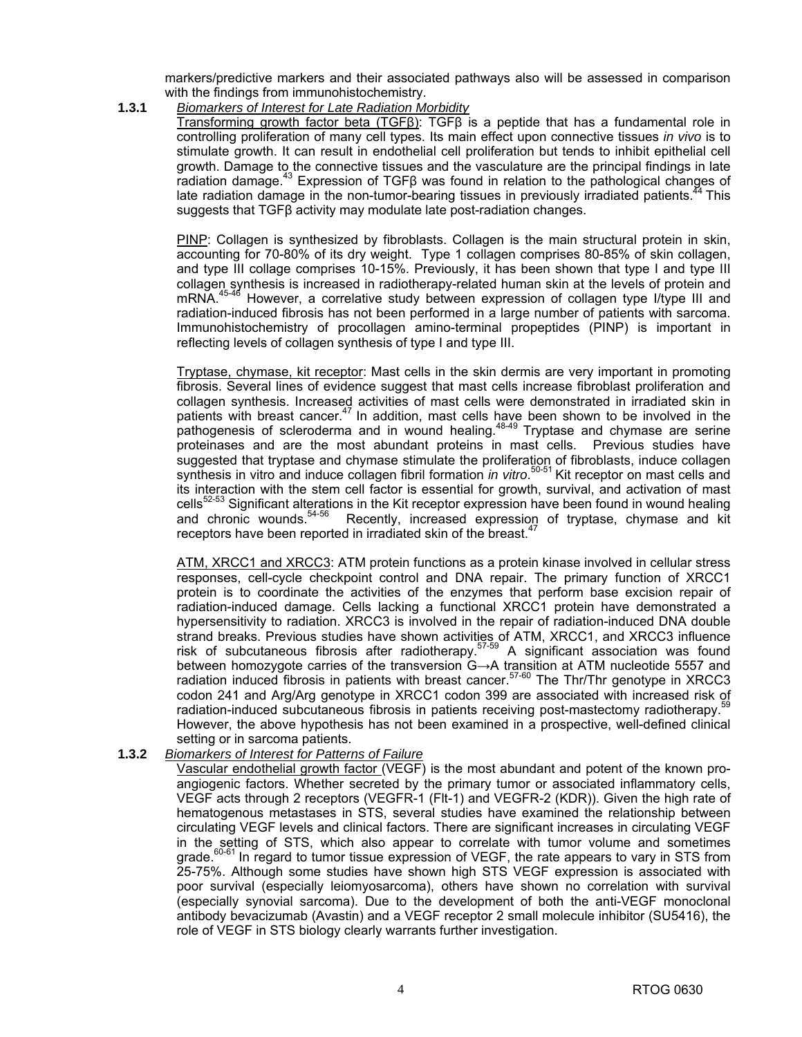markers/predictive markers and their associated pathways also will be assessed in comparison with the findings from immunohistochemistry.

### 1.3.1 *Biomarkers of Interest for Late Radiation Morbidity*

Transforming growth factor beta (TGFβ): TGFβ is a peptide that has a fundamental role in controlling proliferation of many cell types. Its main effect upon connective tissues *in vivo* is to stimulate growth. It can result in endothelial cell proliferation but tends to inhibit epithelial cell growth. Damage to the connective tissues and the vasculature are the principal findings in late radiation damage.[43] Expression of TGFβ was found in relation to the pathological changes of late radiation damage in the non-tumor-bearing tissues in previously irradiated patients.[44] This suggests that TGFβ activity may modulate late post-radiation changes.

PINP: Collagen is synthesized by fibroblasts. Collagen is the main structural protein in skin, accounting for 70-80% of its dry weight. Type 1 collagen comprises 80-85% of skin collagen, and type III collage comprises 10-15%. Previously, it has been shown that type I and type III collagen synthesis is increased in radiotherapy-related human skin at the levels of protein and mRNA.[45-46] However, a correlative study between expression of collagen type I/type III and radiation-induced fibrosis has not been performed in a large number of patients with sarcoma. Immunohistochemistry of procollagen amino-terminal propeptides (PINP) is important in reflecting levels of collagen synthesis of type I and type III.

Tryptase, chymase, kit receptor: Mast cells in the skin dermis are very important in promoting fibrosis. Several lines of evidence suggest that mast cells increase fibroblast proliferation and collagen synthesis. Increased activities of mast cells were demonstrated in irradiated skin in patients with breast cancer.[47] In addition, mast cells have been shown to be involved in the pathogenesis of scleroderma and in wound healing.[48-49] Tryptase and chymase are serine proteinases and are the most abundant proteins in mast cells. Previous studies have suggested that tryptase and chymase stimulate the proliferation of fibroblasts, induce collagen synthesis in vitro and induce collagen fibril formation *in vitro*.[50-51] Kit receptor on mast cells and its interaction with the stem cell factor is essential for growth, survival, and activation of mast cells[52-53] Significant alterations in the Kit receptor expression have been found in wound healing and chronic wounds.[54-56] Recently, increased expression of tryptase, chymase and kit receptors have been reported in irradiated skin of the breast.[47]

ATM, XRCC1 and XRCC3: ATM protein functions as a protein kinase involved in cellular stress responses, cell-cycle checkpoint control and DNA repair. The primary function of XRCC1 protein is to coordinate the activities of the enzymes that perform base excision repair of radiation-induced damage. Cells lacking a functional XRCC1 protein have demonstrated a hypersensitivity to radiation. XRCC3 is involved in the repair of radiation-induced DNA double strand breaks. Previous studies have shown activities of ATM, XRCC1, and XRCC3 influence risk of subcutaneous fibrosis after radiotherapy.[57-59] A significant association was found between homozygote carries of the transversion G→A transition at ATM nucleotide 5557 and radiation induced fibrosis in patients with breast cancer.[57-60] The Thr/Thr genotype in XRCC3 codon 241 and Arg/Arg genotype in XRCC1 codon 399 are associated with increased risk of radiation-induced subcutaneous fibrosis in patients receiving post-mastectomy radiotherapy.[59] However, the above hypothesis has not been examined in a prospective, well-defined clinical setting or in sarcoma patients.

### 1.3.2 *Biomarkers of Interest for Patterns of Failure*

Vascular endothelial growth factor (VEGF) is the most abundant and potent of the known pro-angiogenic factors. Whether secreted by the primary tumor or associated inflammatory cells, VEGF acts through 2 receptors (VEGFR-1 (Flt-1) and VEGFR-2 (KDR)). Given the high rate of hematogenous metastases in STS, several studies have examined the relationship between circulating VEGF levels and clinical factors. There are significant increases in circulating VEGF in the setting of STS, which also appear to correlate with tumor volume and sometimes grade.[60-61] In regard to tumor tissue expression of VEGF, the rate appears to vary in STS from 25-75%. Although some studies have shown high STS VEGF expression is associated with poor survival (especially leiomyosarcoma), others have shown no correlation with survival (especially synovial sarcoma). Due to the development of both the anti-VEGF monoclonal antibody bevacizumab (Avastin) and a VEGF receptor 2 small molecule inhibitor (SU5416), the role of VEGF in STS biology clearly warrants further investigation.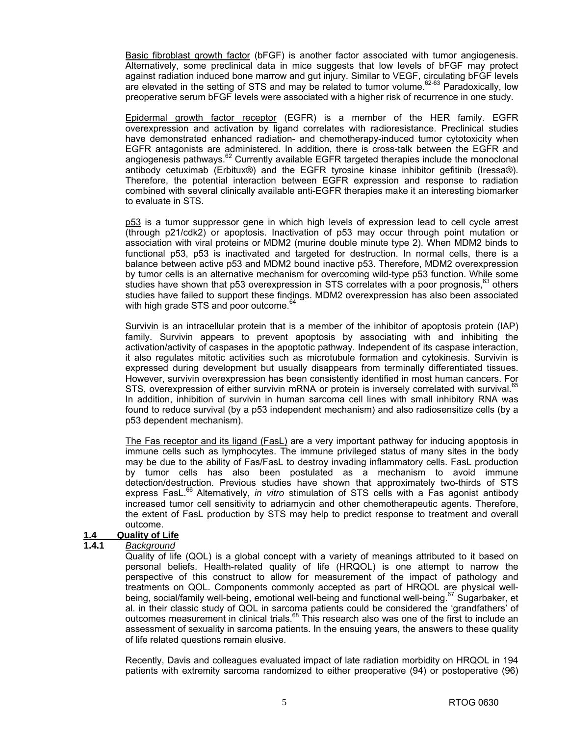Basic fibroblast growth factor (bFGF) is another factor associated with tumor angiogenesis. Alternatively, some preclinical data in mice suggests that low levels of bFGF may protect against radiation induced bone marrow and gut injury. Similar to VEGF, circulating bFGF levels are elevated in the setting of STS and may be related to tumor volume.[62-63] Paradoxically, low preoperative serum bFGF levels were associated with a higher risk of recurrence in one study.

Epidermal growth factor receptor (EGFR) is a member of the HER family. EGFR overexpression and activation by ligand correlates with radioresistance. Preclinical studies have demonstrated enhanced radiation- and chemotherapy-induced tumor cytotoxicity when EGFR antagonists are administered. In addition, there is cross-talk between the EGFR and angiogenesis pathways.[62] Currently available EGFR targeted therapies include the monoclonal antibody cetuximab (Erbitux®) and the EGFR tyrosine kinase inhibitor gefitinib (Iressa®). Therefore, the potential interaction between EGFR expression and response to radiation combined with several clinically available anti-EGFR therapies make it an interesting biomarker to evaluate in STS.

p53 is a tumor suppressor gene in which high levels of expression lead to cell cycle arrest (through p21/cdk2) or apoptosis. Inactivation of p53 may occur through point mutation or association with viral proteins or MDM2 (murine double minute type 2). When MDM2 binds to functional p53, p53 is inactivated and targeted for destruction. In normal cells, there is a balance between active p53 and MDM2 bound inactive p53. Therefore, MDM2 overexpression by tumor cells is an alternative mechanism for overcoming wild-type p53 function. While some studies have shown that p53 overexpression in STS correlates with a poor prognosis,[63] others studies have failed to support these findings. MDM2 overexpression has also been associated with high grade STS and poor outcome.[64]

Survivin is an intracellular protein that is a member of the inhibitor of apoptosis protein (IAP) family. Survivin appears to prevent apoptosis by associating with and inhibiting the activation/activity of caspases in the apoptotic pathway. Independent of its caspase interaction, it also regulates mitotic activities such as microtubule formation and cytokinesis. Survivin is expressed during development but usually disappears from terminally differentiated tissues. However, survivin overexpression has been consistently identified in most human cancers. For STS, overexpression of either survivin mRNA or protein is inversely correlated with survival.[65] In addition, inhibition of survivin in human sarcoma cell lines with small inhibitory RNA was found to reduce survival (by a p53 independent mechanism) and also radiosensitize cells (by a p53 dependent mechanism).

The Fas receptor and its ligand (FasL) are a very important pathway for inducing apoptosis in immune cells such as lymphocytes. The immune privileged status of many sites in the body may be due to the ability of Fas/FasL to destroy invading inflammatory cells. FasL production by tumor cells has also been postulated as a mechanism to avoid immune detection/destruction. Previous studies have shown that approximately two-thirds of STS express FasL.[66] Alternatively, *in vitro* stimulation of STS cells with a Fas agonist antibody increased tumor cell sensitivity to adriamycin and other chemotherapeutic agents. Therefore, the extent of FasL production by STS may help to predict response to treatment and overall outcome.

## 1.4 Quality of Life

### 1.4.1 *Background*

Quality of life (QOL) is a global concept with a variety of meanings attributed to it based on personal beliefs. Health-related quality of life (HRQOL) is one attempt to narrow the perspective of this construct to allow for measurement of the impact of pathology and treatments on QOL. Components commonly accepted as part of HRQOL are physical well-being, social/family well-being, emotional well-being and functional well-being.[67] Sugarbaker, et al. in their classic study of QOL in sarcoma patients could be considered the 'grandfathers' of outcomes measurement in clinical trials.[68] This research also was one of the first to include an assessment of sexuality in sarcoma patients. In the ensuing years, the answers to these quality of life related questions remain elusive.

Recently, Davis and colleagues evaluated impact of late radiation morbidity on HRQOL in 194 patients with extremity sarcoma randomized to either preoperative (94) or postoperative (96)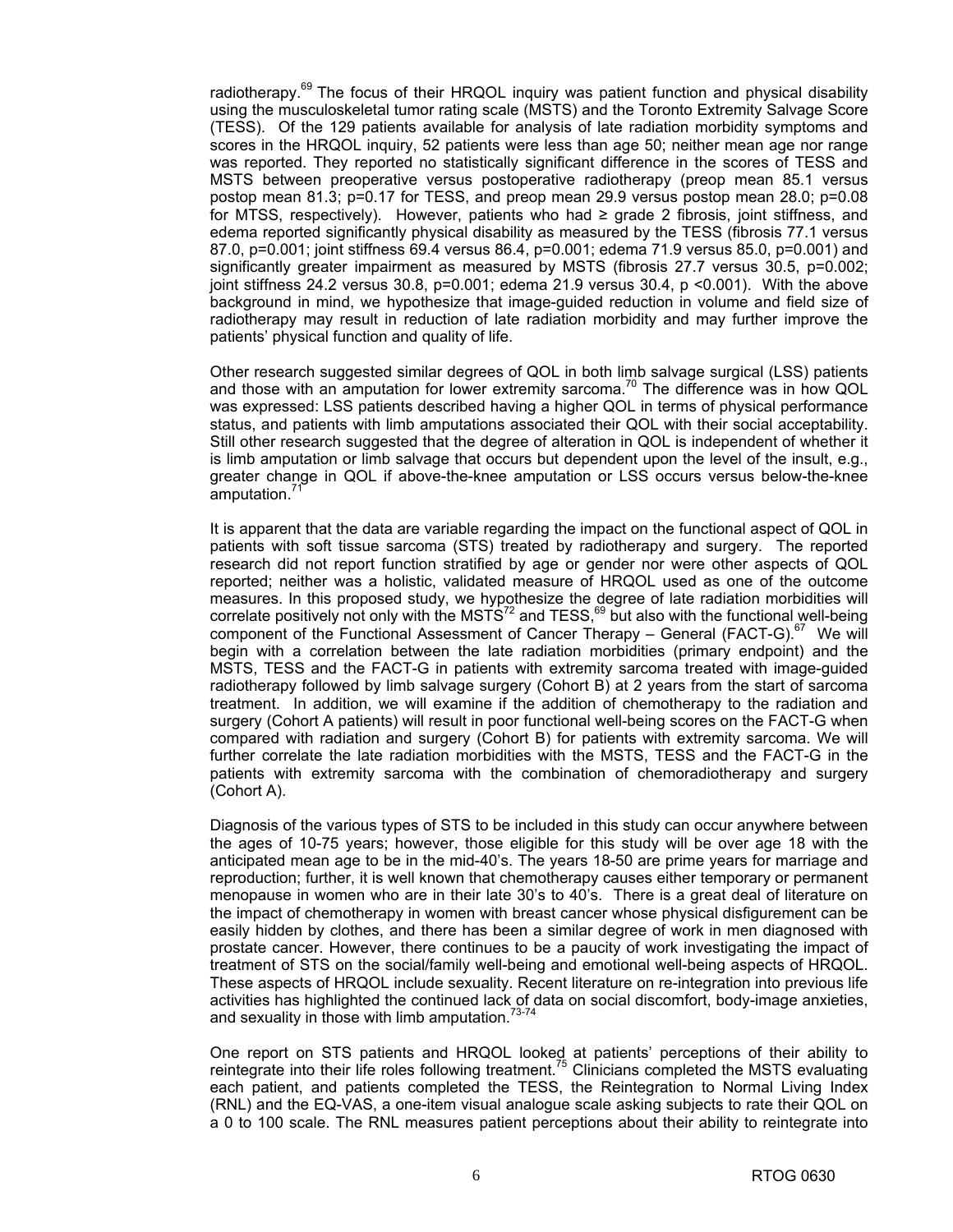radiotherapy.[69] The focus of their HRQOL inquiry was patient function and physical disability using the musculoskeletal tumor rating scale (MSTS) and the Toronto Extremity Salvage Score (TESS). Of the 129 patients available for analysis of late radiation morbidity symptoms and scores in the HRQOL inquiry, 52 patients were less than age 50; neither mean age nor range was reported. They reported no statistically significant difference in the scores of TESS and MSTS between preoperative versus postoperative radiotherapy (preop mean 85.1 versus postop mean 81.3; p=0.17 for TESS, and preop mean 29.9 versus postop mean 28.0; p=0.08 for MTSS, respectively). However, patients who had ≥ grade 2 fibrosis, joint stiffness, and edema reported significantly physical disability as measured by the TESS (fibrosis 77.1 versus 87.0, p=0.001; joint stiffness 69.4 versus 86.4, p=0.001; edema 71.9 versus 85.0, p=0.001) and significantly greater impairment as measured by MSTS (fibrosis 27.7 versus 30.5, p=0.002; joint stiffness 24.2 versus 30.8, p=0.001; edema 21.9 versus 30.4, p <0.001). With the above background in mind, we hypothesize that image-guided reduction in volume and field size of radiotherapy may result in reduction of late radiation morbidity and may further improve the patients' physical function and quality of life.

Other research suggested similar degrees of QOL in both limb salvage surgical (LSS) patients and those with an amputation for lower extremity sarcoma.[70] The difference was in how QOL was expressed: LSS patients described having a higher QOL in terms of physical performance status, and patients with limb amputations associated their QOL with their social acceptability. Still other research suggested that the degree of alteration in QOL is independent of whether it is limb amputation or limb salvage that occurs but dependent upon the level of the insult, e.g., greater change in QOL if above-the-knee amputation or LSS occurs versus below-the-knee amputation.[71]

It is apparent that the data are variable regarding the impact on the functional aspect of QOL in patients with soft tissue sarcoma (STS) treated by radiotherapy and surgery. The reported research did not report function stratified by age or gender nor were other aspects of QOL reported; neither was a holistic, validated measure of HRQOL used as one of the outcome measures. In this proposed study, we hypothesize the degree of late radiation morbidities will correlate positively not only with the MSTS[72] and TESS,[69] but also with the functional well-being component of the Functional Assessment of Cancer Therapy – General (FACT-G).[67] We will begin with a correlation between the late radiation morbidities (primary endpoint) and the MSTS, TESS and the FACT-G in patients with extremity sarcoma treated with image-guided radiotherapy followed by limb salvage surgery (Cohort B) at 2 years from the start of sarcoma treatment. In addition, we will examine if the addition of chemotherapy to the radiation and surgery (Cohort A patients) will result in poor functional well-being scores on the FACT-G when compared with radiation and surgery (Cohort B) for patients with extremity sarcoma. We will further correlate the late radiation morbidities with the MSTS, TESS and the FACT-G in the patients with extremity sarcoma with the combination of chemoradiotherapy and surgery (Cohort A).

Diagnosis of the various types of STS to be included in this study can occur anywhere between the ages of 10-75 years; however, those eligible for this study will be over age 18 with the anticipated mean age to be in the mid-40's. The years 18-50 are prime years for marriage and reproduction; further, it is well known that chemotherapy causes either temporary or permanent menopause in women who are in their late 30's to 40's. There is a great deal of literature on the impact of chemotherapy in women with breast cancer whose physical disfigurement can be easily hidden by clothes, and there has been a similar degree of work in men diagnosed with prostate cancer. However, there continues to be a paucity of work investigating the impact of treatment of STS on the social/family well-being and emotional well-being aspects of HRQOL. These aspects of HRQOL include sexuality. Recent literature on re-integration into previous life activities has highlighted the continued lack of data on social discomfort, body-image anxieties, and sexuality in those with limb amputation.[73-74]

One report on STS patients and HRQOL looked at patients' perceptions of their ability to reintegrate into their life roles following treatment.[75] Clinicians completed the MSTS evaluating each patient, and patients completed the TESS, the Reintegration to Normal Living Index (RNL) and the EQ-VAS, a one-item visual analogue scale asking subjects to rate their QOL on a 0 to 100 scale. The RNL measures patient perceptions about their ability to reintegrate into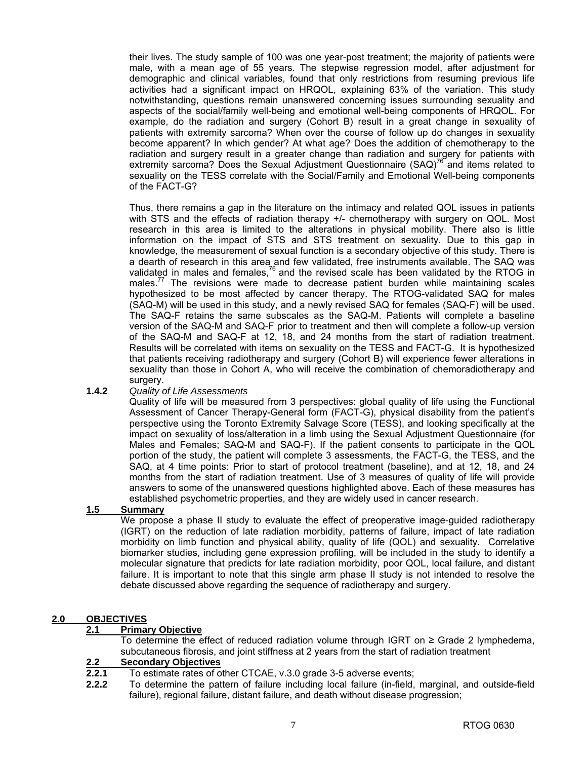their lives. The study sample of 100 was one year-post treatment; the majority of patients were male, with a mean age of 55 years. The stepwise regression model, after adjustment for demographic and clinical variables, found that only restrictions from resuming previous life activities had a significant impact on HRQOL, explaining 63% of the variation. This study notwithstanding, questions remain unanswered concerning issues surrounding sexuality and aspects of the social/family well-being and emotional well-being components of HRQOL. For example, do the radiation and surgery (Cohort B) result in a great change in sexuality of patients with extremity sarcoma? When over the course of follow up do changes in sexuality become apparent? In which gender? At what age? Does the addition of chemotherapy to the radiation and surgery result in a greater change than radiation and surgery for patients with extremity sarcoma? Does the Sexual Adjustment Questionnaire (SAQ)[76] and items related to sexuality on the TESS correlate with the Social/Family and Emotional Well-being components of the FACT-G?

Thus, there remains a gap in the literature on the intimacy and related QOL issues in patients with STS and the effects of radiation therapy +/- chemotherapy with surgery on QOL. Most research in this area is limited to the alterations in physical mobility. There also is little information on the impact of STS and STS treatment on sexuality. Due to this gap in knowledge, the measurement of sexual function is a secondary objective of this study. There is a dearth of research in this area and few validated, free instruments available. The SAQ was validated in males and females,[76] and the revised scale has been validated by the RTOG in males.[77] The revisions were made to decrease patient burden while maintaining scales hypothesized to be most affected by cancer therapy. The RTOG-validated SAQ for males (SAQ-M) will be used in this study, and a newly revised SAQ for females (SAQ-F) will be used. The SAQ-F retains the same subscales as the SAQ-M. Patients will complete a baseline version of the SAQ-M and SAQ-F prior to treatment and then will complete a follow-up version of the SAQ-M and SAQ-F at 12, 18, and 24 months from the start of radiation treatment. Results will be correlated with items on sexuality on the TESS and FACT-G. It is hypothesized that patients receiving radiotherapy and surgery (Cohort B) will experience fewer alterations in sexuality than those in Cohort A, who will receive the combination of chemoradiotherapy and surgery.

**1.4.2** *Quality of Life Assessments*

Quality of life will be measured from 3 perspectives: global quality of life using the Functional Assessment of Cancer Therapy-General form (FACT-G), physical disability from the patient's perspective using the Toronto Extremity Salvage Score (TESS), and looking specifically at the impact on sexuality of loss/alteration in a limb using the Sexual Adjustment Questionnaire (for Males and Females; SAQ-M and SAQ-F). If the patient consents to participate in the QOL portion of the study, the patient will complete 3 assessments, the FACT-G, the TESS, and the SAQ, at 4 time points: Prior to start of protocol treatment (baseline), and at 12, 18, and 24 months from the start of radiation treatment. Use of 3 measures of quality of life will provide answers to some of the unanswered questions highlighted above. Each of these measures has established psychometric properties, and they are widely used in cancer research.

### 1.5 Summary

We propose a phase II study to evaluate the effect of preoperative image-guided radiotherapy (IGRT) on the reduction of late radiation morbidity, patterns of failure, impact of late radiation morbidity on limb function and physical ability, quality of life (QOL) and sexuality. Correlative biomarker studies, including gene expression profiling, will be included in the study to identify a molecular signature that predicts for late radiation morbidity, poor QOL, local failure, and distant failure. It is important to note that this single arm phase II study is not intended to resolve the debate discussed above regarding the sequence of radiotherapy and surgery.

## 2.0 OBJECTIVES

### 2.1 Primary Objective

To determine the effect of reduced radiation volume through IGRT on ≥ Grade 2 lymphedema, subcutaneous fibrosis, and joint stiffness at 2 years from the start of radiation treatment

### 2.2 Secondary Objectives

**2.2.1** To estimate rates of other CTCAE, v.3.0 grade 3-5 adverse events;

**2.2.2** To determine the pattern of failure including local failure (in-field, marginal, and outside-field failure), regional failure, distant failure, and death without disease progression;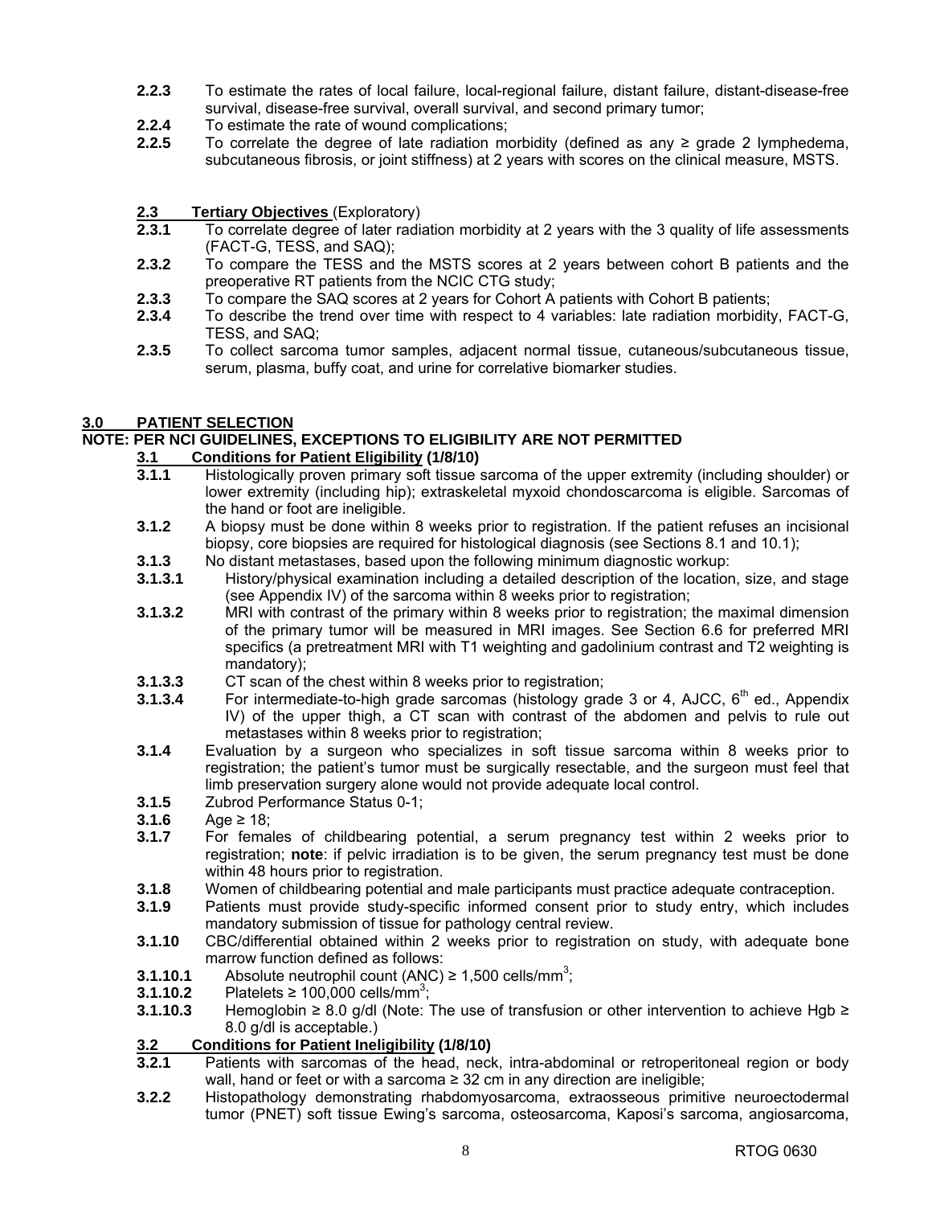**2.2.3** To estimate the rates of local failure, local-regional failure, distant failure, distant-disease-free survival, disease-free survival, overall survival, and second primary tumor;

**2.2.4** To estimate the rate of wound complications;

**2.2.5** To correlate the degree of late radiation morbidity (defined as any ≥ grade 2 lymphedema, subcutaneous fibrosis, or joint stiffness) at 2 years with scores on the clinical measure, MSTS.

### 2.3 Tertiary Objectives (Exploratory)

**2.3.1** To correlate degree of later radiation morbidity at 2 years with the 3 quality of life assessments (FACT-G, TESS, and SAQ);

**2.3.2** To compare the TESS and the MSTS scores at 2 years between cohort B patients and the preoperative RT patients from the NCIC CTG study;

**2.3.3** To compare the SAQ scores at 2 years for Cohort A patients with Cohort B patients;

**2.3.4** To describe the trend over time with respect to 4 variables: late radiation morbidity, FACT-G, TESS, and SAQ;

**2.3.5** To collect sarcoma tumor samples, adjacent normal tissue, cutaneous/subcutaneous tissue, serum, plasma, buffy coat, and urine for correlative biomarker studies.

## 3.0 PATIENT SELECTION

**NOTE: PER NCI GUIDELINES, EXCEPTIONS TO ELIGIBILITY ARE NOT PERMITTED**

### 3.1 Conditions for Patient Eligibility (1/8/10)

**3.1.1** Histologically proven primary soft tissue sarcoma of the upper extremity (including shoulder) or lower extremity (including hip); extraskeletal myxoid chondoscarcoma is eligible. Sarcomas of the hand or foot are ineligible.

**3.1.2** A biopsy must be done within 8 weeks prior to registration. If the patient refuses an incisional biopsy, core biopsies are required for histological diagnosis (see Sections 8.1 and 10.1);

**3.1.3** No distant metastases, based upon the following minimum diagnostic workup:

**3.1.3.1** History/physical examination including a detailed description of the location, size, and stage (see Appendix IV) of the sarcoma within 8 weeks prior to registration;

**3.1.3.2** MRI with contrast of the primary within 8 weeks prior to registration; the maximal dimension of the primary tumor will be measured in MRI images. See Section 6.6 for preferred MRI specifics (a pretreatment MRI with T1 weighting and gadolinium contrast and T2 weighting is mandatory);

**3.1.3.3** CT scan of the chest within 8 weeks prior to registration;

**3.1.3.4** For intermediate-to-high grade sarcomas (histology grade 3 or 4, AJCC, 6$^{th}$ ed., Appendix IV) of the upper thigh, a CT scan with contrast of the abdomen and pelvis to rule out metastases within 8 weeks prior to registration;

**3.1.4** Evaluation by a surgeon who specializes in soft tissue sarcoma within 8 weeks prior to registration; the patient's tumor must be surgically resectable, and the surgeon must feel that limb preservation surgery alone would not provide adequate local control.

**3.1.5** Zubrod Performance Status 0-1;

**3.1.6** Age ≥ 18;

**3.1.7** For females of childbearing potential, a serum pregnancy test within 2 weeks prior to registration; **note**: if pelvic irradiation is to be given, the serum pregnancy test must be done within 48 hours prior to registration.

**3.1.8** Women of childbearing potential and male participants must practice adequate contraception.

**3.1.9** Patients must provide study-specific informed consent prior to study entry, which includes mandatory submission of tissue for pathology central review.

**3.1.10** CBC/differential obtained within 2 weeks prior to registration on study, with adequate bone marrow function defined as follows:

**3.1.10.1** Absolute neutrophil count (ANC) ≥ 1,500 cells/mm$^3$;

**3.1.10.2** Platelets ≥ 100,000 cells/mm$^3$;

**3.1.10.3** Hemoglobin ≥ 8.0 g/dl (Note: The use of transfusion or other intervention to achieve Hgb ≥ 8.0 g/dl is acceptable.)

### 3.2 Conditions for Patient Ineligibility (1/8/10)

**3.2.1** Patients with sarcomas of the head, neck, intra-abdominal or retroperitoneal region or body wall, hand or feet or with a sarcoma ≥ 32 cm in any direction are ineligible;

**3.2.2** Histopathology demonstrating rhabdomyosarcoma, extraosseous primitive neuroectodermal tumor (PNET) soft tissue Ewing's sarcoma, osteosarcoma, Kaposi's sarcoma, angiosarcoma,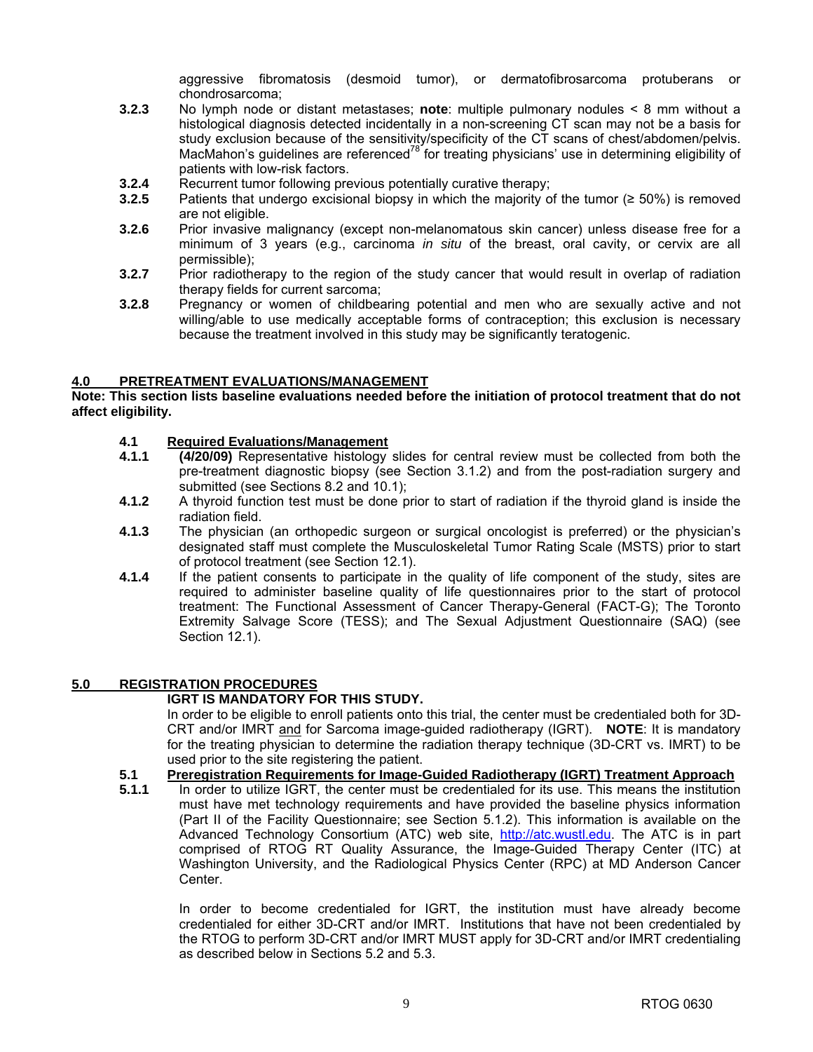aggressive fibromatosis (desmoid tumor), or dermatofibrosarcoma protuberans or chondrosarcoma;

**3.2.3** No lymph node or distant metastases; **note**: multiple pulmonary nodules < 8 mm without a histological diagnosis detected incidentally in a non-screening CT scan may not be a basis for study exclusion because of the sensitivity/specificity of the CT scans of chest/abdomen/pelvis. MacMahon's guidelines are referenced[78] for treating physicians' use in determining eligibility of patients with low-risk factors.

**3.2.4** Recurrent tumor following previous potentially curative therapy;

**3.2.5** Patients that undergo excisional biopsy in which the majority of the tumor (≥ 50%) is removed are not eligible.

**3.2.6** Prior invasive malignancy (except non-melanomatous skin cancer) unless disease free for a minimum of 3 years (e.g., carcinoma *in situ* of the breast, oral cavity, or cervix are all permissible);

**3.2.7** Prior radiotherapy to the region of the study cancer that would result in overlap of radiation therapy fields for current sarcoma;

**3.2.8** Pregnancy or women of childbearing potential and men who are sexually active and not willing/able to use medically acceptable forms of contraception; this exclusion is necessary because the treatment involved in this study may be significantly teratogenic.

## 4.0 PRETREATMENT EVALUATIONS/MANAGEMENT

**Note: This section lists baseline evaluations needed before the initiation of protocol treatment that do not affect eligibility.**

### 4.1 Required Evaluations/Management

**4.1.1** **(4/20/09)** Representative histology slides for central review must be collected from both the pre-treatment diagnostic biopsy (see Section 3.1.2) and from the post-radiation surgery and submitted (see Sections 8.2 and 10.1);

**4.1.2** A thyroid function test must be done prior to start of radiation if the thyroid gland is inside the radiation field.

**4.1.3** The physician (an orthopedic surgeon or surgical oncologist is preferred) or the physician's designated staff must complete the Musculoskeletal Tumor Rating Scale (MSTS) prior to start of protocol treatment (see Section 12.1).

**4.1.4** If the patient consents to participate in the quality of life component of the study, sites are required to administer baseline quality of life questionnaires prior to the start of protocol treatment: The Functional Assessment of Cancer Therapy-General (FACT-G); The Toronto Extremity Salvage Score (TESS); and The Sexual Adjustment Questionnaire (SAQ) (see Section 12.1).

## 5.0 REGISTRATION PROCEDURES

**IGRT IS MANDATORY FOR THIS STUDY.**

In order to be eligible to enroll patients onto this trial, the center must be credentialed both for 3D-CRT and/or IMRT and for Sarcoma image-guided radiotherapy (IGRT). **NOTE**: It is mandatory for the treating physician to determine the radiation therapy technique (3D-CRT vs. IMRT) to be used prior to the site registering the patient.

### 5.1 Preregistration Requirements for Image-Guided Radiotherapy (IGRT) Treatment Approach

**5.1.1** In order to utilize IGRT, the center must be credentialed for its use. This means the institution must have met technology requirements and have provided the baseline physics information (Part II of the Facility Questionnaire; see Section 5.1.2). This information is available on the Advanced Technology Consortium (ATC) web site, http://atc.wustl.edu. The ATC is in part comprised of RTOG RT Quality Assurance, the Image-Guided Therapy Center (ITC) at Washington University, and the Radiological Physics Center (RPC) at MD Anderson Cancer Center.

In order to become credentialed for IGRT, the institution must have already become credentialed for either 3D-CRT and/or IMRT. Institutions that have not been credentialed by the RTOG to perform 3D-CRT and/or IMRT MUST apply for 3D-CRT and/or IMRT credentialing as described below in Sections 5.2 and 5.3.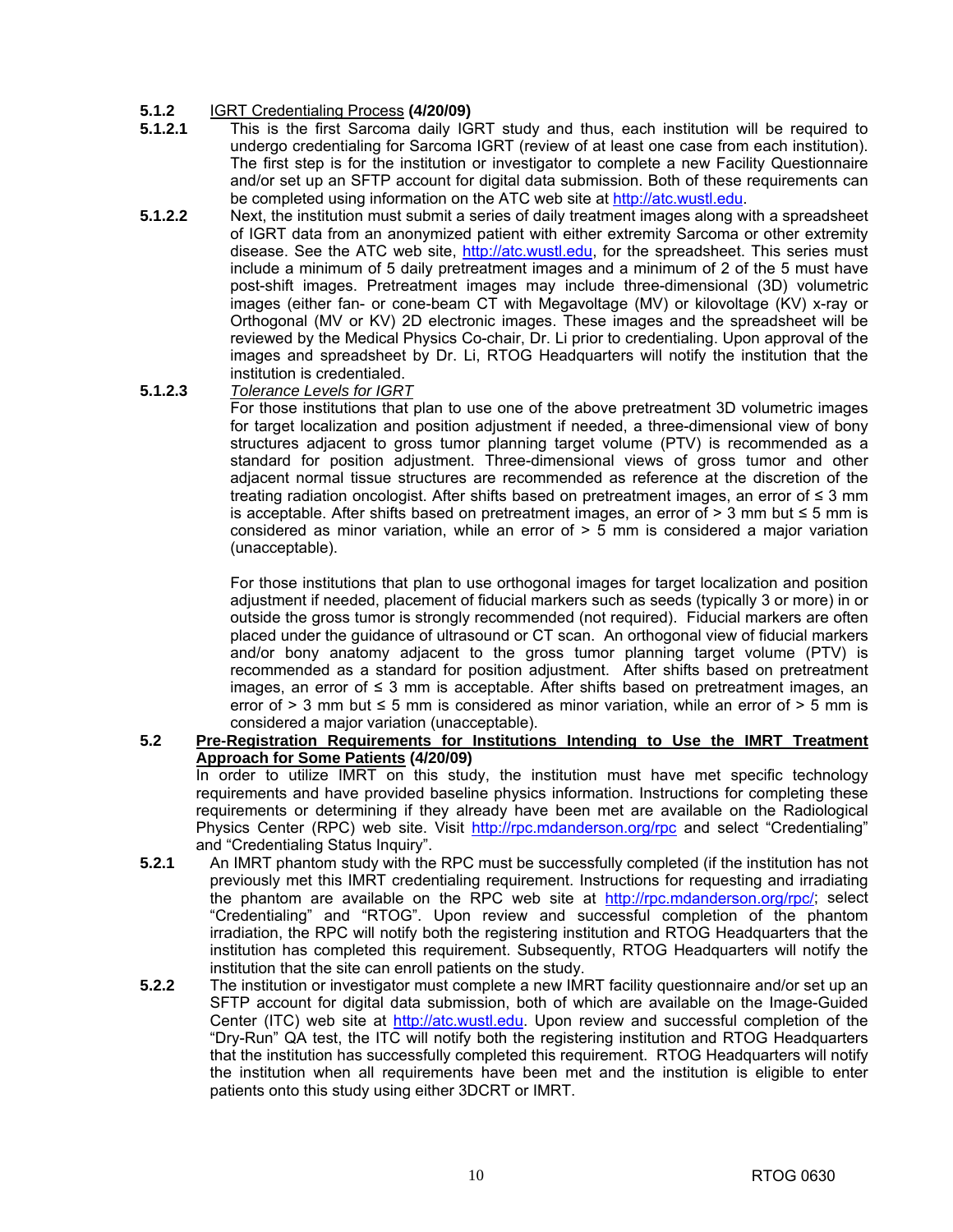**5.1.2** <u>IGRT Credentialing Process</u> **(4/20/09)**

**5.1.2.1** This is the first Sarcoma daily IGRT study and thus, each institution will be required to undergo credentialing for Sarcoma IGRT (review of at least one case from each institution). The first step is for the institution or investigator to complete a new Facility Questionnaire and/or set up an SFTP account for digital data submission. Both of these requirements can be completed using information on the ATC web site at http://atc.wustl.edu.

**5.1.2.2** Next, the institution must submit a series of daily treatment images along with a spreadsheet of IGRT data from an anonymized patient with either extremity Sarcoma or other extremity disease. See the ATC web site, http://atc.wustl.edu, for the spreadsheet. This series must include a minimum of 5 daily pretreatment images and a minimum of 2 of the 5 must have post-shift images. Pretreatment images may include three-dimensional (3D) volumetric images (either fan- or cone-beam CT with Megavoltage (MV) or kilovoltage (KV) x-ray or Orthogonal (MV or KV) 2D electronic images. These images and the spreadsheet will be reviewed by the Medical Physics Co-chair, Dr. Li prior to credentialing. Upon approval of the images and spreadsheet by Dr. Li, RTOG Headquarters will notify the institution that the institution is credentialed.

**5.1.2.3** *<u>Tolerance Levels for IGRT</u>*

For those institutions that plan to use one of the above pretreatment 3D volumetric images for target localization and position adjustment if needed, a three-dimensional view of bony structures adjacent to gross tumor planning target volume (PTV) is recommended as a standard for position adjustment. Three-dimensional views of gross tumor and other adjacent normal tissue structures are recommended as reference at the discretion of the treating radiation oncologist. After shifts based on pretreatment images, an error of ≤ 3 mm is acceptable. After shifts based on pretreatment images, an error of > 3 mm but ≤ 5 mm is considered as minor variation, while an error of > 5 mm is considered a major variation (unacceptable).

For those institutions that plan to use orthogonal images for target localization and position adjustment if needed, placement of fiducial markers such as seeds (typically 3 or more) in or outside the gross tumor is strongly recommended (not required). Fiducial markers are often placed under the guidance of ultrasound or CT scan. An orthogonal view of fiducial markers and/or bony anatomy adjacent to the gross tumor planning target volume (PTV) is recommended as a standard for position adjustment. After shifts based on pretreatment images, an error of ≤ 3 mm is acceptable. After shifts based on pretreatment images, an error of > 3 mm but ≤ 5 mm is considered as minor variation, while an error of > 5 mm is considered a major variation (unacceptable).

**5.2** **<u>Pre-Registration Requirements for Institutions Intending to Use the IMRT Treatment Approach for Some Patients</u> (4/20/09)**

In order to utilize IMRT on this study, the institution must have met specific technology requirements and have provided baseline physics information. Instructions for completing these requirements or determining if they already have been met are available on the Radiological Physics Center (RPC) web site. Visit http://rpc.mdanderson.org/rpc and select "Credentialing" and "Credentialing Status Inquiry".

**5.2.1** An IMRT phantom study with the RPC must be successfully completed (if the institution has not previously met this IMRT credentialing requirement. Instructions for requesting and irradiating the phantom are available on the RPC web site at http://rpc.mdanderson.org/rpc/; select "Credentialing" and "RTOG". Upon review and successful completion of the phantom irradiation, the RPC will notify both the registering institution and RTOG Headquarters that the institution has completed this requirement. Subsequently, RTOG Headquarters will notify the institution that the site can enroll patients on the study.

**5.2.2** The institution or investigator must complete a new IMRT facility questionnaire and/or set up an SFTP account for digital data submission, both of which are available on the Image-Guided Center (ITC) web site at http://atc.wustl.edu. Upon review and successful completion of the "Dry-Run" QA test, the ITC will notify both the registering institution and RTOG Headquarters that the institution has successfully completed this requirement. RTOG Headquarters will notify the institution when all requirements have been met and the institution is eligible to enter patients onto this study using either 3DCRT or IMRT.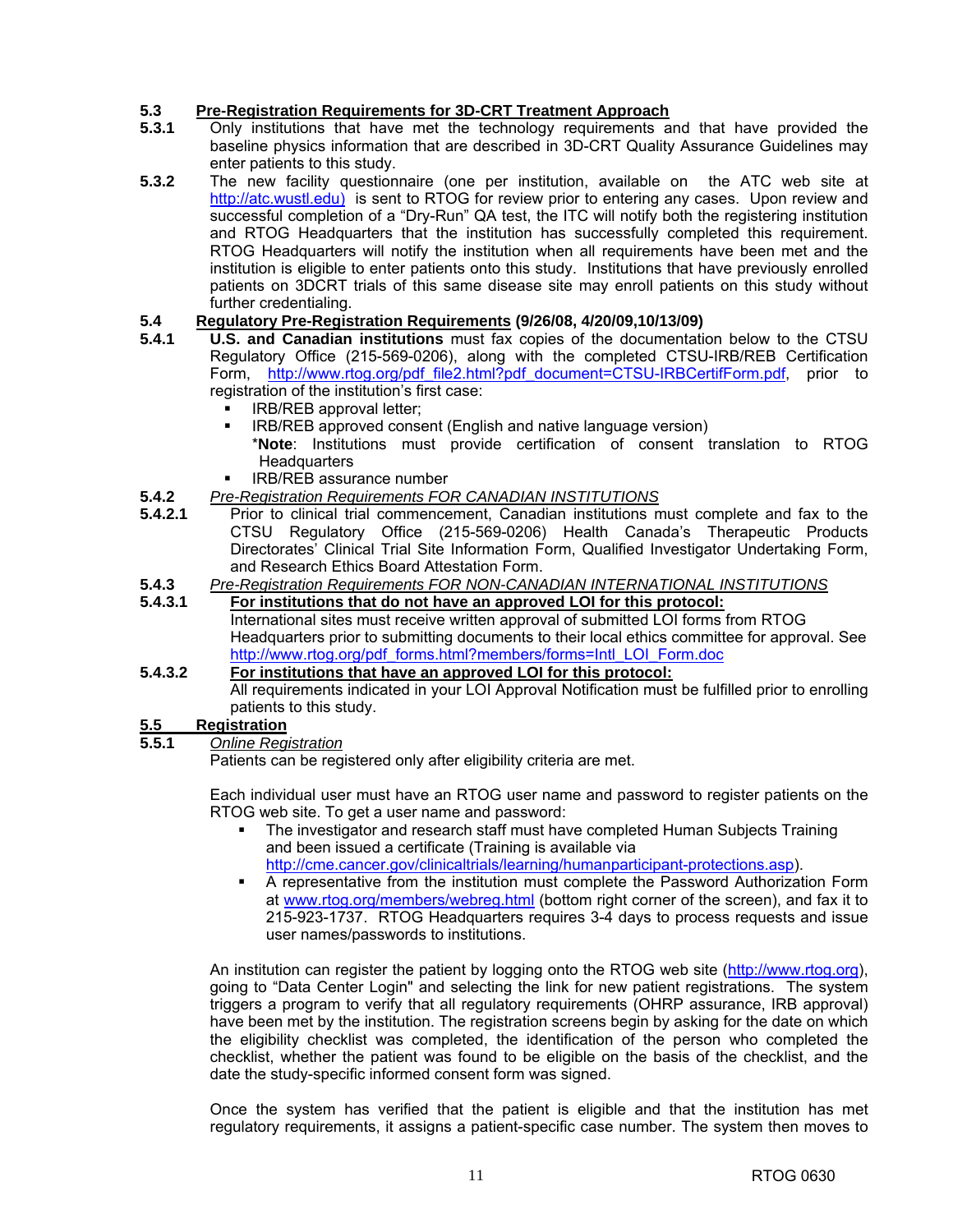**5.3 Pre-Registration Requirements for 3D-CRT Treatment Approach**

**5.3.1** Only institutions that have met the technology requirements and that have provided the baseline physics information that are described in 3D-CRT Quality Assurance Guidelines may enter patients to this study.

**5.3.2** The new facility questionnaire (one per institution, available on the ATC web site at http://atc.wustl.edu) is sent to RTOG for review prior to entering any cases. Upon review and successful completion of a "Dry-Run" QA test, the ITC will notify both the registering institution and RTOG Headquarters that the institution has successfully completed this requirement. RTOG Headquarters will notify the institution when all requirements have been met and the institution is eligible to enter patients onto this study. Institutions that have previously enrolled patients on 3DCRT trials of this same disease site may enroll patients on this study without further credentialing.

**5.4 Regulatory Pre-Registration Requirements (9/26/08, 4/20/09,10/13/09)**

**5.4.1** **U.S. and Canadian institutions** must fax copies of the documentation below to the CTSU Regulatory Office (215-569-0206), along with the completed CTSU-IRB/REB Certification Form, http://www.rtog.org/pdf_file2.html?pdf_document=CTSU-IRBCertifForm.pdf, prior to registration of the institution's first case:

- IRB/REB approval letter;
- IRB/REB approved consent (English and native language version)
  *Note: Institutions must provide certification of consent translation to RTOG Headquarters
- IRB/REB assurance number

**5.4.2** *Pre-Registration Requirements FOR CANADIAN INSTITUTIONS*

**5.4.2.1** Prior to clinical trial commencement, Canadian institutions must complete and fax to the CTSU Regulatory Office (215-569-0206) Health Canada's Therapeutic Products Directorates' Clinical Trial Site Information Form, Qualified Investigator Undertaking Form, and Research Ethics Board Attestation Form.

**5.4.3** *Pre-Registration Requirements FOR NON-CANADIAN INTERNATIONAL INSTITUTIONS*

**5.4.3.1** **For institutions that do not have an approved LOI for this protocol:**
International sites must receive written approval of submitted LOI forms from RTOG Headquarters prior to submitting documents to their local ethics committee for approval. See http://www.rtog.org/pdf_forms.html?members/forms=Intl_LOI_Form.doc

**5.4.3.2** **For institutions that have an approved LOI for this protocol:**
All requirements indicated in your LOI Approval Notification must be fulfilled prior to enrolling patients to this study.

**5.5 Registration**

**5.5.1** *Online Registration*

Patients can be registered only after eligibility criteria are met.

Each individual user must have an RTOG user name and password to register patients on the RTOG web site. To get a user name and password:

- The investigator and research staff must have completed Human Subjects Training and been issued a certificate (Training is available via http://cme.cancer.gov/clinicaltrials/learning/humanparticipant-protections.asp).
- A representative from the institution must complete the Password Authorization Form at www.rtog.org/members/webreg.html (bottom right corner of the screen), and fax it to 215-923-1737. RTOG Headquarters requires 3-4 days to process requests and issue user names/passwords to institutions.

An institution can register the patient by logging onto the RTOG web site (http://www.rtog.org), going to "Data Center Login" and selecting the link for new patient registrations. The system triggers a program to verify that all regulatory requirements (OHRP assurance, IRB approval) have been met by the institution. The registration screens begin by asking for the date on which the eligibility checklist was completed, the identification of the person who completed the checklist, whether the patient was found to be eligible on the basis of the checklist, and the date the study-specific informed consent form was signed.

Once the system has verified that the patient is eligible and that the institution has met regulatory requirements, it assigns a patient-specific case number. The system then moves to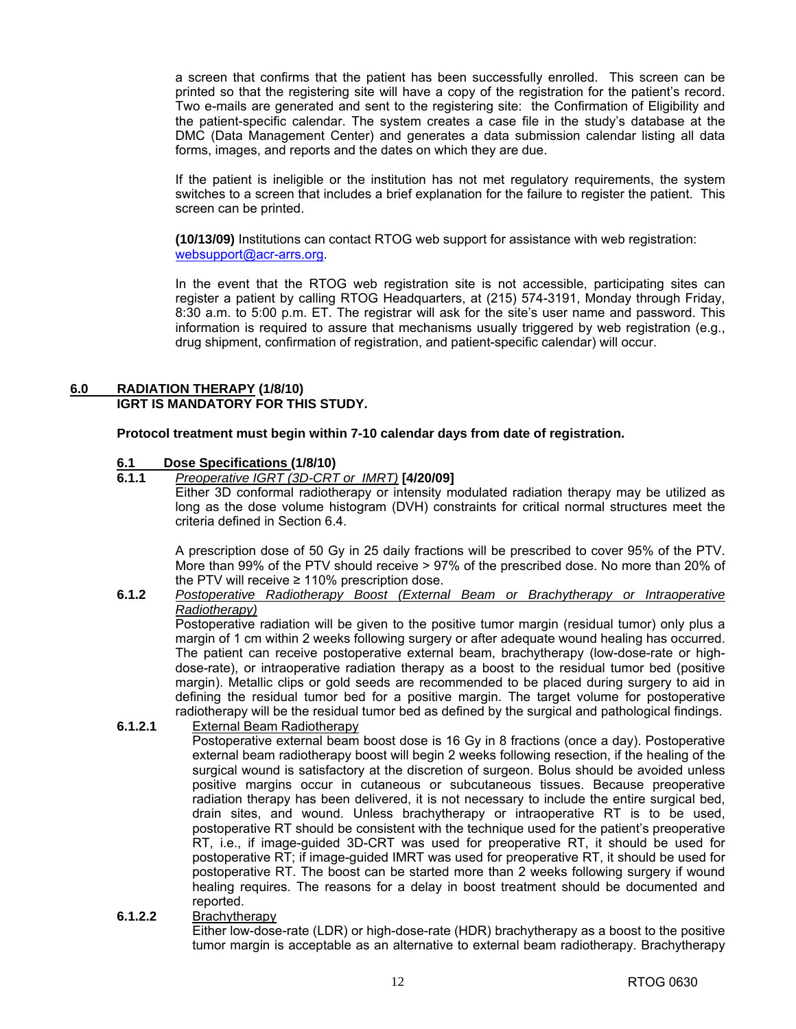a screen that confirms that the patient has been successfully enrolled. This screen can be printed so that the registering site will have a copy of the registration for the patient's record. Two e-mails are generated and sent to the registering site: the Confirmation of Eligibility and the patient-specific calendar. The system creates a case file in the study's database at the DMC (Data Management Center) and generates a data submission calendar listing all data forms, images, and reports and the dates on which they are due.

If the patient is ineligible or the institution has not met regulatory requirements, the system switches to a screen that includes a brief explanation for the failure to register the patient. This screen can be printed.

**(10/13/09)** Institutions can contact RTOG web support for assistance with web registration: websupport@acr-arrs.org.

In the event that the RTOG web registration site is not accessible, participating sites can register a patient by calling RTOG Headquarters, at (215) 574-3191, Monday through Friday, 8:30 a.m. to 5:00 p.m. ET. The registrar will ask for the site's user name and password. This information is required to assure that mechanisms usually triggered by web registration (e.g., drug shipment, confirmation of registration, and patient-specific calendar) will occur.

## 6.0 RADIATION THERAPY (1/8/10)

**IGRT IS MANDATORY FOR THIS STUDY.**

**Protocol treatment must begin within 7-10 calendar days from date of registration.**

### 6.1 Dose Specifications (1/8/10)

**6.1.1** *Preoperative IGRT (3D-CRT or IMRT)* **[4/20/09]**

Either 3D conformal radiotherapy or intensity modulated radiation therapy may be utilized as long as the dose volume histogram (DVH) constraints for critical normal structures meet the criteria defined in Section 6.4.

A prescription dose of 50 Gy in 25 daily fractions will be prescribed to cover 95% of the PTV. More than 99% of the PTV should receive > 97% of the prescribed dose. No more than 20% of the PTV will receive ≥ 110% prescription dose.

**6.1.2** *Postoperative Radiotherapy Boost (External Beam or Brachytherapy or Intraoperative Radiotherapy)*

Postoperative radiation will be given to the positive tumor margin (residual tumor) only plus a margin of 1 cm within 2 weeks following surgery or after adequate wound healing has occurred. The patient can receive postoperative external beam, brachytherapy (low-dose-rate or high-dose-rate), or intraoperative radiation therapy as a boost to the residual tumor bed (positive margin). Metallic clips or gold seeds are recommended to be placed during surgery to aid in defining the residual tumor bed for a positive margin. The target volume for postoperative radiotherapy will be the residual tumor bed as defined by the surgical and pathological findings.

**6.1.2.1** External Beam Radiotherapy

Postoperative external beam boost dose is 16 Gy in 8 fractions (once a day). Postoperative external beam radiotherapy boost will begin 2 weeks following resection, if the healing of the surgical wound is satisfactory at the discretion of surgeon. Bolus should be avoided unless positive margins occur in cutaneous or subcutaneous tissues. Because preoperative radiation therapy has been delivered, it is not necessary to include the entire surgical bed, drain sites, and wound. Unless brachytherapy or intraoperative RT is to be used, postoperative RT should be consistent with the technique used for the patient's preoperative RT, i.e., if image-guided 3D-CRT was used for preoperative RT, it should be used for postoperative RT; if image-guided IMRT was used for preoperative RT, it should be used for postoperative RT. The boost can be started more than 2 weeks following surgery if wound healing requires. The reasons for a delay in boost treatment should be documented and reported.

**6.1.2.2** Brachytherapy

Either low-dose-rate (LDR) or high-dose-rate (HDR) brachytherapy as a boost to the positive tumor margin is acceptable as an alternative to external beam radiotherapy. Brachytherapy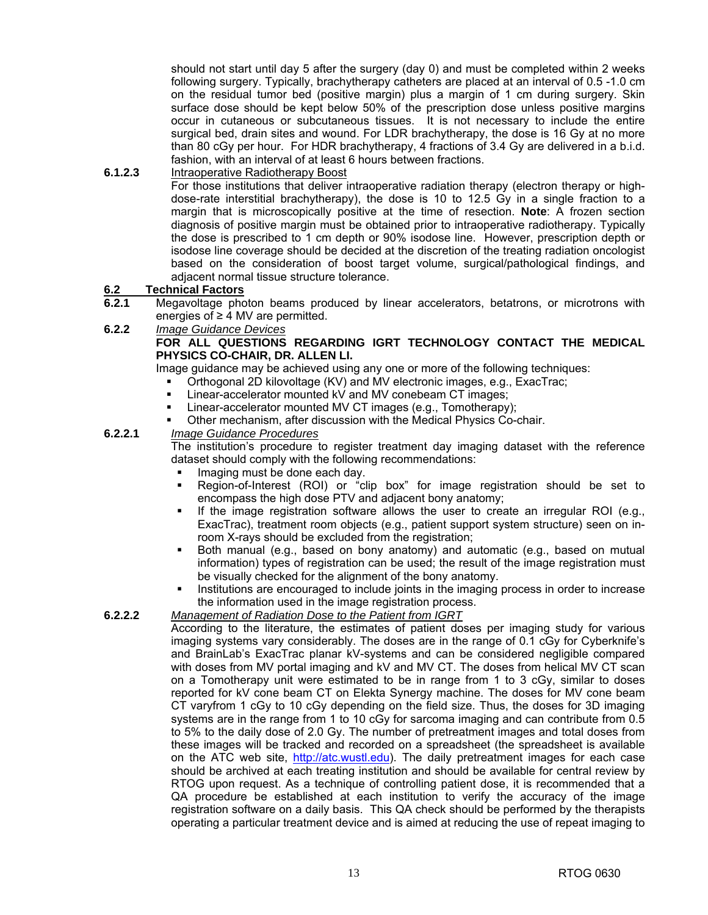should not start until day 5 after the surgery (day 0) and must be completed within 2 weeks following surgery. Typically, brachytherapy catheters are placed at an interval of 0.5 -1.0 cm on the residual tumor bed (positive margin) plus a margin of 1 cm during surgery. Skin surface dose should be kept below 50% of the prescription dose unless positive margins occur in cutaneous or subcutaneous tissues. It is not necessary to include the entire surgical bed, drain sites and wound. For LDR brachytherapy, the dose is 16 Gy at no more than 80 cGy per hour. For HDR brachytherapy, 4 fractions of 3.4 Gy are delivered in a b.i.d. fashion, with an interval of at least 6 hours between fractions.

**6.1.2.3** Intraoperative Radiotherapy Boost

For those institutions that deliver intraoperative radiation therapy (electron therapy or high-dose-rate interstitial brachytherapy), the dose is 10 to 12.5 Gy in a single fraction to a margin that is microscopically positive at the time of resection. **Note**: A frozen section diagnosis of positive margin must be obtained prior to intraoperative radiotherapy. Typically the dose is prescribed to 1 cm depth or 90% isodose line. However, prescription depth or isodose line coverage should be decided at the discretion of the treating radiation oncologist based on the consideration of boost target volume, surgical/pathological findings, and adjacent normal tissue structure tolerance.

## 6.2 Technical Factors

**6.2.1** Megavoltage photon beams produced by linear accelerators, betatrons, or microtrons with energies of ≥ 4 MV are permitted.

**6.2.2** *Image Guidance Devices*

**FOR ALL QUESTIONS REGARDING IGRT TECHNOLOGY CONTACT THE MEDICAL PHYSICS CO-CHAIR, DR. ALLEN LI.**

Image guidance may be achieved using any one or more of the following techniques:

- Orthogonal 2D kilovoltage (KV) and MV electronic images, e.g., ExacTrac;
- Linear-accelerator mounted kV and MV conebeam CT images;
- Linear-accelerator mounted MV CT images (e.g., Tomotherapy);
- Other mechanism, after discussion with the Medical Physics Co-chair.

**6.2.2.1** *Image Guidance Procedures*

The institution's procedure to register treatment day imaging dataset with the reference dataset should comply with the following recommendations:

- Imaging must be done each day.
- Region-of-Interest (ROI) or "clip box" for image registration should be set to encompass the high dose PTV and adjacent bony anatomy;
- If the image registration software allows the user to create an irregular ROI (e.g., ExacTrac), treatment room objects (e.g., patient support system structure) seen on in-room X-rays should be excluded from the registration;
- Both manual (e.g., based on bony anatomy) and automatic (e.g., based on mutual information) types of registration can be used; the result of the image registration must be visually checked for the alignment of the bony anatomy.
- Institutions are encouraged to include joints in the imaging process in order to increase the information used in the image registration process.

**6.2.2.2** *Management of Radiation Dose to the Patient from IGRT*

According to the literature, the estimates of patient doses per imaging study for various imaging systems vary considerably. The doses are in the range of 0.1 cGy for Cyberknife's and BrainLab's ExacTrac planar kV-systems and can be considered negligible compared with doses from MV portal imaging and kV and MV CT. The doses from helical MV CT scan on a Tomotherapy unit were estimated to be in range from 1 to 3 cGy, similar to doses reported for kV cone beam CT on Elekta Synergy machine. The doses for MV cone beam CT varyfrom 1 cGy to 10 cGy depending on the field size. Thus, the doses for 3D imaging systems are in the range from 1 to 10 cGy for sarcoma imaging and can contribute from 0.5 to 5% to the daily dose of 2.0 Gy. The number of pretreatment images and total doses from these images will be tracked and recorded on a spreadsheet (the spreadsheet is available on the ATC web site, http://atc.wustl.edu). The daily pretreatment images for each case should be archived at each treating institution and should be available for central review by RTOG upon request. As a technique of controlling patient dose, it is recommended that a QA procedure be established at each institution to verify the accuracy of the image registration software on a daily basis. This QA check should be performed by the therapists operating a particular treatment device and is aimed at reducing the use of repeat imaging to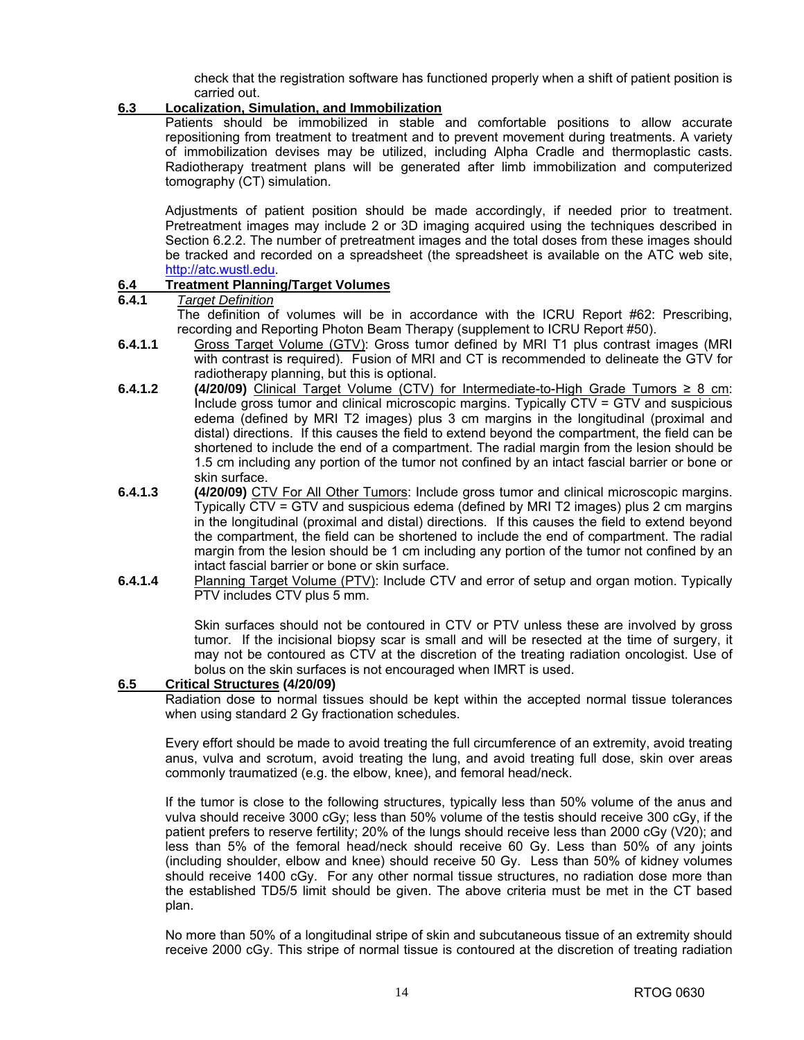check that the registration software has functioned properly when a shift of patient position is carried out.

## 6.3 Localization, Simulation, and Immobilization

Patients should be immobilized in stable and comfortable positions to allow accurate repositioning from treatment to treatment and to prevent movement during treatments. A variety of immobilization devises may be utilized, including Alpha Cradle and thermoplastic casts. Radiotherapy treatment plans will be generated after limb immobilization and computerized tomography (CT) simulation.

Adjustments of patient position should be made accordingly, if needed prior to treatment. Pretreatment images may include 2 or 3D imaging acquired using the techniques described in Section 6.2.2. The number of pretreatment images and the total doses from these images should be tracked and recorded on a spreadsheet (the spreadsheet is available on the ATC web site, http://atc.wustl.edu.

## 6.4 Treatment Planning/Target Volumes

### 6.4.1 *Target Definition*

The definition of volumes will be in accordance with the ICRU Report #62: Prescribing, recording and Reporting Photon Beam Therapy (supplement to ICRU Report #50).

**6.4.1.1** Gross Target Volume (GTV): Gross tumor defined by MRI T1 plus contrast images (MRI with contrast is required). Fusion of MRI and CT is recommended to delineate the GTV for radiotherapy planning, but this is optional.

**6.4.1.2** **(4/20/09)** Clinical Target Volume (CTV) for Intermediate-to-High Grade Tumors ≥ 8 cm: Include gross tumor and clinical microscopic margins. Typically CTV = GTV and suspicious edema (defined by MRI T2 images) plus 3 cm margins in the longitudinal (proximal and distal) directions. If this causes the field to extend beyond the compartment, the field can be shortened to include the end of a compartment. The radial margin from the lesion should be 1.5 cm including any portion of the tumor not confined by an intact fascial barrier or bone or skin surface.

**6.4.1.3** **(4/20/09)** CTV For All Other Tumors: Include gross tumor and clinical microscopic margins. Typically CTV = GTV and suspicious edema (defined by MRI T2 images) plus 2 cm margins in the longitudinal (proximal and distal) directions. If this causes the field to extend beyond the compartment, the field can be shortened to include the end of compartment. The radial margin from the lesion should be 1 cm including any portion of the tumor not confined by an intact fascial barrier or bone or skin surface.

**6.4.1.4** Planning Target Volume (PTV): Include CTV and error of setup and organ motion. Typically PTV includes CTV plus 5 mm.

Skin surfaces should not be contoured in CTV or PTV unless these are involved by gross tumor. If the incisional biopsy scar is small and will be resected at the time of surgery, it may not be contoured as CTV at the discretion of the treating radiation oncologist. Use of bolus on the skin surfaces is not encouraged when IMRT is used.

## 6.5 Critical Structures (4/20/09)

Radiation dose to normal tissues should be kept within the accepted normal tissue tolerances when using standard 2 Gy fractionation schedules.

Every effort should be made to avoid treating the full circumference of an extremity, avoid treating anus, vulva and scrotum, avoid treating the lung, and avoid treating full dose, skin over areas commonly traumatized (e.g. the elbow, knee), and femoral head/neck.

If the tumor is close to the following structures, typically less than 50% volume of the anus and vulva should receive 3000 cGy; less than 50% volume of the testis should receive 300 cGy, if the patient prefers to reserve fertility; 20% of the lungs should receive less than 2000 cGy (V20); and less than 5% of the femoral head/neck should receive 60 Gy. Less than 50% of any joints (including shoulder, elbow and knee) should receive 50 Gy. Less than 50% of kidney volumes should receive 1400 cGy. For any other normal tissue structures, no radiation dose more than the established TD5/5 limit should be given. The above criteria must be met in the CT based plan.

No more than 50% of a longitudinal stripe of skin and subcutaneous tissue of an extremity should receive 2000 cGy. This stripe of normal tissue is contoured at the discretion of treating radiation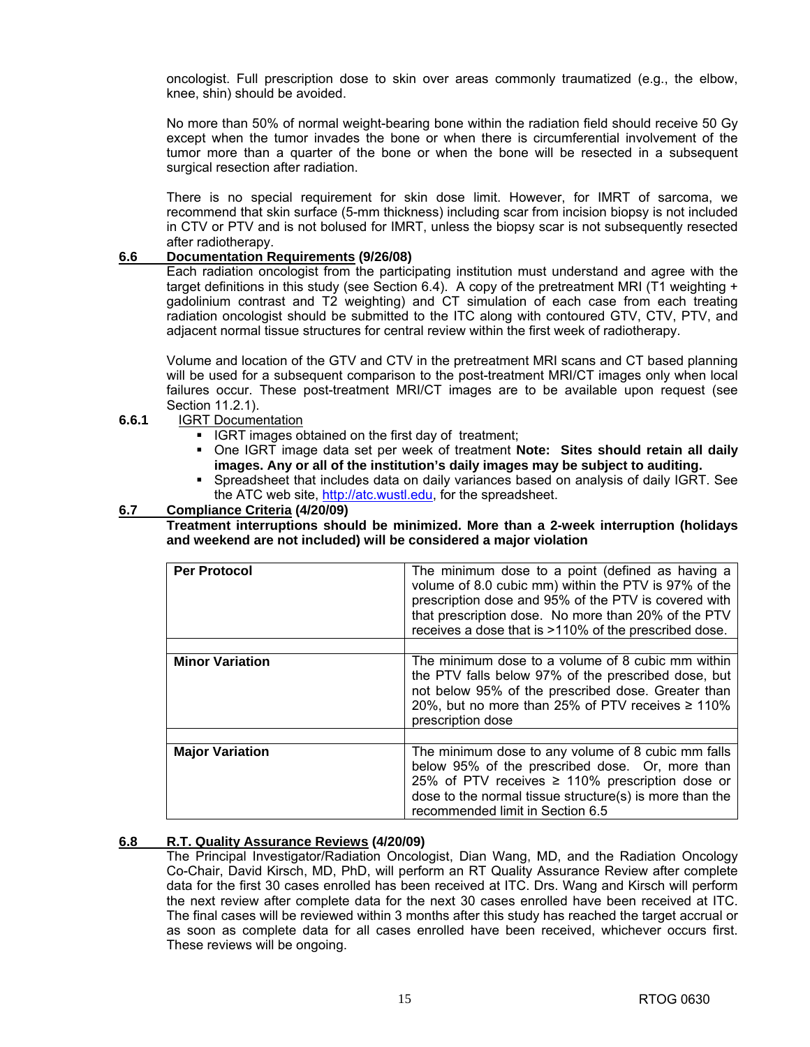oncologist. Full prescription dose to skin over areas commonly traumatized (e.g., the elbow, knee, shin) should be avoided.

No more than 50% of normal weight-bearing bone within the radiation field should receive 50 Gy except when the tumor invades the bone or when there is circumferential involvement of the tumor more than a quarter of the bone or when the bone will be resected in a subsequent surgical resection after radiation.

There is no special requirement for skin dose limit. However, for IMRT of sarcoma, we recommend that skin surface (5-mm thickness) including scar from incision biopsy is not included in CTV or PTV and is not bolused for IMRT, unless the biopsy scar is not subsequently resected after radiotherapy.

## 6.6 Documentation Requirements (9/26/08)

Each radiation oncologist from the participating institution must understand and agree with the target definitions in this study (see Section 6.4). A copy of the pretreatment MRI (T1 weighting + gadolinium contrast and T2 weighting) and CT simulation of each case from each treating radiation oncologist should be submitted to the ITC along with contoured GTV, CTV, PTV, and adjacent normal tissue structures for central review within the first week of radiotherapy.

Volume and location of the GTV and CTV in the pretreatment MRI scans and CT based planning will be used for a subsequent comparison to the post-treatment MRI/CT images only when local failures occur. These post-treatment MRI/CT images are to be available upon request (see Section 11.2.1).

### 6.6.1 IGRT Documentation

- IGRT images obtained on the first day of treatment;
- One IGRT image data set per week of treatment **Note: Sites should retain all daily images. Any or all of the institution's daily images may be subject to auditing.**
- Spreadsheet that includes data on daily variances based on analysis of daily IGRT. See the ATC web site, http://atc.wustl.edu, for the spreadsheet.

## 6.7 Compliance Criteria (4/20/09)

**Treatment interruptions should be minimized. More than a 2-week interruption (holidays and weekend are not included) will be considered a major violation**

| | |
|---|---|
| **Per Protocol** | The minimum dose to a point (defined as having a volume of 8.0 cubic mm) within the PTV is 97% of the prescription dose and 95% of the PTV is covered with that prescription dose. No more than 20% of the PTV receives a dose that is >110% of the prescribed dose. |
| | |
| **Minor Variation** | The minimum dose to a volume of 8 cubic mm within the PTV falls below 97% of the prescribed dose, but not below 95% of the prescribed dose. Greater than 20%, but no more than 25% of PTV receives ≥ 110% prescription dose |
| | |
| **Major Variation** | The minimum dose to any volume of 8 cubic mm falls below 95% of the prescribed dose. Or, more than 25% of PTV receives ≥ 110% prescription dose or dose to the normal tissue structure(s) is more than the recommended limit in Section 6.5 |

## 6.8 R.T. Quality Assurance Reviews (4/20/09)

The Principal Investigator/Radiation Oncologist, Dian Wang, MD, and the Radiation Oncology Co-Chair, David Kirsch, MD, PhD, will perform an RT Quality Assurance Review after complete data for the first 30 cases enrolled has been received at ITC. Drs. Wang and Kirsch will perform the next review after complete data for the next 30 cases enrolled have been received at ITC. The final cases will be reviewed within 3 months after this study has reached the target accrual or as soon as complete data for all cases enrolled have been received, whichever occurs first. These reviews will be ongoing.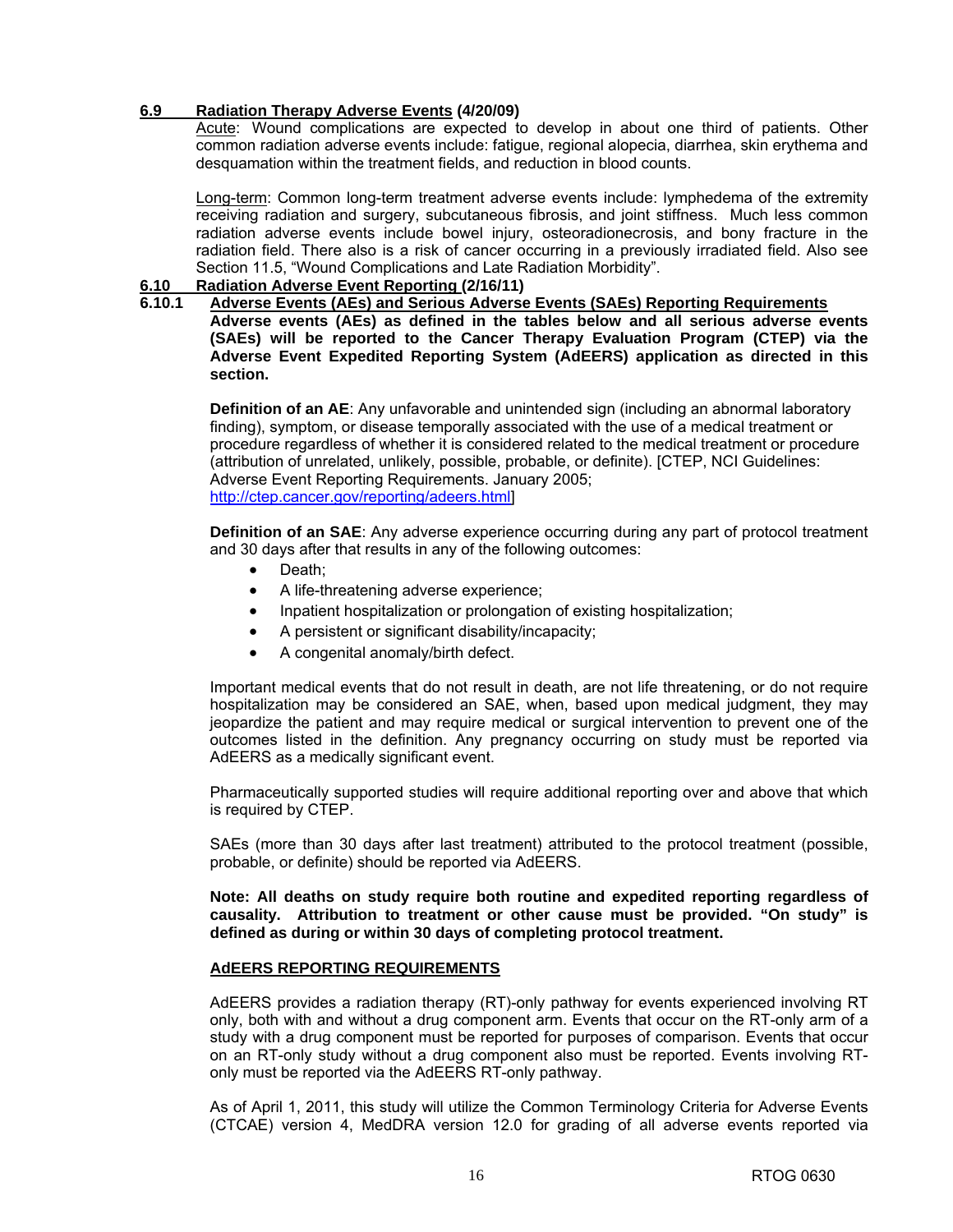### 6.9 Radiation Therapy Adverse Events (4/20/09)

Acute: Wound complications are expected to develop in about one third of patients. Other common radiation adverse events include: fatigue, regional alopecia, diarrhea, skin erythema and desquamation within the treatment fields, and reduction in blood counts.

Long-term: Common long-term treatment adverse events include: lymphedema of the extremity receiving radiation and surgery, subcutaneous fibrosis, and joint stiffness. Much less common radiation adverse events include bowel injury, osteoradionecrosis, and bony fracture in the radiation field. There also is a risk of cancer occurring in a previously irradiated field. Also see Section 11.5, "Wound Complications and Late Radiation Morbidity".

### 6.10 Radiation Adverse Event Reporting (2/16/11)

#### 6.10.1 Adverse Events (AEs) and Serious Adverse Events (SAEs) Reporting Requirements

**Adverse events (AEs) as defined in the tables below and all serious adverse events (SAEs) will be reported to the Cancer Therapy Evaluation Program (CTEP) via the Adverse Event Expedited Reporting System (AdEERS) application as directed in this section.**

**Definition of an AE**: Any unfavorable and unintended sign (including an abnormal laboratory finding), symptom, or disease temporally associated with the use of a medical treatment or procedure regardless of whether it is considered related to the medical treatment or procedure (attribution of unrelated, unlikely, possible, probable, or definite). [CTEP, NCI Guidelines: Adverse Event Reporting Requirements. January 2005; http://ctep.cancer.gov/reporting/adeers.html]

**Definition of an SAE**: Any adverse experience occurring during any part of protocol treatment and 30 days after that results in any of the following outcomes:

- Death;
- A life-threatening adverse experience;
- Inpatient hospitalization or prolongation of existing hospitalization;
- A persistent or significant disability/incapacity;
- A congenital anomaly/birth defect.

Important medical events that do not result in death, are not life threatening, or do not require hospitalization may be considered an SAE, when, based upon medical judgment, they may jeopardize the patient and may require medical or surgical intervention to prevent one of the outcomes listed in the definition. Any pregnancy occurring on study must be reported via AdEERS as a medically significant event.

Pharmaceutically supported studies will require additional reporting over and above that which is required by CTEP.

SAEs (more than 30 days after last treatment) attributed to the protocol treatment (possible, probable, or definite) should be reported via AdEERS.

**Note: All deaths on study require both routine and expedited reporting regardless of causality. Attribution to treatment or other cause must be provided. "On study" is defined as during or within 30 days of completing protocol treatment.**

**AdEERS REPORTING REQUIREMENTS**

AdEERS provides a radiation therapy (RT)-only pathway for events experienced involving RT only, both with and without a drug component arm. Events that occur on the RT-only arm of a study with a drug component must be reported for purposes of comparison. Events that occur on an RT-only study without a drug component also must be reported. Events involving RT-only must be reported via the AdEERS RT-only pathway.

As of April 1, 2011, this study will utilize the Common Terminology Criteria for Adverse Events (CTCAE) version 4, MedDRA version 12.0 for grading of all adverse events reported via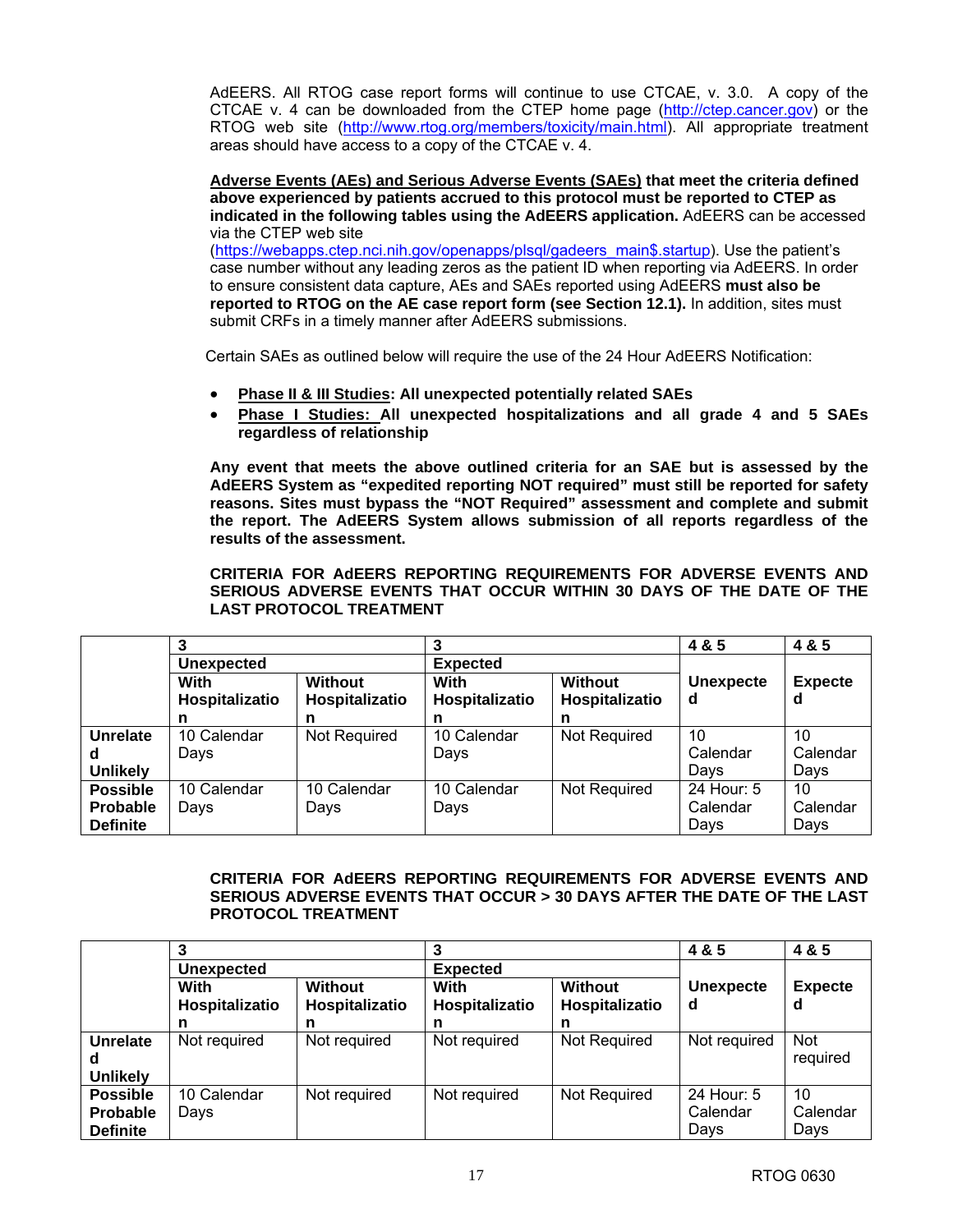AdEERS. All RTOG case report forms will continue to use CTCAE, v. 3.0. A copy of the CTCAE v. 4 can be downloaded from the CTEP home page (http://ctep.cancer.gov) or the RTOG web site (http://www.rtog.org/members/toxicity/main.html). All appropriate treatment areas should have access to a copy of the CTCAE v. 4.

**<u>Adverse Events (AEs) and Serious Adverse Events (SAEs)</u> that meet the criteria defined above experienced by patients accrued to this protocol must be reported to CTEP as indicated in the following tables using the AdEERS application.** AdEERS can be accessed via the CTEP web site (https://webapps.ctep.nci.nih.gov/openapps/plsql/gadeers_main$.startup). Use the patient's case number without any leading zeros as the patient ID when reporting via AdEERS. In order to ensure consistent data capture, AEs and SAEs reported using AdEERS **must also be reported to RTOG on the AE case report form (see Section 12.1).** In addition, sites must submit CRFs in a timely manner after AdEERS submissions.

Certain SAEs as outlined below will require the use of the 24 Hour AdEERS Notification:

- **<u>Phase II & III Studies</u>: All unexpected potentially related SAEs**
- **<u>Phase I Studies:</u> All unexpected hospitalizations and all grade 4 and 5 SAEs regardless of relationship**

**Any event that meets the above outlined criteria for an SAE but is assessed by the AdEERS System as "expedited reporting NOT required" must still be reported for safety reasons. Sites must bypass the "NOT Required" assessment and complete and submit the report. The AdEERS System allows submission of all reports regardless of the results of the assessment.**

**CRITERIA FOR AdEERS REPORTING REQUIREMENTS FOR ADVERSE EVENTS AND SERIOUS ADVERSE EVENTS THAT OCCUR WITHIN 30 DAYS OF THE DATE OF THE LAST PROTOCOL TREATMENT**

| | **3** | | **3** | | **4 & 5** | **4 & 5** |
|---|---|---|---|---|---|---|
| | **Unexpected** | | **Expected** | | | |
| | **With Hospitalization** | **Without Hospitalization** | **With Hospitalization** | **Without Hospitalization** | **Unexpected** | **Expected** |
| **Unrelated Unlikely** | 10 Calendar Days | Not Required | 10 Calendar Days | Not Required | 10 Calendar Days | 10 Calendar Days |
| **Possible Probable Definite** | 10 Calendar Days | 10 Calendar Days | 10 Calendar Days | Not Required | 24 Hour: 5 Calendar Days | 10 Calendar Days |

**CRITERIA FOR AdEERS REPORTING REQUIREMENTS FOR ADVERSE EVENTS AND SERIOUS ADVERSE EVENTS THAT OCCUR > 30 DAYS AFTER THE DATE OF THE LAST PROTOCOL TREATMENT**

| | **3** | | **3** | | **4 & 5** | **4 & 5** |
|---|---|---|---|---|---|---|
| | **Unexpected** | | **Expected** | | | |
| | **With Hospitalization** | **Without Hospitalization** | **With Hospitalization** | **Without Hospitalization** | **Unexpected** | **Expected** |
| **Unrelated Unlikely** | Not required | Not required | Not required | Not Required | Not required | Not required |
| **Possible Probable Definite** | 10 Calendar Days | Not required | Not required | Not Required | 24 Hour: 5 Calendar Days | 10 Calendar Days |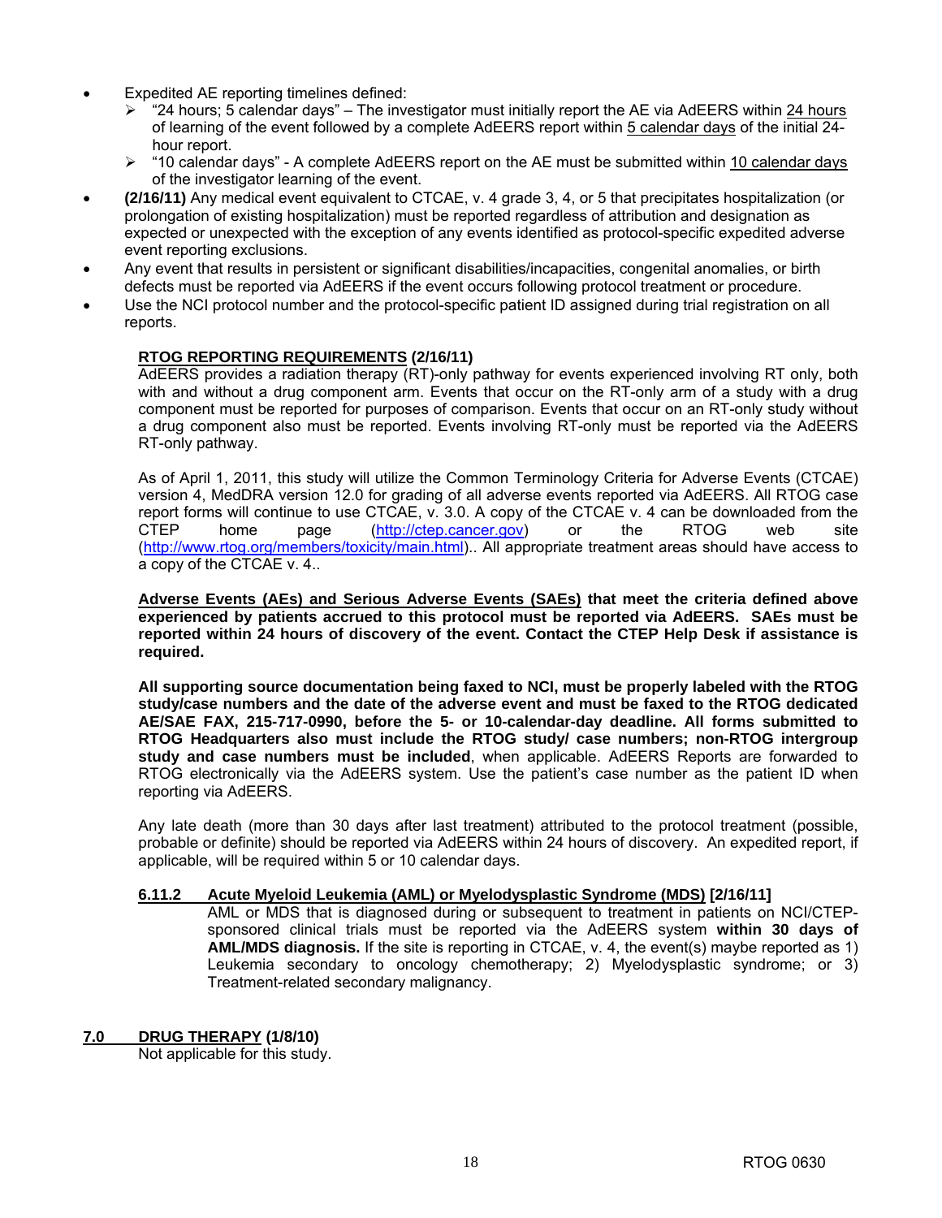- Expedited AE reporting timelines defined:
  - "24 hours; 5 calendar days" – The investigator must initially report the AE via AdEERS within 24 hours of learning of the event followed by a complete AdEERS report within 5 calendar days of the initial 24-hour report.
  - "10 calendar days" - A complete AdEERS report on the AE must be submitted within 10 calendar days of the investigator learning of the event.
- **(2/16/11)** Any medical event equivalent to CTCAE, v. 4 grade 3, 4, or 5 that precipitates hospitalization (or prolongation of existing hospitalization) must be reported regardless of attribution and designation as expected or unexpected with the exception of any events identified as protocol-specific expedited adverse event reporting exclusions.
- Any event that results in persistent or significant disabilities/incapacities, congenital anomalies, or birth defects must be reported via AdEERS if the event occurs following protocol treatment or procedure.
- Use the NCI protocol number and the protocol-specific patient ID assigned during trial registration on all reports.

**RTOG REPORTING REQUIREMENTS (2/16/11)**

AdEERS provides a radiation therapy (RT)-only pathway for events experienced involving RT only, both with and without a drug component arm. Events that occur on the RT-only arm of a study with a drug component must be reported for purposes of comparison. Events that occur on an RT-only study without a drug component also must be reported. Events involving RT-only must be reported via the AdEERS RT-only pathway.

As of April 1, 2011, this study will utilize the Common Terminology Criteria for Adverse Events (CTCAE) version 4, MedDRA version 12.0 for grading of all adverse events reported via AdEERS. All RTOG case report forms will continue to use CTCAE, v. 3.0. A copy of the CTCAE v. 4 can be downloaded from the CTEP home page (http://ctep.cancer.gov) or the RTOG web site (http://www.rtog.org/members/toxicity/main.html).. All appropriate treatment areas should have access to a copy of the CTCAE v. 4..

**Adverse Events (AEs) and Serious Adverse Events (SAEs) that meet the criteria defined above experienced by patients accrued to this protocol must be reported via AdEERS. SAEs must be reported within 24 hours of discovery of the event. Contact the CTEP Help Desk if assistance is required.**

**All supporting source documentation being faxed to NCI, must be properly labeled with the RTOG study/case numbers and the date of the adverse event and must be faxed to the RTOG dedicated AE/SAE FAX, 215-717-0990, before the 5- or 10-calendar-day deadline. All forms submitted to RTOG Headquarters also must include the RTOG study/ case numbers; non-RTOG intergroup study and case numbers must be included**, when applicable. AdEERS Reports are forwarded to RTOG electronically via the AdEERS system. Use the patient's case number as the patient ID when reporting via AdEERS.

Any late death (more than 30 days after last treatment) attributed to the protocol treatment (possible, probable or definite) should be reported via AdEERS within 24 hours of discovery. An expedited report, if applicable, will be required within 5 or 10 calendar days.

### 6.11.2 Acute Myeloid Leukemia (AML) or Myelodysplastic Syndrome (MDS) [2/16/11]

AML or MDS that is diagnosed during or subsequent to treatment in patients on NCI/CTEP-sponsored clinical trials must be reported via the AdEERS system **within 30 days of AML/MDS diagnosis.** If the site is reporting in CTCAE, v. 4, the event(s) maybe reported as 1) Leukemia secondary to oncology chemotherapy; 2) Myelodysplastic syndrome; or 3) Treatment-related secondary malignancy.

## 7.0 DRUG THERAPY (1/8/10)

Not applicable for this study.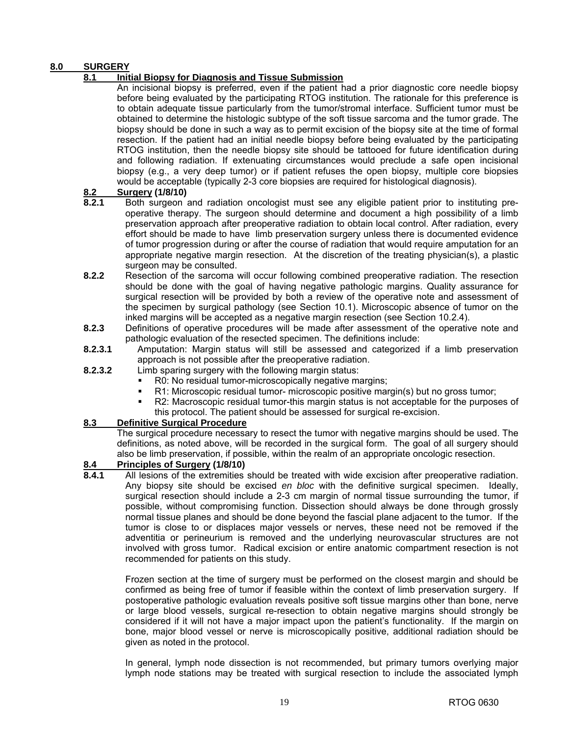# 8.0 SURGERY

## 8.1 Initial Biopsy for Diagnosis and Tissue Submission

An incisional biopsy is preferred, even if the patient had a prior diagnostic core needle biopsy before being evaluated by the participating RTOG institution. The rationale for this preference is to obtain adequate tissue particularly from the tumor/stromal interface. Sufficient tumor must be obtained to determine the histologic subtype of the soft tissue sarcoma and the tumor grade. The biopsy should be done in such a way as to permit excision of the biopsy site at the time of formal resection. If the patient had an initial needle biopsy before being evaluated by the participating RTOG institution, then the needle biopsy site should be tattooed for future identification during and following radiation. If extenuating circumstances would preclude a safe open incisional biopsy (e.g., a very deep tumor) or if patient refuses the open biopsy, multiple core biopsies would be acceptable (typically 2-3 core biopsies are required for histological diagnosis).

## 8.2 Surgery (1/8/10)

**8.2.1** Both surgeon and radiation oncologist must see any eligible patient prior to instituting pre-operative therapy. The surgeon should determine and document a high possibility of a limb preservation approach after preoperative radiation to obtain local control. After radiation, every effort should be made to have limb preservation surgery unless there is documented evidence of tumor progression during or after the course of radiation that would require amputation for an appropriate negative margin resection. At the discretion of the treating physician(s), a plastic surgeon may be consulted.

**8.2.2** Resection of the sarcoma will occur following combined preoperative radiation. The resection should be done with the goal of having negative pathologic margins. Quality assurance for surgical resection will be provided by both a review of the operative note and assessment of the specimen by surgical pathology (see Section 10.1). Microscopic absence of tumor on the inked margins will be accepted as a negative margin resection (see Section 10.2.4).

**8.2.3** Definitions of operative procedures will be made after assessment of the operative note and pathologic evaluation of the resected specimen. The definitions include:

**8.2.3.1** Amputation: Margin status will still be assessed and categorized if a limb preservation approach is not possible after the preoperative radiation.

**8.2.3.2** Limb sparing surgery with the following margin status:

- R0: No residual tumor-microscopically negative margins;
- R1: Microscopic residual tumor- microscopic positive margin(s) but no gross tumor;
- R2: Macroscopic residual tumor-this margin status is not acceptable for the purposes of this protocol. The patient should be assessed for surgical re-excision.

## 8.3 Definitive Surgical Procedure

The surgical procedure necessary to resect the tumor with negative margins should be used. The definitions, as noted above, will be recorded in the surgical form. The goal of all surgery should also be limb preservation, if possible, within the realm of an appropriate oncologic resection.

## 8.4 Principles of Surgery (1/8/10)

**8.4.1** All lesions of the extremities should be treated with wide excision after preoperative radiation. Any biopsy site should be excised *en bloc* with the definitive surgical specimen. Ideally, surgical resection should include a 2-3 cm margin of normal tissue surrounding the tumor, if possible, without compromising function. Dissection should always be done through grossly normal tissue planes and should be done beyond the fascial plane adjacent to the tumor. If the tumor is close to or displaces major vessels or nerves, these need not be removed if the adventitia or perineurium is removed and the underlying neurovascular structures are not involved with gross tumor. Radical excision or entire anatomic compartment resection is not recommended for patients on this study.

Frozen section at the time of surgery must be performed on the closest margin and should be confirmed as being free of tumor if feasible within the context of limb preservation surgery. If postoperative pathologic evaluation reveals positive soft tissue margins other than bone, nerve or large blood vessels, surgical re-resection to obtain negative margins should strongly be considered if it will not have a major impact upon the patient's functionality. If the margin on bone, major blood vessel or nerve is microscopically positive, additional radiation should be given as noted in the protocol.

In general, lymph node dissection is not recommended, but primary tumors overlying major lymph node stations may be treated with surgical resection to include the associated lymph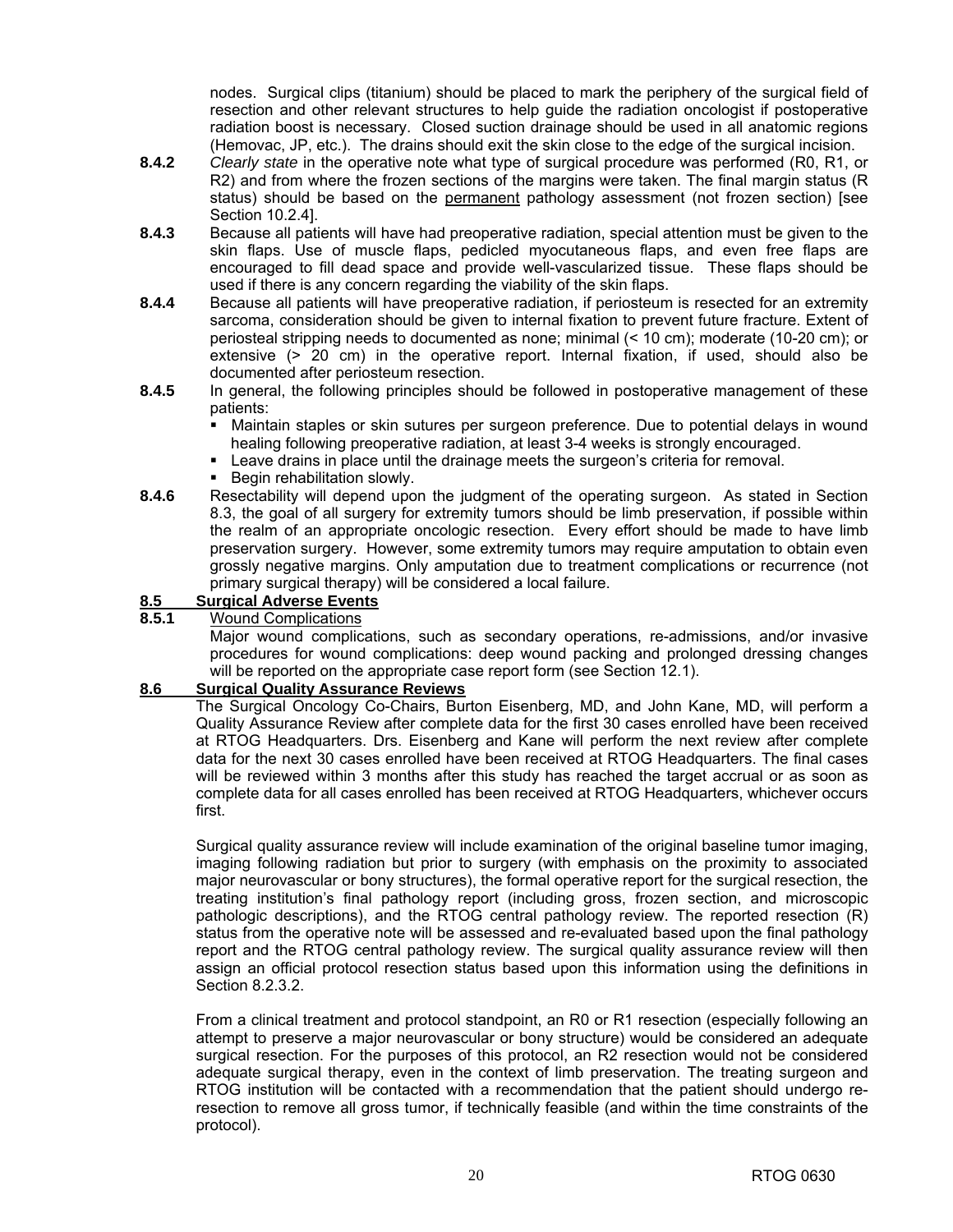nodes. Surgical clips (titanium) should be placed to mark the periphery of the surgical field of resection and other relevant structures to help guide the radiation oncologist if postoperative radiation boost is necessary. Closed suction drainage should be used in all anatomic regions (Hemovac, JP, etc.). The drains should exit the skin close to the edge of the surgical incision.

**8.4.2** *Clearly state* in the operative note what type of surgical procedure was performed (R0, R1, or R2) and from where the frozen sections of the margins were taken. The final margin status (R status) should be based on the <u>permanent</u> pathology assessment (not frozen section) [see Section 10.2.4].

**8.4.3** Because all patients will have had preoperative radiation, special attention must be given to the skin flaps. Use of muscle flaps, pedicled myocutaneous flaps, and even free flaps are encouraged to fill dead space and provide well-vascularized tissue. These flaps should be used if there is any concern regarding the viability of the skin flaps.

**8.4.4** Because all patients will have preoperative radiation, if periosteum is resected for an extremity sarcoma, consideration should be given to internal fixation to prevent future fracture. Extent of periosteal stripping needs to documented as none; minimal (< 10 cm); moderate (10-20 cm); or extensive (> 20 cm) in the operative report. Internal fixation, if used, should also be documented after periosteum resection.

**8.4.5** In general, the following principles should be followed in postoperative management of these patients:

- Maintain staples or skin sutures per surgeon preference. Due to potential delays in wound healing following preoperative radiation, at least 3-4 weeks is strongly encouraged.
- Leave drains in place until the drainage meets the surgeon's criteria for removal.
- Begin rehabilitation slowly.

**8.4.6** Resectability will depend upon the judgment of the operating surgeon. As stated in Section 8.3, the goal of all surgery for extremity tumors should be limb preservation, if possible within the realm of an appropriate oncologic resection. Every effort should be made to have limb preservation surgery. However, some extremity tumors may require amputation to obtain even grossly negative margins. Only amputation due to treatment complications or recurrence (not primary surgical therapy) will be considered a local failure.

## 8.5 Surgical Adverse Events

### 8.5.1 Wound Complications

Major wound complications, such as secondary operations, re-admissions, and/or invasive procedures for wound complications: deep wound packing and prolonged dressing changes will be reported on the appropriate case report form (see Section 12.1).

## 8.6 Surgical Quality Assurance Reviews

The Surgical Oncology Co-Chairs, Burton Eisenberg, MD, and John Kane, MD, will perform a Quality Assurance Review after complete data for the first 30 cases enrolled have been received at RTOG Headquarters. Drs. Eisenberg and Kane will perform the next review after complete data for the next 30 cases enrolled have been received at RTOG Headquarters. The final cases will be reviewed within 3 months after this study has reached the target accrual or as soon as complete data for all cases enrolled has been received at RTOG Headquarters, whichever occurs first.

Surgical quality assurance review will include examination of the original baseline tumor imaging, imaging following radiation but prior to surgery (with emphasis on the proximity to associated major neurovascular or bony structures), the formal operative report for the surgical resection, the treating institution's final pathology report (including gross, frozen section, and microscopic pathologic descriptions), and the RTOG central pathology review. The reported resection (R) status from the operative note will be assessed and re-evaluated based upon the final pathology report and the RTOG central pathology review. The surgical quality assurance review will then assign an official protocol resection status based upon this information using the definitions in Section 8.2.3.2.

From a clinical treatment and protocol standpoint, an R0 or R1 resection (especially following an attempt to preserve a major neurovascular or bony structure) would be considered an adequate surgical resection. For the purposes of this protocol, an R2 resection would not be considered adequate surgical therapy, even in the context of limb preservation. The treating surgeon and RTOG institution will be contacted with a recommendation that the patient should undergo re-resection to remove all gross tumor, if technically feasible (and within the time constraints of the protocol).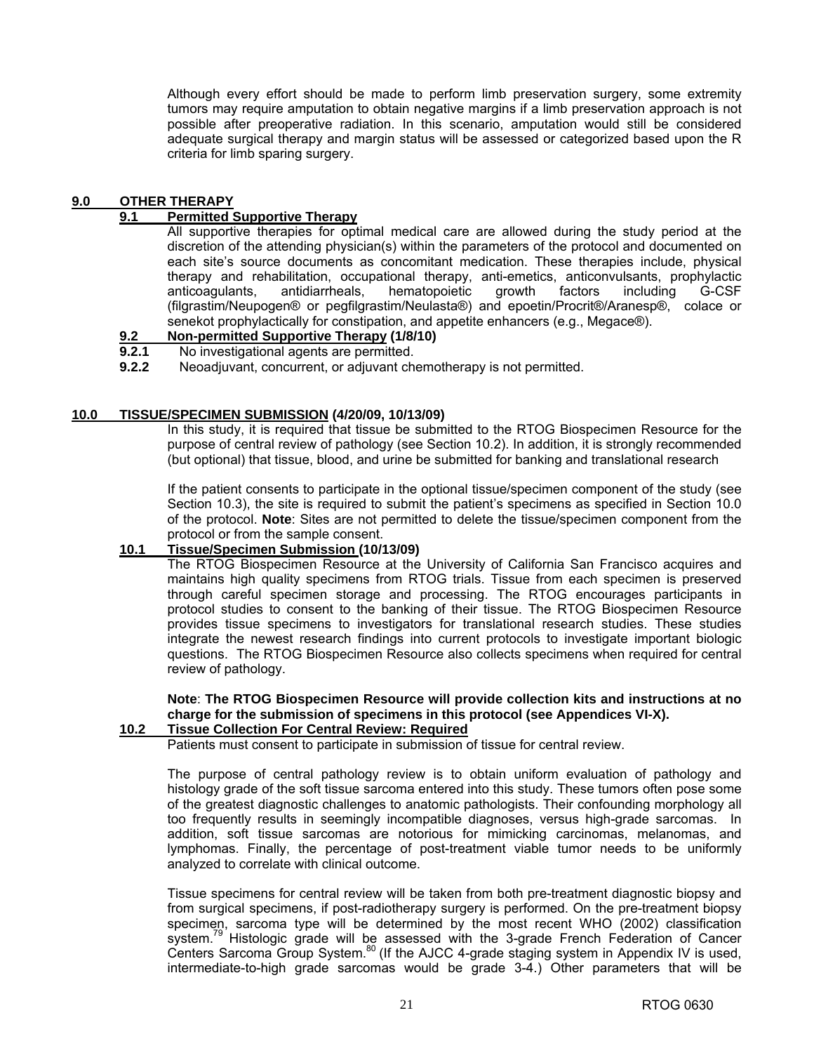Although every effort should be made to perform limb preservation surgery, some extremity tumors may require amputation to obtain negative margins if a limb preservation approach is not possible after preoperative radiation. In this scenario, amputation would still be considered adequate surgical therapy and margin status will be assessed or categorized based upon the R criteria for limb sparing surgery.

## 9.0 OTHER THERAPY

### 9.1 Permitted Supportive Therapy

All supportive therapies for optimal medical care are allowed during the study period at the discretion of the attending physician(s) within the parameters of the protocol and documented on each site's source documents as concomitant medication. These therapies include, physical therapy and rehabilitation, occupational therapy, anti-emetics, anticonvulsants, prophylactic anticoagulants, antidiarrheals, hematopoietic growth factors including G-CSF (filgrastim/Neupogen® or pegfilgrastim/Neulasta®) and epoetin/Procrit®/Aranesp®, colace or senekot prophylactically for constipation, and appetite enhancers (e.g., Megace®).

### 9.2 Non-permitted Supportive Therapy (1/8/10)

**9.2.1** No investigational agents are permitted.

**9.2.2** Neoadjuvant, concurrent, or adjuvant chemotherapy is not permitted.

## 10.0 TISSUE/SPECIMEN SUBMISSION (4/20/09, 10/13/09)

In this study, it is required that tissue be submitted to the RTOG Biospecimen Resource for the purpose of central review of pathology (see Section 10.2). In addition, it is strongly recommended (but optional) that tissue, blood, and urine be submitted for banking and translational research

If the patient consents to participate in the optional tissue/specimen component of the study (see Section 10.3), the site is required to submit the patient's specimens as specified in Section 10.0 of the protocol. **Note**: Sites are not permitted to delete the tissue/specimen component from the protocol or from the sample consent.

### 10.1 Tissue/Specimen Submission (10/13/09)

The RTOG Biospecimen Resource at the University of California San Francisco acquires and maintains high quality specimens from RTOG trials. Tissue from each specimen is preserved through careful specimen storage and processing. The RTOG encourages participants in protocol studies to consent to the banking of their tissue. The RTOG Biospecimen Resource provides tissue specimens to investigators for translational research studies. These studies integrate the newest research findings into current protocols to investigate important biologic questions. The RTOG Biospecimen Resource also collects specimens when required for central review of pathology.

**Note**: **The RTOG Biospecimen Resource will provide collection kits and instructions at no charge for the submission of specimens in this protocol (see Appendices VI-X).**

### 10.2 Tissue Collection For Central Review: Required

Patients must consent to participate in submission of tissue for central review.

The purpose of central pathology review is to obtain uniform evaluation of pathology and histology grade of the soft tissue sarcoma entered into this study. These tumors often pose some of the greatest diagnostic challenges to anatomic pathologists. Their confounding morphology all too frequently results in seemingly incompatible diagnoses, versus high-grade sarcomas. In addition, soft tissue sarcomas are notorious for mimicking carcinomas, melanomas, and lymphomas. Finally, the percentage of post-treatment viable tumor needs to be uniformly analyzed to correlate with clinical outcome.

Tissue specimens for central review will be taken from both pre-treatment diagnostic biopsy and from surgical specimens, if post-radiotherapy surgery is performed. On the pre-treatment biopsy specimen, sarcoma type will be determined by the most recent WHO (2002) classification system.[79] Histologic grade will be assessed with the 3-grade French Federation of Cancer Centers Sarcoma Group System.[80] (If the AJCC 4-grade staging system in Appendix IV is used, intermediate-to-high grade sarcomas would be grade 3-4.) Other parameters that will be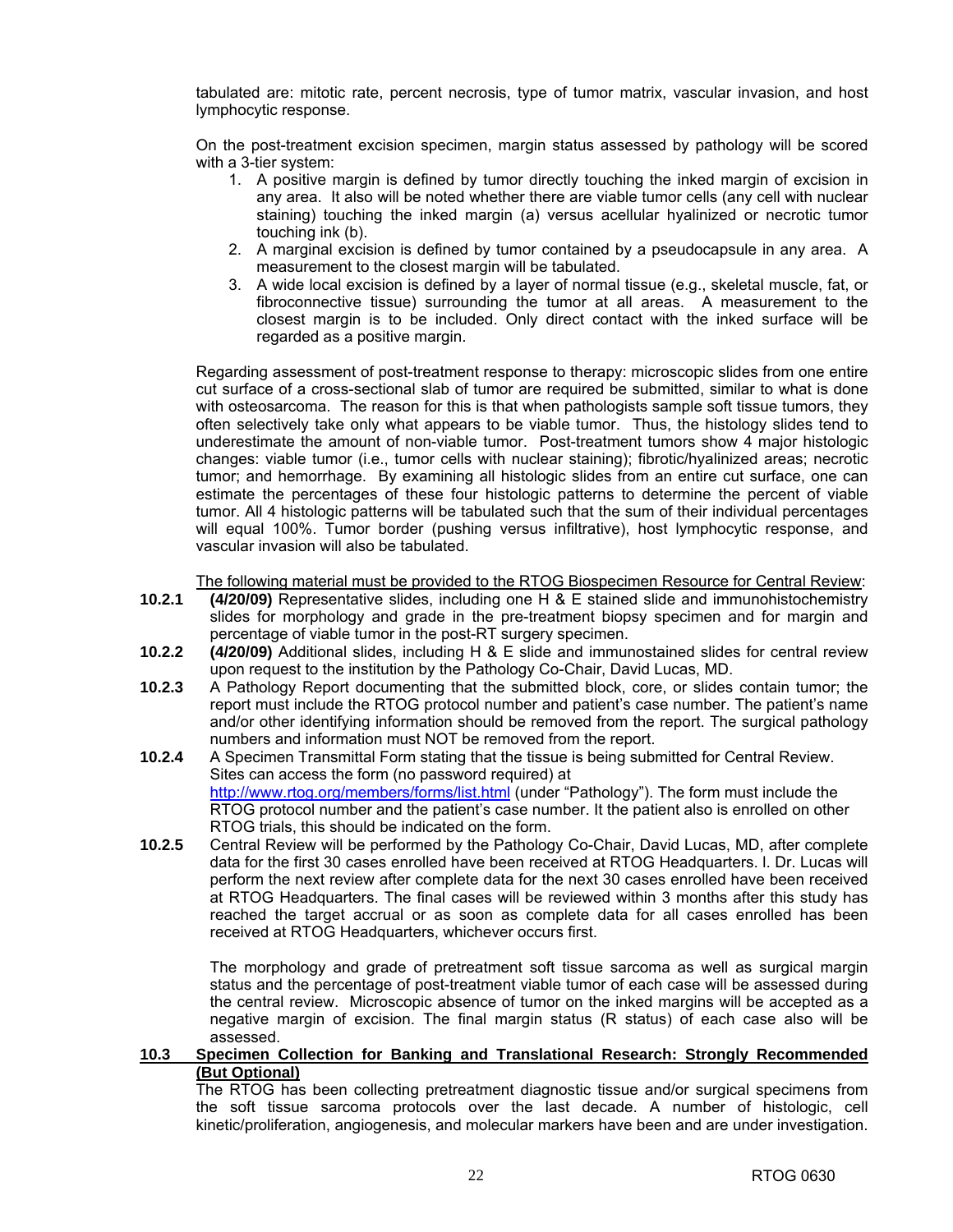tabulated are: mitotic rate, percent necrosis, type of tumor matrix, vascular invasion, and host lymphocytic response.

On the post-treatment excision specimen, margin status assessed by pathology will be scored with a 3-tier system:

1. A positive margin is defined by tumor directly touching the inked margin of excision in any area. It also will be noted whether there are viable tumor cells (any cell with nuclear staining) touching the inked margin (a) versus acellular hyalinized or necrotic tumor touching ink (b).
2. A marginal excision is defined by tumor contained by a pseudocapsule in any area. A measurement to the closest margin will be tabulated.
3. A wide local excision is defined by a layer of normal tissue (e.g., skeletal muscle, fat, or fibroconnective tissue) surrounding the tumor at all areas. A measurement to the closest margin is to be included. Only direct contact with the inked surface will be regarded as a positive margin.

Regarding assessment of post-treatment response to therapy: microscopic slides from one entire cut surface of a cross-sectional slab of tumor are required be submitted, similar to what is done with osteosarcoma. The reason for this is that when pathologists sample soft tissue tumors, they often selectively take only what appears to be viable tumor. Thus, the histology slides tend to underestimate the amount of non-viable tumor. Post-treatment tumors show 4 major histologic changes: viable tumor (i.e., tumor cells with nuclear staining); fibrotic/hyalinized areas; necrotic tumor; and hemorrhage. By examining all histologic slides from an entire cut surface, one can estimate the percentages of these four histologic patterns to determine the percent of viable tumor. All 4 histologic patterns will be tabulated such that the sum of their individual percentages will equal 100%. Tumor border (pushing versus infiltrative), host lymphocytic response, and vascular invasion will also be tabulated.

<u>The following material must be provided to the RTOG Biospecimen Resource for Central Review</u>:

**10.2.1** **(4/20/09)** Representative slides, including one H & E stained slide and immunohistochemistry slides for morphology and grade in the pre-treatment biopsy specimen and for margin and percentage of viable tumor in the post-RT surgery specimen.

**10.2.2** **(4/20/09)** Additional slides, including H & E slide and immunostained slides for central review upon request to the institution by the Pathology Co-Chair, David Lucas, MD.

**10.2.3** A Pathology Report documenting that the submitted block, core, or slides contain tumor; the report must include the RTOG protocol number and patient's case number. The patient's name and/or other identifying information should be removed from the report. The surgical pathology numbers and information must NOT be removed from the report.

**10.2.4** A Specimen Transmittal Form stating that the tissue is being submitted for Central Review. Sites can access the form (no password required) at http://www.rtog.org/members/forms/list.html (under "Pathology"). The form must include the RTOG protocol number and the patient's case number. It the patient also is enrolled on other RTOG trials, this should be indicated on the form.

**10.2.5** Central Review will be performed by the Pathology Co-Chair, David Lucas, MD, after complete data for the first 30 cases enrolled have been received at RTOG Headquarters. l. Dr. Lucas will perform the next review after complete data for the next 30 cases enrolled have been received at RTOG Headquarters. The final cases will be reviewed within 3 months after this study has reached the target accrual or as soon as complete data for all cases enrolled has been received at RTOG Headquarters, whichever occurs first.

The morphology and grade of pretreatment soft tissue sarcoma as well as surgical margin status and the percentage of post-treatment viable tumor of each case will be assessed during the central review. Microscopic absence of tumor on the inked margins will be accepted as a negative margin of excision. The final margin status (R status) of each case also will be assessed.

## 10.3 Specimen Collection for Banking and Translational Research: Strongly Recommended (But Optional)

The RTOG has been collecting pretreatment diagnostic tissue and/or surgical specimens from the soft tissue sarcoma protocols over the last decade. A number of histologic, cell kinetic/proliferation, angiogenesis, and molecular markers have been and are under investigation.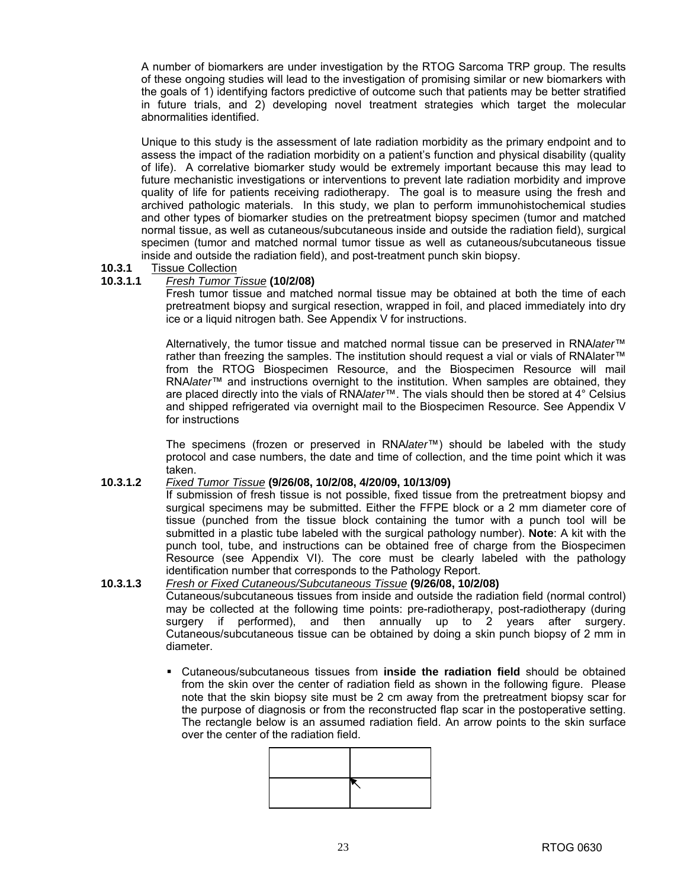A number of biomarkers are under investigation by the RTOG Sarcoma TRP group. The results of these ongoing studies will lead to the investigation of promising similar or new biomarkers with the goals of 1) identifying factors predictive of outcome such that patients may be better stratified in future trials, and 2) developing novel treatment strategies which target the molecular abnormalities identified.

Unique to this study is the assessment of late radiation morbidity as the primary endpoint and to assess the impact of the radiation morbidity on a patient's function and physical disability (quality of life). A correlative biomarker study would be extremely important because this may lead to future mechanistic investigations or interventions to prevent late radiation morbidity and improve quality of life for patients receiving radiotherapy. The goal is to measure using the fresh and archived pathologic materials. In this study, we plan to perform immunohistochemical studies and other types of biomarker studies on the pretreatment biopsy specimen (tumor and matched normal tissue, as well as cutaneous/subcutaneous inside and outside the radiation field), surgical specimen (tumor and matched normal tumor tissue as well as cutaneous/subcutaneous tissue inside and outside the radiation field), and post-treatment punch skin biopsy.

**10.3.1** Tissue Collection

**10.3.1.1** *Fresh Tumor Tissue* **(10/2/08)**

Fresh tumor tissue and matched normal tissue may be obtained at both the time of each pretreatment biopsy and surgical resection, wrapped in foil, and placed immediately into dry ice or a liquid nitrogen bath. See Appendix V for instructions.

Alternatively, the tumor tissue and matched normal tissue can be preserved in RNA*later*™ rather than freezing the samples. The institution should request a vial or vials of RNAlater™ from the RTOG Biospecimen Resource, and the Biospecimen Resource will mail RNA*later*™ and instructions overnight to the institution. When samples are obtained, they are placed directly into the vials of RNA*later*™. The vials should then be stored at 4° Celsius and shipped refrigerated via overnight mail to the Biospecimen Resource. See Appendix V for instructions

The specimens (frozen or preserved in RNA*later*™) should be labeled with the study protocol and case numbers, the date and time of collection, and the time point which it was taken.

**10.3.1.2** *Fixed Tumor Tissue* **(9/26/08, 10/2/08, 4/20/09, 10/13/09)**

If submission of fresh tissue is not possible, fixed tissue from the pretreatment biopsy and surgical specimens may be submitted. Either the FFPE block or a 2 mm diameter core of tissue (punched from the tissue block containing the tumor with a punch tool will be submitted in a plastic tube labeled with the surgical pathology number). **Note**: A kit with the punch tool, tube, and instructions can be obtained free of charge from the Biospecimen Resource (see Appendix VI). The core must be clearly labeled with the pathology identification number that corresponds to the Pathology Report.

**10.3.1.3** *Fresh or Fixed Cutaneous/Subcutaneous Tissue* **(9/26/08, 10/2/08)**

Cutaneous/subcutaneous tissues from inside and outside the radiation field (normal control) may be collected at the following time points: pre-radiotherapy, post-radiotherapy (during surgery if performed), and then annually up to 2 years after surgery. Cutaneous/subcutaneous tissue can be obtained by doing a skin punch biopsy of 2 mm in diameter.

- Cutaneous/subcutaneous tissues from **inside the radiation field** should be obtained from the skin over the center of radiation field as shown in the following figure. Please note that the skin biopsy site must be 2 cm away from the pretreatment biopsy scar for the purpose of diagnosis or from the reconstructed flap scar in the postoperative setting. The rectangle below is an assumed radiation field. An arrow points to the skin surface over the center of the radiation field.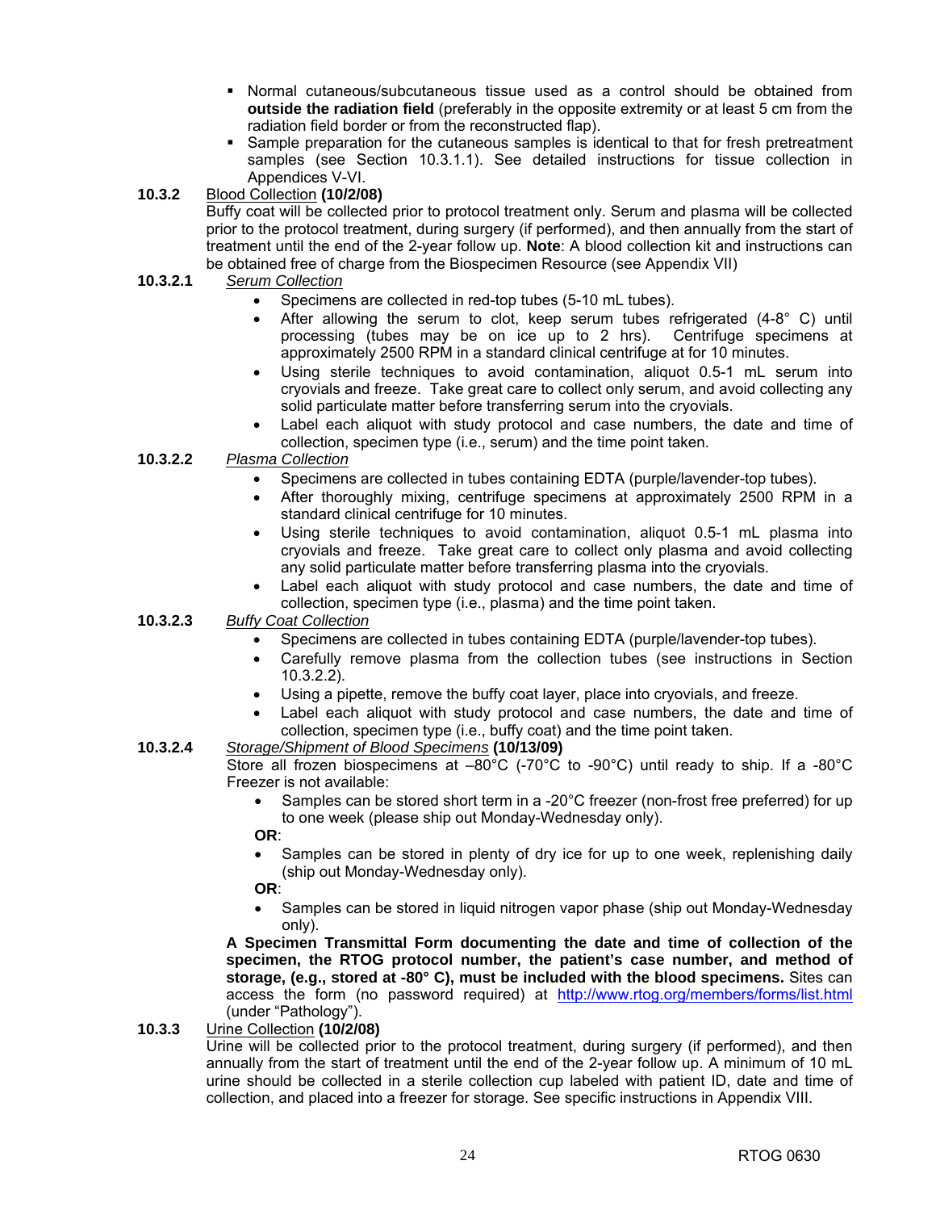- Normal cutaneous/subcutaneous tissue used as a control should be obtained from **outside the radiation field** (preferably in the opposite extremity or at least 5 cm from the radiation field border or from the reconstructed flap).
- Sample preparation for the cutaneous samples is identical to that for fresh pretreatment samples (see Section 10.3.1.1). See detailed instructions for tissue collection in Appendices V-VI.

**10.3.2** Blood Collection **(10/2/08)**

Buffy coat will be collected prior to protocol treatment only. Serum and plasma will be collected prior to the protocol treatment, during surgery (if performed), and then annually from the start of treatment until the end of the 2-year follow up. **Note**: A blood collection kit and instructions can be obtained free of charge from the Biospecimen Resource (see Appendix VII)

**10.3.2.1** *Serum Collection*

- Specimens are collected in red-top tubes (5-10 mL tubes).
- After allowing the serum to clot, keep serum tubes refrigerated (4-8° C) until processing (tubes may be on ice up to 2 hrs). Centrifuge specimens at approximately 2500 RPM in a standard clinical centrifuge at for 10 minutes.
- Using sterile techniques to avoid contamination, aliquot 0.5-1 mL serum into cryovials and freeze. Take great care to collect only serum, and avoid collecting any solid particulate matter before transferring serum into the cryovials.
- Label each aliquot with study protocol and case numbers, the date and time of collection, specimen type (i.e., serum) and the time point taken.

**10.3.2.2** *Plasma Collection*

- Specimens are collected in tubes containing EDTA (purple/lavender-top tubes).
- After thoroughly mixing, centrifuge specimens at approximately 2500 RPM in a standard clinical centrifuge for 10 minutes.
- Using sterile techniques to avoid contamination, aliquot 0.5-1 mL plasma into cryovials and freeze. Take great care to collect only plasma and avoid collecting any solid particulate matter before transferring plasma into the cryovials.
- Label each aliquot with study protocol and case numbers, the date and time of collection, specimen type (i.e., plasma) and the time point taken.

**10.3.2.3** *Buffy Coat Collection*

- Specimens are collected in tubes containing EDTA (purple/lavender-top tubes).
- Carefully remove plasma from the collection tubes (see instructions in Section 10.3.2.2).
- Using a pipette, remove the buffy coat layer, place into cryovials, and freeze.
- Label each aliquot with study protocol and case numbers, the date and time of collection, specimen type (i.e., buffy coat) and the time point taken.

**10.3.2.4** *Storage/Shipment of Blood Specimens* **(10/13/09)**

Store all frozen biospecimens at –80°C (-70°C to -90°C) until ready to ship. If a -80°C Freezer is not available:

- Samples can be stored short term in a -20°C freezer (non-frost free preferred) for up to one week (please ship out Monday-Wednesday only).

**OR**:

- Samples can be stored in plenty of dry ice for up to one week, replenishing daily (ship out Monday-Wednesday only).

**OR**:

- Samples can be stored in liquid nitrogen vapor phase (ship out Monday-Wednesday only).

**A Specimen Transmittal Form documenting the date and time of collection of the specimen, the RTOG protocol number, the patient's case number, and method of storage, (e.g., stored at -80° C), must be included with the blood specimens.** Sites can access the form (no password required) at http://www.rtog.org/members/forms/list.html (under "Pathology").

**10.3.3** Urine Collection **(10/2/08)**

Urine will be collected prior to the protocol treatment, during surgery (if performed), and then annually from the start of treatment until the end of the 2-year follow up. A minimum of 10 mL urine should be collected in a sterile collection cup labeled with patient ID, date and time of collection, and placed into a freezer for storage. See specific instructions in Appendix VIII.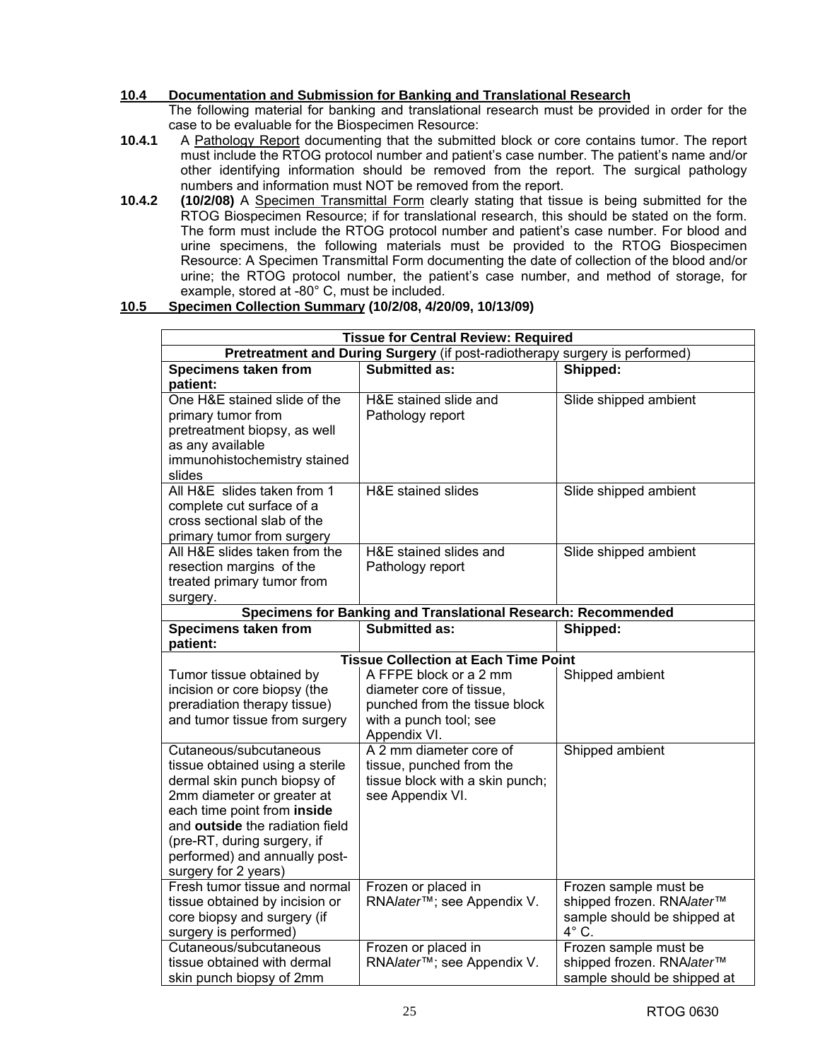**10.4 Documentation and Submission for Banking and Translational Research**

The following material for banking and translational research must be provided in order for the case to be evaluable for the Biospecimen Resource:

**10.4.1** A Pathology Report documenting that the submitted block or core contains tumor. The report must include the RTOG protocol number and patient's case number. The patient's name and/or other identifying information should be removed from the report. The surgical pathology numbers and information must NOT be removed from the report.

**10.4.2** **(10/2/08)** A Specimen Transmittal Form clearly stating that tissue is being submitted for the RTOG Biospecimen Resource; if for translational research, this should be stated on the form. The form must include the RTOG protocol number and patient's case number. For blood and urine specimens, the following materials must be provided to the RTOG Biospecimen Resource: A Specimen Transmittal Form documenting the date of collection of the blood and/or urine; the RTOG protocol number, the patient's case number, and method of storage, for example, stored at -80° C, must be included.

**10.5 Specimen Collection Summary (10/2/08, 4/20/09, 10/13/09)**

| **Tissue for Central Review: Required** | | |
|---|---|---|
| **Pretreatment and During Surgery** (if post-radiotherapy surgery is performed) | | |
| **Specimens taken from patient:** | **Submitted as:** | **Shipped:** |
| One H&E stained slide of the primary tumor from pretreatment biopsy, as well as any available immunohistochemistry stained slides | H&E stained slide and Pathology report | Slide shipped ambient |
| All H&E slides taken from 1 complete cut surface of a cross sectional slab of the primary tumor from surgery | H&E stained slides | Slide shipped ambient |
| All H&E slides taken from the resection margins of the treated primary tumor from surgery. | H&E stained slides and Pathology report | Slide shipped ambient |
| **Specimens for Banking and Translational Research: Recommended** | | |
| **Specimens taken from patient:** | **Submitted as:** | **Shipped:** |
| **Tissue Collection at Each Time Point** | | |
| Tumor tissue obtained by incision or core biopsy (the preradiation therapy tissue) and tumor tissue from surgery | A FFPE block or a 2 mm diameter core of tissue, punched from the tissue block with a punch tool; see Appendix VI. | Shipped ambient |
| Cutaneous/subcutaneous tissue obtained using a sterile dermal skin punch biopsy of 2mm diameter or greater at each time point from **inside** and **outside** the radiation field (pre-RT, during surgery, if performed) and annually post-surgery for 2 years) | A 2 mm diameter core of tissue, punched from the tissue block with a skin punch; see Appendix VI. | Shipped ambient |
| Fresh tumor tissue and normal tissue obtained by incision or core biopsy and surgery (if surgery is performed) | Frozen or placed in RNA*later*™; see Appendix V. | Frozen sample must be shipped frozen. RNA*later*™ sample should be shipped at 4° C. |
| Cutaneous/subcutaneous tissue obtained with dermal skin punch biopsy of 2mm | Frozen or placed in RNA*later*™; see Appendix V. | Frozen sample must be shipped frozen. RNA*later*™ sample should be shipped at |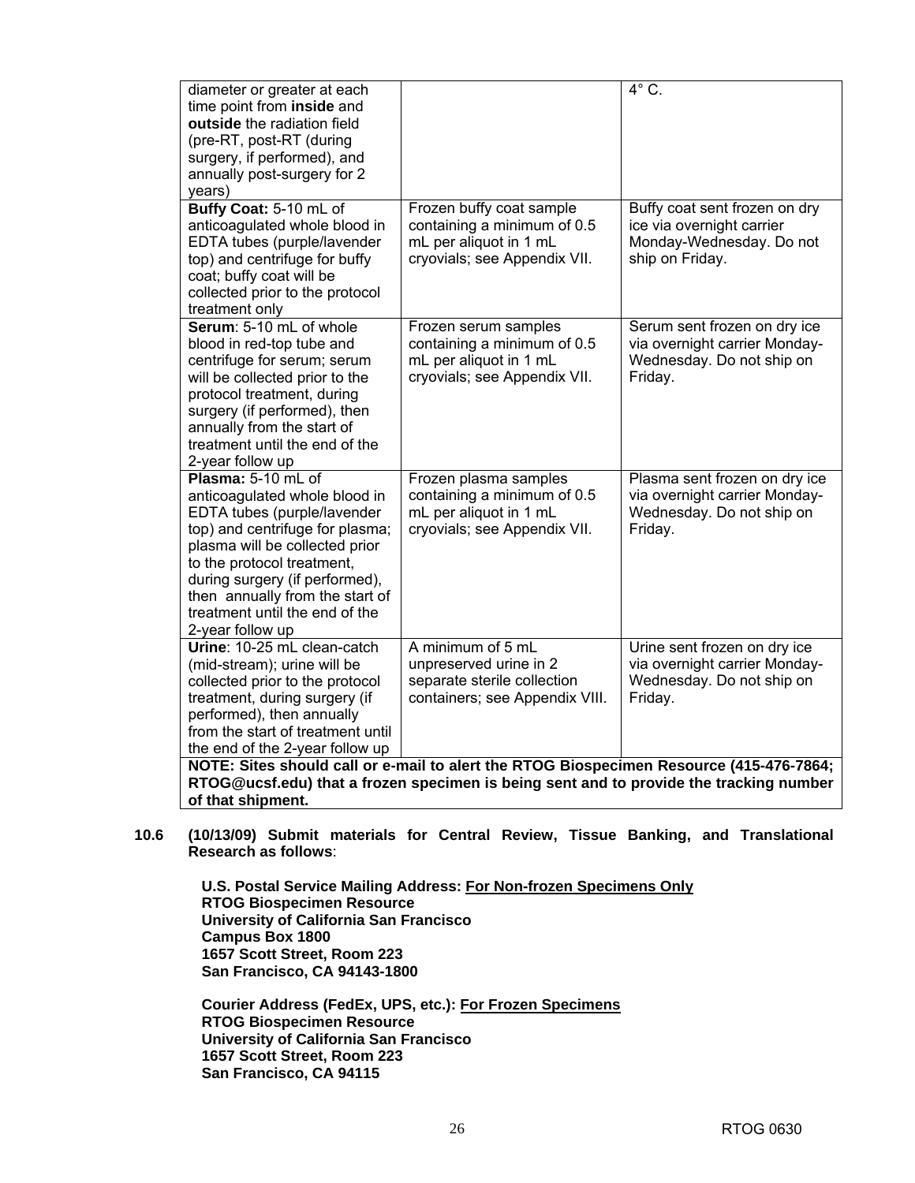| | | |
|---|---|---|
| diameter or greater at each time point from **inside** and **outside** the radiation field (pre-RT, post-RT (during surgery, if performed), and annually post-surgery for 2 years) | | 4° C. |
| **Buffy Coat:** 5-10 mL of anticoagulated whole blood in EDTA tubes (purple/lavender top) and centrifuge for buffy coat; buffy coat will be collected prior to the protocol treatment only | Frozen buffy coat sample containing a minimum of 0.5 mL per aliquot in 1 mL cryovials; see Appendix VII. | Buffy coat sent frozen on dry ice via overnight carrier Monday-Wednesday. Do not ship on Friday. |
| **Serum**: 5-10 mL of whole blood in red-top tube and centrifuge for serum; serum will be collected prior to the protocol treatment, during surgery (if performed), then annually from the start of treatment until the end of the 2-year follow up | Frozen serum samples containing a minimum of 0.5 mL per aliquot in 1 mL cryovials; see Appendix VII. | Serum sent frozen on dry ice via overnight carrier Monday-Wednesday. Do not ship on Friday. |
| **Plasma:** 5-10 mL of anticoagulated whole blood in EDTA tubes (purple/lavender top) and centrifuge for plasma; plasma will be collected prior to the protocol treatment, during surgery (if performed), then annually from the start of treatment until the end of the 2-year follow up | Frozen plasma samples containing a minimum of 0.5 mL per aliquot in 1 mL cryovials; see Appendix VII. | Plasma sent frozen on dry ice via overnight carrier Monday-Wednesday. Do not ship on Friday. |
| **Urine**: 10-25 mL clean-catch (mid-stream); urine will be collected prior to the protocol treatment, during surgery (if performed), then annually from the start of treatment until the end of the 2-year follow up | A minimum of 5 mL unpreserved urine in 2 separate sterile collection containers; see Appendix VIII. | Urine sent frozen on dry ice via overnight carrier Monday-Wednesday. Do not ship on Friday. |
| **NOTE: Sites should call or e-mail to alert the RTOG Biospecimen Resource (415-476-7864; RTOG@ucsf.edu) that a frozen specimen is being sent and to provide the tracking number of that shipment.** | | |

**10.6 (10/13/09) Submit materials for Central Review, Tissue Banking, and Translational Research as follows**:

**U.S. Postal Service Mailing Address: <u>For Non-frozen Specimens Only</u>**
**RTOG Biospecimen Resource**
**University of California San Francisco**
**Campus Box 1800**
**1657 Scott Street, Room 223**
**San Francisco, CA 94143-1800**

**Courier Address (FedEx, UPS, etc.): <u>For Frozen Specimens</u>**
**RTOG Biospecimen Resource**
**University of California San Francisco**
**1657 Scott Street, Room 223**
**San Francisco, CA 94115**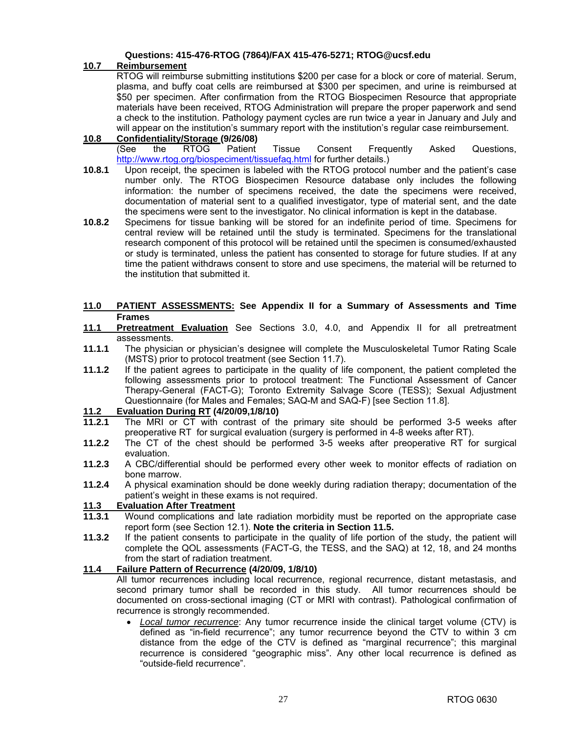**Questions: 415-476-RTOG (7864)/FAX 415-476-5271; RTOG@ucsf.edu**

## 10.7 Reimbursement

RTOG will reimburse submitting institutions $200 per case for a block or core of material. Serum, plasma, and buffy coat cells are reimbursed at $300 per specimen, and urine is reimbursed at $50 per specimen. After confirmation from the RTOG Biospecimen Resource that appropriate materials have been received, RTOG Administration will prepare the proper paperwork and send a check to the institution. Pathology payment cycles are run twice a year in January and July and will appear on the institution's summary report with the institution's regular case reimbursement.

## 10.8 Confidentiality/Storage (9/26/08)

(See the RTOG Patient Tissue Consent Frequently Asked Questions, http://www.rtog.org/biospeciment/tissuefaq.html for further details.)

**10.8.1** Upon receipt, the specimen is labeled with the RTOG protocol number and the patient's case number only. The RTOG Biospecimen Resource database only includes the following information: the number of specimens received, the date the specimens were received, documentation of material sent to a qualified investigator, type of material sent, and the date the specimens were sent to the investigator. No clinical information is kept in the database.

**10.8.2** Specimens for tissue banking will be stored for an indefinite period of time. Specimens for central review will be retained until the study is terminated. Specimens for the translational research component of this protocol will be retained until the specimen is consumed/exhausted or study is terminated, unless the patient has consented to storage for future studies. If at any time the patient withdraws consent to store and use specimens, the material will be returned to the institution that submitted it.

# 11.0 PATIENT ASSESSMENTS: See Appendix II for a Summary of Assessments and Time Frames

## 11.1 Pretreatment Evaluation

See Sections 3.0, 4.0, and Appendix II for all pretreatment assessments.

**11.1.1** The physician or physician's designee will complete the Musculoskeletal Tumor Rating Scale (MSTS) prior to protocol treatment (see Section 11.7).

**11.1.2** If the patient agrees to participate in the quality of life component, the patient completed the following assessments prior to protocol treatment: The Functional Assessment of Cancer Therapy-General (FACT-G); Toronto Extremity Salvage Score (TESS); Sexual Adjustment Questionnaire (for Males and Females; SAQ-M and SAQ-F) [see Section 11.8].

## 11.2 Evaluation During RT (4/20/09,1/8/10)

**11.2.1** The MRI or CT with contrast of the primary site should be performed 3-5 weeks after preoperative RT for surgical evaluation (surgery is performed in 4-8 weeks after RT).

**11.2.2** The CT of the chest should be performed 3-5 weeks after preoperative RT for surgical evaluation.

**11.2.3** A CBC/differential should be performed every other week to monitor effects of radiation on bone marrow.

**11.2.4** A physical examination should be done weekly during radiation therapy; documentation of the patient's weight in these exams is not required.

## 11.3 Evaluation After Treatment

**11.3.1** Wound complications and late radiation morbidity must be reported on the appropriate case report form (see Section 12.1). **Note the criteria in Section 11.5.**

**11.3.2** If the patient consents to participate in the quality of life portion of the study, the patient will complete the QOL assessments (FACT-G, the TESS, and the SAQ) at 12, 18, and 24 months from the start of radiation treatment.

## 11.4 Failure Pattern of Recurrence (4/20/09, 1/8/10)

All tumor recurrences including local recurrence, regional recurrence, distant metastasis, and second primary tumor shall be recorded in this study. All tumor recurrences should be documented on cross-sectional imaging (CT or MRI with contrast). Pathological confirmation of recurrence is strongly recommended.

- *Local tumor recurrence*: Any tumor recurrence inside the clinical target volume (CTV) is defined as "in-field recurrence"; any tumor recurrence beyond the CTV to within 3 cm distance from the edge of the CTV is defined as "marginal recurrence"; this marginal recurrence is considered "geographic miss". Any other local recurrence is defined as "outside-field recurrence".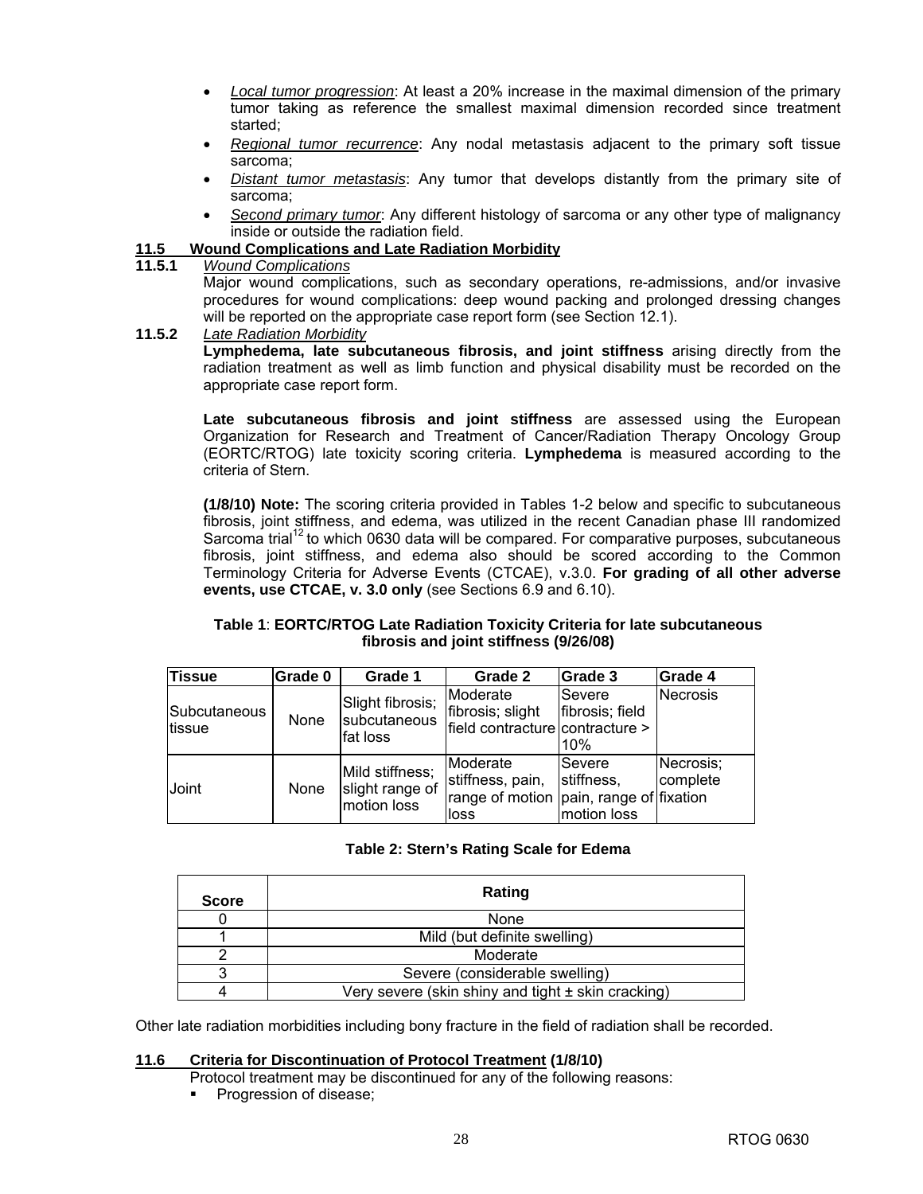- *Local tumor progression*: At least a 20% increase in the maximal dimension of the primary tumor taking as reference the smallest maximal dimension recorded since treatment started;
- *Regional tumor recurrence*: Any nodal metastasis adjacent to the primary soft tissue sarcoma;
- *Distant tumor metastasis*: Any tumor that develops distantly from the primary site of sarcoma;
- *Second primary tumor*: Any different histology of sarcoma or any other type of malignancy inside or outside the radiation field.

## 11.5 Wound Complications and Late Radiation Morbidity

### 11.5.1 *Wound Complications*

Major wound complications, such as secondary operations, re-admissions, and/or invasive procedures for wound complications: deep wound packing and prolonged dressing changes will be reported on the appropriate case report form (see Section 12.1).

### 11.5.2 *Late Radiation Morbidity*

**Lymphedema, late subcutaneous fibrosis, and joint stiffness** arising directly from the radiation treatment as well as limb function and physical disability must be recorded on the appropriate case report form.

**Late subcutaneous fibrosis and joint stiffness** are assessed using the European Organization for Research and Treatment of Cancer/Radiation Therapy Oncology Group (EORTC/RTOG) late toxicity scoring criteria. **Lymphedema** is measured according to the criteria of Stern.

**(1/8/10) Note:** The scoring criteria provided in Tables 1-2 below and specific to subcutaneous fibrosis, joint stiffness, and edema, was utilized in the recent Canadian phase III randomized Sarcoma trial[12] to which 0630 data will be compared. For comparative purposes, subcutaneous fibrosis, joint stiffness, and edema also should be scored according to the Common Terminology Criteria for Adverse Events (CTCAE), v.3.0. **For grading of all other adverse events, use CTCAE, v. 3.0 only** (see Sections 6.9 and 6.10).

**Table 1**: **EORTC/RTOG Late Radiation Toxicity Criteria for late subcutaneous fibrosis and joint stiffness (9/26/08)**

| Tissue | Grade 0 | Grade 1 | Grade 2 | Grade 3 | Grade 4 |
|---|---|---|---|---|---|
| Subcutaneous tissue | None | Slight fibrosis; subcutaneous fat loss | Moderate fibrosis; slight field contracture | Severe fibrosis; field contracture > 10% | Necrosis |
| Joint | None | Mild stiffness; slight range of motion loss | Moderate stiffness, pain, range of motion loss | Severe stiffness, pain, range of motion loss | Necrosis; complete fixation |

**Table 2: Stern's Rating Scale for Edema**

| Score | Rating |
|---|---|
| 0 | None |
| 1 | Mild (but definite swelling) |
| 2 | Moderate |
| 3 | Severe (considerable swelling) |
| 4 | Very severe (skin shiny and tight ± skin cracking) |

Other late radiation morbidities including bony fracture in the field of radiation shall be recorded.

## 11.6 Criteria for Discontinuation of Protocol Treatment (1/8/10)

Protocol treatment may be discontinued for any of the following reasons:

- Progression of disease;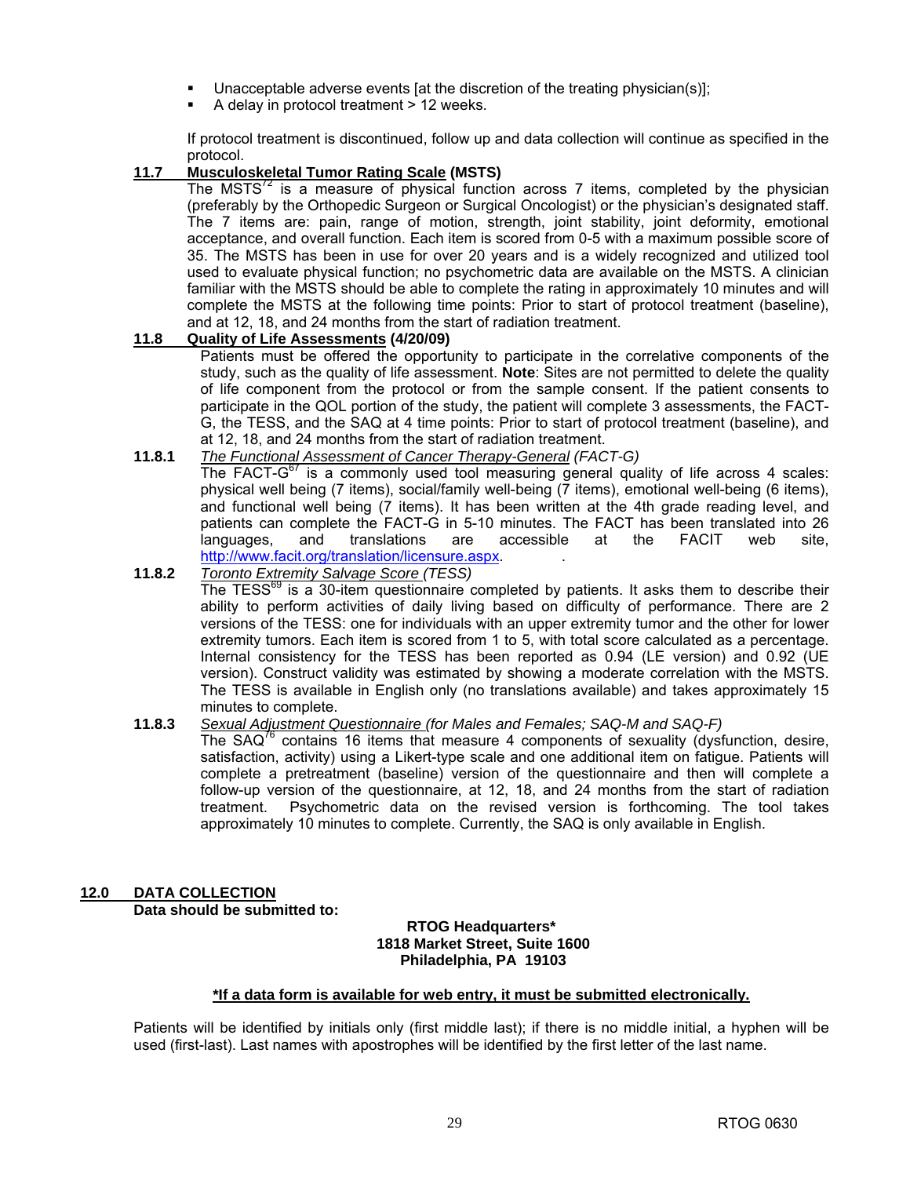- Unacceptable adverse events [at the discretion of the treating physician(s)];
- A delay in protocol treatment > 12 weeks.

If protocol treatment is discontinued, follow up and data collection will continue as specified in the protocol.

## 11.7 Musculoskeletal Tumor Rating Scale (MSTS)

The MSTS[72] is a measure of physical function across 7 items, completed by the physician (preferably by the Orthopedic Surgeon or Surgical Oncologist) or the physician's designated staff. The 7 items are: pain, range of motion, strength, joint stability, joint deformity, emotional acceptance, and overall function. Each item is scored from 0-5 with a maximum possible score of 35. The MSTS has been in use for over 20 years and is a widely recognized and utilized tool used to evaluate physical function; no psychometric data are available on the MSTS. A clinician familiar with the MSTS should be able to complete the rating in approximately 10 minutes and will complete the MSTS at the following time points: Prior to start of protocol treatment (baseline), and at 12, 18, and 24 months from the start of radiation treatment.

## 11.8 Quality of Life Assessments (4/20/09)

Patients must be offered the opportunity to participate in the correlative components of the study, such as the quality of life assessment. **Note**: Sites are not permitted to delete the quality of life component from the protocol or from the sample consent. If the patient consents to participate in the QOL portion of the study, the patient will complete 3 assessments, the FACT-G, the TESS, and the SAQ at 4 time points: Prior to start of protocol treatment (baseline), and at 12, 18, and 24 months from the start of radiation treatment.

### 11.8.1 *The Functional Assessment of Cancer Therapy-General (FACT-G)*

The FACT-G[67] is a commonly used tool measuring general quality of life across 4 scales: physical well being (7 items), social/family well-being (7 items), emotional well-being (6 items), and functional well being (7 items). It has been written at the 4th grade reading level, and patients can complete the FACT-G in 5-10 minutes. The FACT has been translated into 26 languages, and translations are accessible at the FACIT web site, http://www.facit.org/translation/licensure.aspx.

### 11.8.2 *Toronto Extremity Salvage Score (TESS)*

The TESS[69] is a 30-item questionnaire completed by patients. It asks them to describe their ability to perform activities of daily living based on difficulty of performance. There are 2 versions of the TESS: one for individuals with an upper extremity tumor and the other for lower extremity tumors. Each item is scored from 1 to 5, with total score calculated as a percentage. Internal consistency for the TESS has been reported as 0.94 (LE version) and 0.92 (UE version). Construct validity was estimated by showing a moderate correlation with the MSTS. The TESS is available in English only (no translations available) and takes approximately 15 minutes to complete.

### 11.8.3 *Sexual Adjustment Questionnaire (for Males and Females; SAQ-M and SAQ-F)*

The SAQ[76] contains 16 items that measure 4 components of sexuality (dysfunction, desire, satisfaction, activity) using a Likert-type scale and one additional item on fatigue. Patients will complete a pretreatment (baseline) version of the questionnaire and then will complete a follow-up version of the questionnaire, at 12, 18, and 24 months from the start of radiation treatment. Psychometric data on the revised version is forthcoming. The tool takes approximately 10 minutes to complete. Currently, the SAQ is only available in English.

# 12.0 DATA COLLECTION

**Data should be submitted to:**

**RTOG Headquarters***
**1818 Market Street, Suite 1600**
**Philadelphia, PA 19103**

**\*If a data form is available for web entry, it must be submitted electronically.**

Patients will be identified by initials only (first middle last); if there is no middle initial, a hyphen will be used (first-last). Last names with apostrophes will be identified by the first letter of the last name.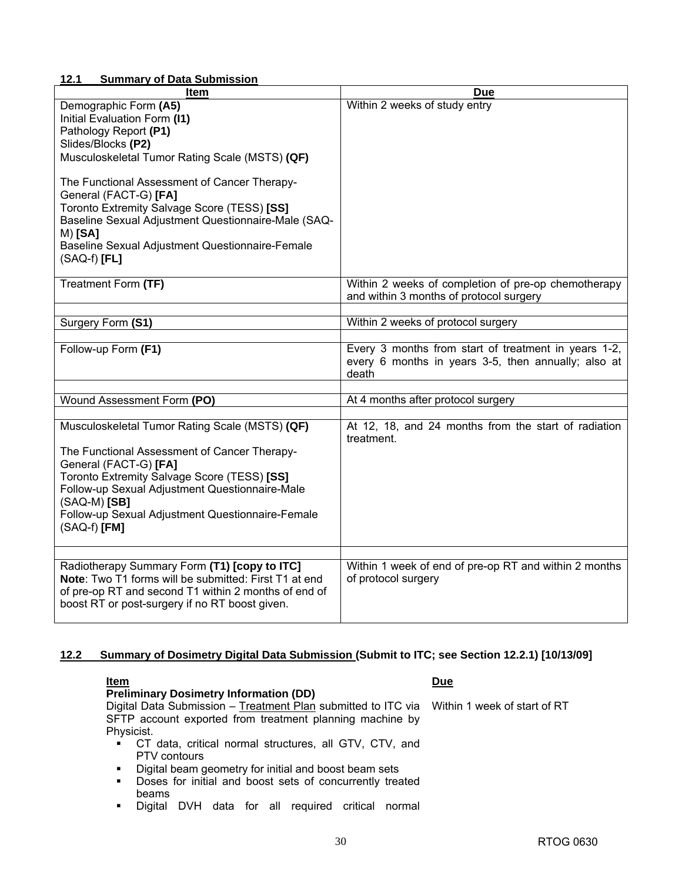## 12.1 Summary of Data Submission

| Item | Due |
|---|---|
| Demographic Form **(A5)**<br>Initial Evaluation Form **(I1)**<br>Pathology Report **(P1)**<br>Slides/Blocks **(P2)**<br>Musculoskeletal Tumor Rating Scale (MSTS) **(QF)**<br><br>The Functional Assessment of Cancer Therapy-General (FACT-G) **[FA]**<br>Toronto Extremity Salvage Score (TESS) **[SS]**<br>Baseline Sexual Adjustment Questionnaire-Male (SAQ-M) **[SA]**<br>Baseline Sexual Adjustment Questionnaire-Female (SAQ-f) **[FL]** | Within 2 weeks of study entry |
| Treatment Form **(TF)** | Within 2 weeks of completion of pre-op chemotherapy and within 3 months of protocol surgery |
| | |
| Surgery Form **(S1)** | Within 2 weeks of protocol surgery |
| | |
| Follow-up Form **(F1)** | Every 3 months from start of treatment in years 1-2, every 6 months in years 3-5, then annually; also at death |
| | |
| Wound Assessment Form **(PO)** | At 4 months after protocol surgery |
| | |
| Musculoskeletal Tumor Rating Scale (MSTS) **(QF)**<br><br>The Functional Assessment of Cancer Therapy-General (FACT-G) **[FA]**<br>Toronto Extremity Salvage Score (TESS) **[SS]**<br>Follow-up Sexual Adjustment Questionnaire-Male (SAQ-M) **[SB]**<br>Follow-up Sexual Adjustment Questionnaire-Female (SAQ-f) **[FM]** | At 12, 18, and 24 months from the start of radiation treatment. |
| | |
| Radiotherapy Summary Form **(T1) [copy to ITC]**<br>**Note**: Two T1 forms will be submitted: First T1 at end of pre-op RT and second T1 within 2 months of end of boost RT or post-surgery if no RT boost given. | Within 1 week of end of pre-op RT and within 2 months of protocol surgery |

## 12.2 Summary of Dosimetry Digital Data Submission (Submit to ITC; see Section 12.2.1) [10/13/09]

| Item | Due |
|---|---|
| **Preliminary Dosimetry Information (DD)**<br>Digital Data Submission – Treatment Plan submitted to ITC via SFTP account exported from treatment planning machine by Physicist. | Within 1 week of start of RT |

- CT data, critical normal structures, all GTV, CTV, and PTV contours
- Digital beam geometry for initial and boost beam sets
- Doses for initial and boost sets of concurrently treated beams
- Digital DVH data for all required critical normal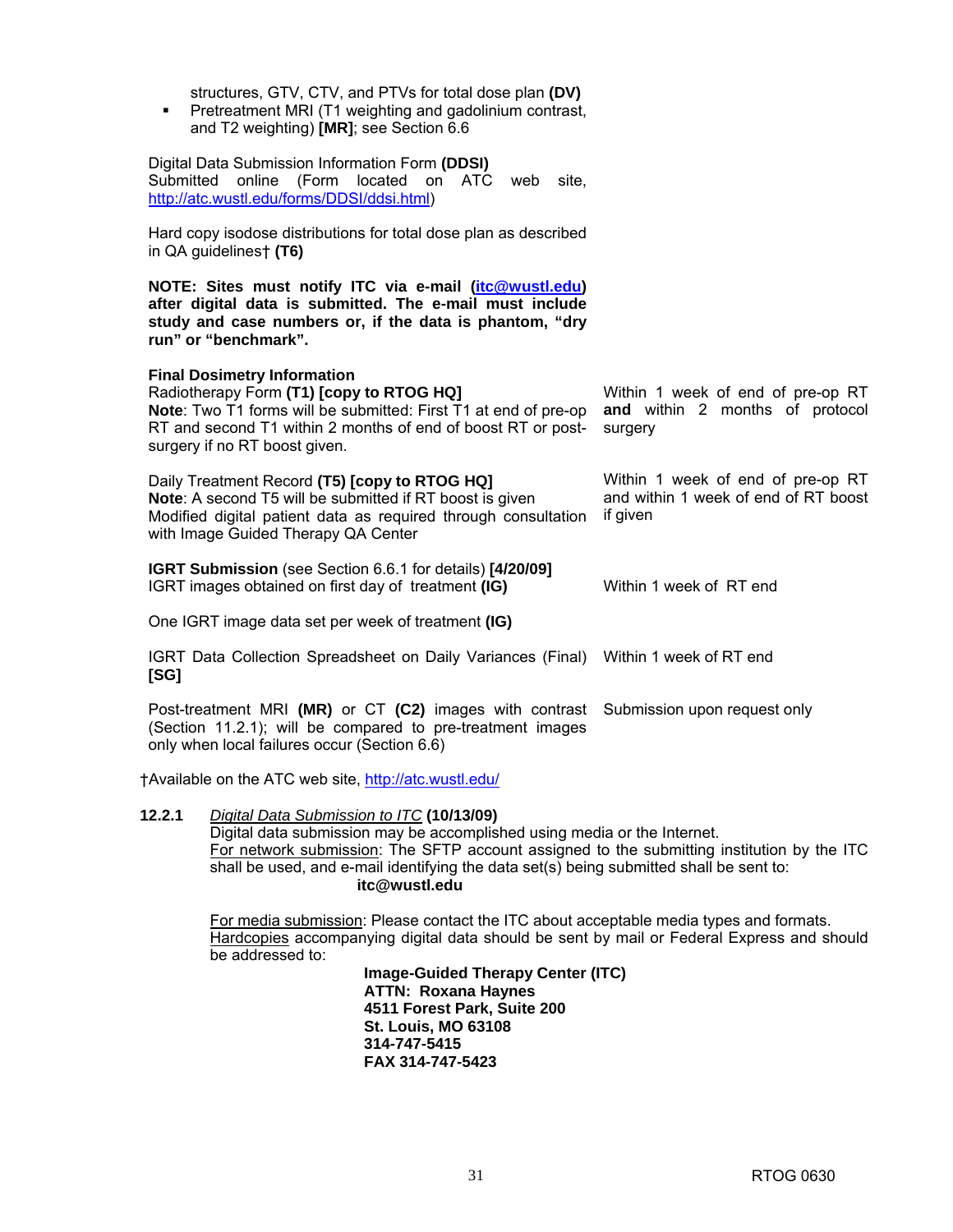| | |
|---|---|
| structures, GTV, CTV, and PTVs for total dose plan **(DV)**<br>▪ Pretreatment MRI (T1 weighting and gadolinium contrast, and T2 weighting) **[MR]**; see Section 6.6 | |
| Digital Data Submission Information Form **(DDSI)** Submitted online (Form located on ATC web site, http://atc.wustl.edu/forms/DDSI/ddsi.html) | |
| Hard copy isodose distributions for total dose plan as described in QA guidelines† **(T6)** | |
| **NOTE: Sites must notify ITC via e-mail (itc@wustl.edu) after digital data is submitted. The e-mail must include study and case numbers or, if the data is phantom, "dry run" or "benchmark".** | |
| **Final Dosimetry Information**<br>Radiotherapy Form **(T1) [copy to RTOG HQ]**<br>**Note**: Two T1 forms will be submitted: First T1 at end of pre-op RT and second T1 within 2 months of end of boost RT or post-surgery if no RT boost given. | Within 1 week of end of pre-op RT **and** within 2 months of protocol surgery |
| Daily Treatment Record **(T5) [copy to RTOG HQ]**<br>**Note**: A second T5 will be submitted if RT boost is given<br>Modified digital patient data as required through consultation with Image Guided Therapy QA Center | Within 1 week of end of pre-op RT and within 1 week of end of RT boost if given |
| **IGRT Submission** (see Section 6.6.1 for details) **[4/20/09]**<br>IGRT images obtained on first day of treatment **(IG)** | Within 1 week of RT end |
| One IGRT image data set per week of treatment **(IG)** | |
| IGRT Data Collection Spreadsheet on Daily Variances (Final) **[SG]** | Within 1 week of RT end |
| Post-treatment MRI **(MR)** or CT **(C2)** images with contrast (Section 11.2.1); will be compared to pre-treatment images only when local failures occur (Section 6.6) | Submission upon request only |

†Available on the ATC web site, http://atc.wustl.edu/

**12.2.1** *Digital Data Submission to ITC* **(10/13/09)**

Digital data submission may be accomplished using media or the Internet.

For network submission: The SFTP account assigned to the submitting institution by the ITC shall be used, and e-mail identifying the data set(s) being submitted shall be sent to:

**itc@wustl.edu**

For media submission: Please contact the ITC about acceptable media types and formats.

Hardcopies accompanying digital data should be sent by mail or Federal Express and should be addressed to:

**Image-Guided Therapy Center (ITC)**
**ATTN: Roxana Haynes**
**4511 Forest Park, Suite 200**
**St. Louis, MO 63108**
**314-747-5415**
**FAX 314-747-5423**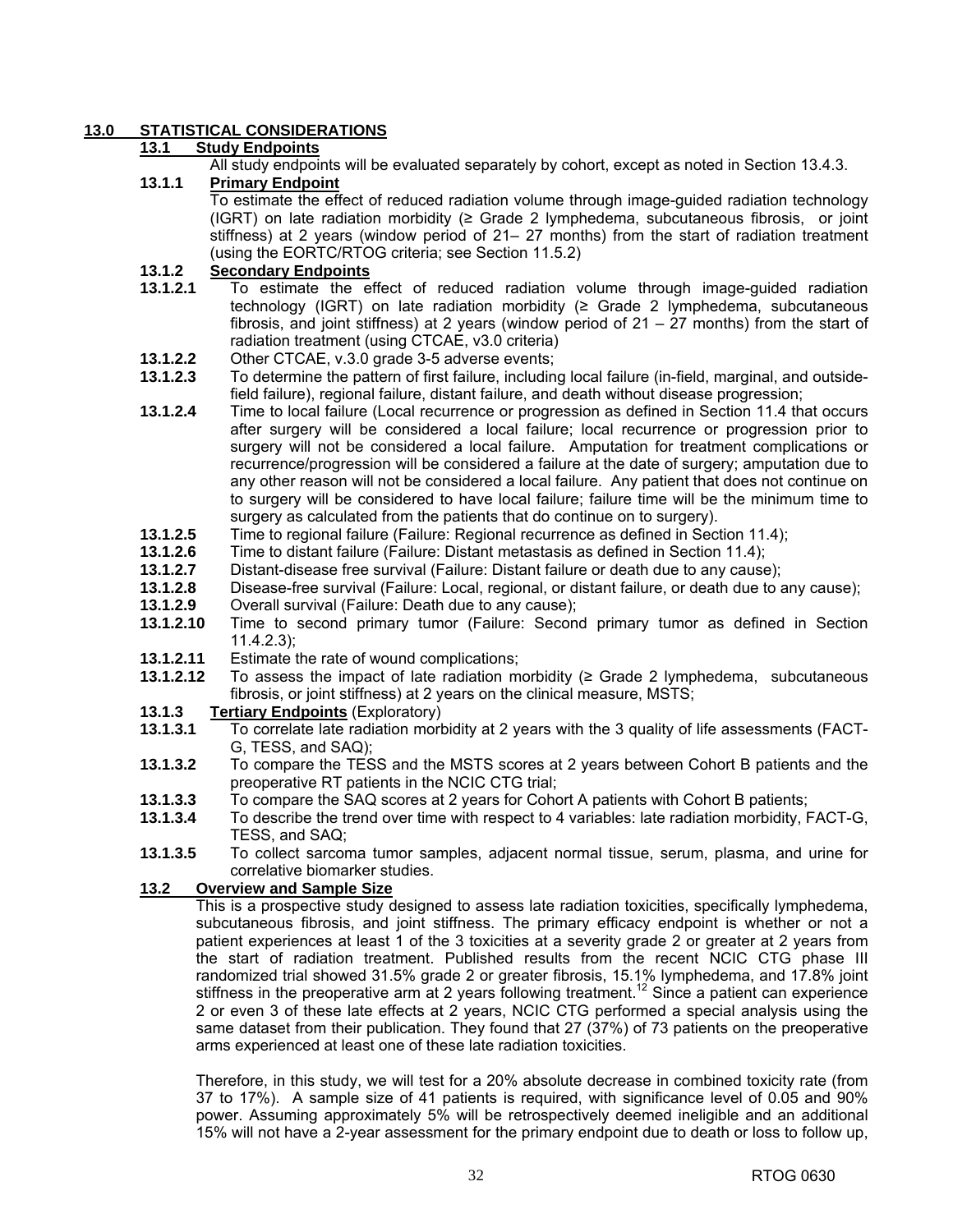## 13.0 STATISTICAL CONSIDERATIONS

### 13.1 Study Endpoints

All study endpoints will be evaluated separately by cohort, except as noted in Section 13.4.3.

#### 13.1.1 Primary Endpoint

To estimate the effect of reduced radiation volume through image-guided radiation technology (IGRT) on late radiation morbidity (≥ Grade 2 lymphedema, subcutaneous fibrosis, or joint stiffness) at 2 years (window period of 21– 27 months) from the start of radiation treatment (using the EORTC/RTOG criteria; see Section 11.5.2)

#### 13.1.2 Secondary Endpoints

**13.1.2.1** To estimate the effect of reduced radiation volume through image-guided radiation technology (IGRT) on late radiation morbidity (≥ Grade 2 lymphedema, subcutaneous fibrosis, and joint stiffness) at 2 years (window period of 21 – 27 months) from the start of radiation treatment (using CTCAE, v3.0 criteria)

**13.1.2.2** Other CTCAE, v.3.0 grade 3-5 adverse events;

**13.1.2.3** To determine the pattern of first failure, including local failure (in-field, marginal, and outside-field failure), regional failure, distant failure, and death without disease progression;

**13.1.2.4** Time to local failure (Local recurrence or progression as defined in Section 11.4 that occurs after surgery will be considered a local failure; local recurrence or progression prior to surgery will not be considered a local failure. Amputation for treatment complications or recurrence/progression will be considered a failure at the date of surgery; amputation due to any other reason will not be considered a local failure. Any patient that does not continue on to surgery will be considered to have local failure; failure time will be the minimum time to surgery as calculated from the patients that do continue on to surgery).

**13.1.2.5** Time to regional failure (Failure: Regional recurrence as defined in Section 11.4);

**13.1.2.6** Time to distant failure (Failure: Distant metastasis as defined in Section 11.4);

**13.1.2.7** Distant-disease free survival (Failure: Distant failure or death due to any cause);

**13.1.2.8** Disease-free survival (Failure: Local, regional, or distant failure, or death due to any cause);

**13.1.2.9** Overall survival (Failure: Death due to any cause);

**13.1.2.10** Time to second primary tumor (Failure: Second primary tumor as defined in Section 11.4.2.3);

**13.1.2.11** Estimate the rate of wound complications;

**13.1.2.12** To assess the impact of late radiation morbidity (≥ Grade 2 lymphedema, subcutaneous fibrosis, or joint stiffness) at 2 years on the clinical measure, MSTS;

#### 13.1.3 Tertiary Endpoints (Exploratory)

**13.1.3.1** To correlate late radiation morbidity at 2 years with the 3 quality of life assessments (FACT-G, TESS, and SAQ);

**13.1.3.2** To compare the TESS and the MSTS scores at 2 years between Cohort B patients and the preoperative RT patients in the NCIC CTG trial;

**13.1.3.3** To compare the SAQ scores at 2 years for Cohort A patients with Cohort B patients;

**13.1.3.4** To describe the trend over time with respect to 4 variables: late radiation morbidity, FACT-G, TESS, and SAQ;

**13.1.3.5** To collect sarcoma tumor samples, adjacent normal tissue, serum, plasma, and urine for correlative biomarker studies.

### 13.2 Overview and Sample Size

This is a prospective study designed to assess late radiation toxicities, specifically lymphedema, subcutaneous fibrosis, and joint stiffness. The primary efficacy endpoint is whether or not a patient experiences at least 1 of the 3 toxicities at a severity grade 2 or greater at 2 years from the start of radiation treatment. Published results from the recent NCIC CTG phase III randomized trial showed 31.5% grade 2 or greater fibrosis, 15.1% lymphedema, and 17.8% joint stiffness in the preoperative arm at 2 years following treatment.[12] Since a patient can experience 2 or even 3 of these late effects at 2 years, NCIC CTG performed a special analysis using the same dataset from their publication. They found that 27 (37%) of 73 patients on the preoperative arms experienced at least one of these late radiation toxicities.

Therefore, in this study, we will test for a 20% absolute decrease in combined toxicity rate (from 37 to 17%). A sample size of 41 patients is required, with significance level of 0.05 and 90% power. Assuming approximately 5% will be retrospectively deemed ineligible and an additional 15% will not have a 2-year assessment for the primary endpoint due to death or loss to follow up,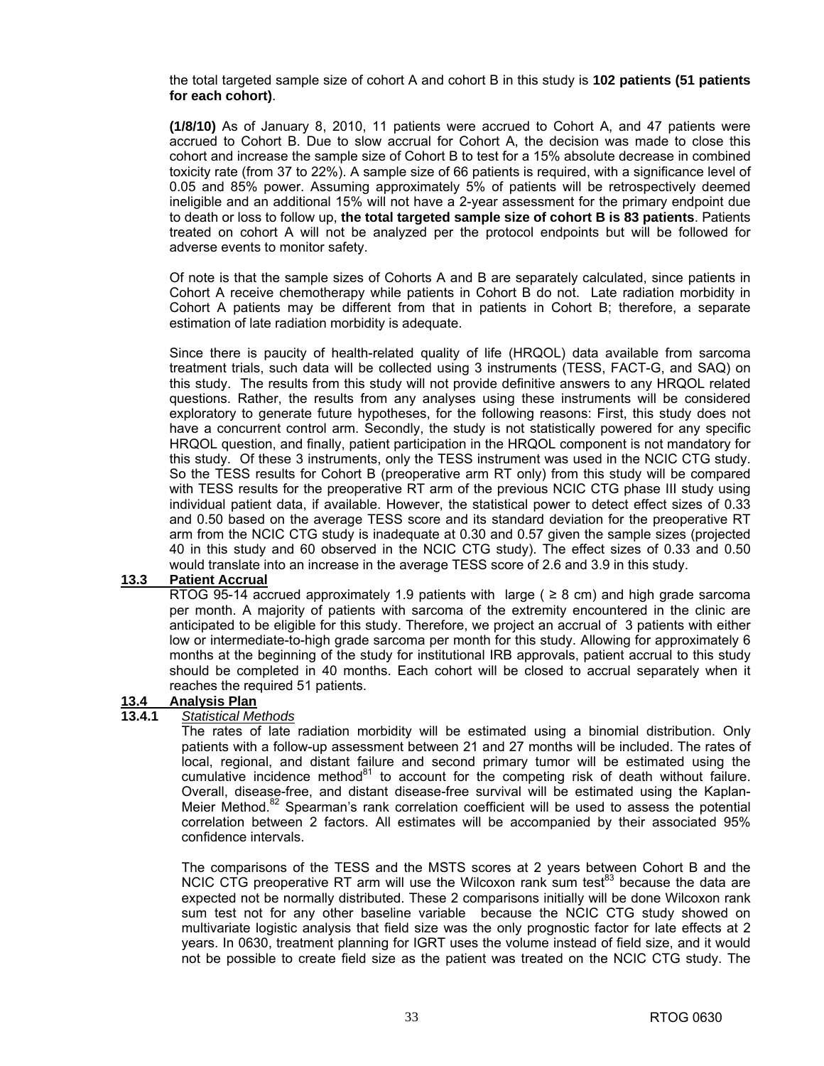the total targeted sample size of cohort A and cohort B in this study is **102 patients (51 patients for each cohort)**.

**(1/8/10)** As of January 8, 2010, 11 patients were accrued to Cohort A, and 47 patients were accrued to Cohort B. Due to slow accrual for Cohort A, the decision was made to close this cohort and increase the sample size of Cohort B to test for a 15% absolute decrease in combined toxicity rate (from 37 to 22%). A sample size of 66 patients is required, with a significance level of 0.05 and 85% power. Assuming approximately 5% of patients will be retrospectively deemed ineligible and an additional 15% will not have a 2-year assessment for the primary endpoint due to death or loss to follow up, **the total targeted sample size of cohort B is 83 patients**. Patients treated on cohort A will not be analyzed per the protocol endpoints but will be followed for adverse events to monitor safety.

Of note is that the sample sizes of Cohorts A and B are separately calculated, since patients in Cohort A receive chemotherapy while patients in Cohort B do not. Late radiation morbidity in Cohort A patients may be different from that in patients in Cohort B; therefore, a separate estimation of late radiation morbidity is adequate.

Since there is paucity of health-related quality of life (HRQOL) data available from sarcoma treatment trials, such data will be collected using 3 instruments (TESS, FACT-G, and SAQ) on this study. The results from this study will not provide definitive answers to any HRQOL related questions. Rather, the results from any analyses using these instruments will be considered exploratory to generate future hypotheses, for the following reasons: First, this study does not have a concurrent control arm. Secondly, the study is not statistically powered for any specific HRQOL question, and finally, patient participation in the HRQOL component is not mandatory for this study. Of these 3 instruments, only the TESS instrument was used in the NCIC CTG study. So the TESS results for Cohort B (preoperative arm RT only) from this study will be compared with TESS results for the preoperative RT arm of the previous NCIC CTG phase III study using individual patient data, if available. However, the statistical power to detect effect sizes of 0.33 and 0.50 based on the average TESS score and its standard deviation for the preoperative RT arm from the NCIC CTG study is inadequate at 0.30 and 0.57 given the sample sizes (projected 40 in this study and 60 observed in the NCIC CTG study). The effect sizes of 0.33 and 0.50 would translate into an increase in the average TESS score of 2.6 and 3.9 in this study.

## 13.3 Patient Accrual

RTOG 95-14 accrued approximately 1.9 patients with large ( ≥ 8 cm) and high grade sarcoma per month. A majority of patients with sarcoma of the extremity encountered in the clinic are anticipated to be eligible for this study. Therefore, we project an accrual of 3 patients with either low or intermediate-to-high grade sarcoma per month for this study. Allowing for approximately 6 months at the beginning of the study for institutional IRB approvals, patient accrual to this study should be completed in 40 months. Each cohort will be closed to accrual separately when it reaches the required 51 patients.

## 13.4 Analysis Plan

### 13.4.1 *Statistical Methods*

The rates of late radiation morbidity will be estimated using a binomial distribution. Only patients with a follow-up assessment between 21 and 27 months will be included. The rates of local, regional, and distant failure and second primary tumor will be estimated using the cumulative incidence method[81] to account for the competing risk of death without failure. Overall, disease-free, and distant disease-free survival will be estimated using the Kaplan-Meier Method.[82] Spearman's rank correlation coefficient will be used to assess the potential correlation between 2 factors. All estimates will be accompanied by their associated 95% confidence intervals.

The comparisons of the TESS and the MSTS scores at 2 years between Cohort B and the NCIC CTG preoperative RT arm will use the Wilcoxon rank sum test[83] because the data are expected not be normally distributed. These 2 comparisons initially will be done Wilcoxon rank sum test not for any other baseline variable because the NCIC CTG study showed on multivariate logistic analysis that field size was the only prognostic factor for late effects at 2 years. In 0630, treatment planning for IGRT uses the volume instead of field size, and it would not be possible to create field size as the patient was treated on the NCIC CTG study. The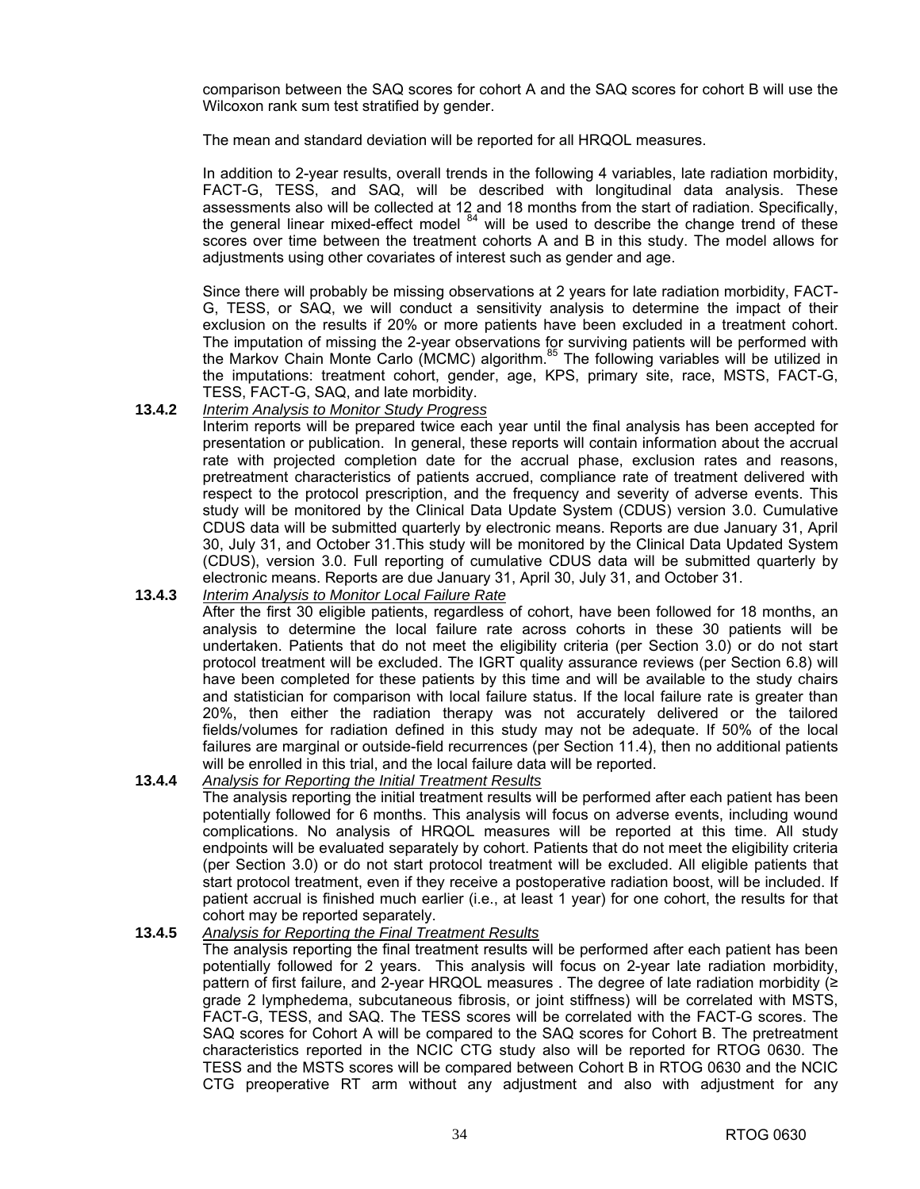comparison between the SAQ scores for cohort A and the SAQ scores for cohort B will use the Wilcoxon rank sum test stratified by gender.

The mean and standard deviation will be reported for all HRQOL measures.

In addition to 2-year results, overall trends in the following 4 variables, late radiation morbidity, FACT-G, TESS, and SAQ, will be described with longitudinal data analysis. These assessments also will be collected at 12 and 18 months from the start of radiation. Specifically, the general linear mixed-effect model [84] will be used to describe the change trend of these scores over time between the treatment cohorts A and B in this study. The model allows for adjustments using other covariates of interest such as gender and age.

Since there will probably be missing observations at 2 years for late radiation morbidity, FACT-G, TESS, or SAQ, we will conduct a sensitivity analysis to determine the impact of their exclusion on the results if 20% or more patients have been excluded in a treatment cohort. The imputation of missing the 2-year observations for surviving patients will be performed with the Markov Chain Monte Carlo (MCMC) algorithm.[85] The following variables will be utilized in the imputations: treatment cohort, gender, age, KPS, primary site, race, MSTS, FACT-G, TESS, FACT-G, SAQ, and late morbidity.

**13.4.2** *Interim Analysis to Monitor Study Progress*

Interim reports will be prepared twice each year until the final analysis has been accepted for presentation or publication. In general, these reports will contain information about the accrual rate with projected completion date for the accrual phase, exclusion rates and reasons, pretreatment characteristics of patients accrued, compliance rate of treatment delivered with respect to the protocol prescription, and the frequency and severity of adverse events. This study will be monitored by the Clinical Data Update System (CDUS) version 3.0. Cumulative CDUS data will be submitted quarterly by electronic means. Reports are due January 31, April 30, July 31, and October 31.This study will be monitored by the Clinical Data Updated System (CDUS), version 3.0. Full reporting of cumulative CDUS data will be submitted quarterly by electronic means. Reports are due January 31, April 30, July 31, and October 31.

**13.4.3** *Interim Analysis to Monitor Local Failure Rate*

After the first 30 eligible patients, regardless of cohort, have been followed for 18 months, an analysis to determine the local failure rate across cohorts in these 30 patients will be undertaken. Patients that do not meet the eligibility criteria (per Section 3.0) or do not start protocol treatment will be excluded. The IGRT quality assurance reviews (per Section 6.8) will have been completed for these patients by this time and will be available to the study chairs and statistician for comparison with local failure status. If the local failure rate is greater than 20%, then either the radiation therapy was not accurately delivered or the tailored fields/volumes for radiation defined in this study may not be adequate. If 50% of the local failures are marginal or outside-field recurrences (per Section 11.4), then no additional patients will be enrolled in this trial, and the local failure data will be reported.

**13.4.4** *Analysis for Reporting the Initial Treatment Results*

The analysis reporting the initial treatment results will be performed after each patient has been potentially followed for 6 months. This analysis will focus on adverse events, including wound complications. No analysis of HRQOL measures will be reported at this time. All study endpoints will be evaluated separately by cohort. Patients that do not meet the eligibility criteria (per Section 3.0) or do not start protocol treatment will be excluded. All eligible patients that start protocol treatment, even if they receive a postoperative radiation boost, will be included. If patient accrual is finished much earlier (i.e., at least 1 year) for one cohort, the results for that cohort may be reported separately.

**13.4.5** *Analysis for Reporting the Final Treatment Results*

The analysis reporting the final treatment results will be performed after each patient has been potentially followed for 2 years. This analysis will focus on 2-year late radiation morbidity, pattern of first failure, and 2-year HRQOL measures . The degree of late radiation morbidity (≥ grade 2 lymphedema, subcutaneous fibrosis, or joint stiffness) will be correlated with MSTS, FACT-G, TESS, and SAQ. The TESS scores will be correlated with the FACT-G scores. The SAQ scores for Cohort A will be compared to the SAQ scores for Cohort B. The pretreatment characteristics reported in the NCIC CTG study also will be reported for RTOG 0630. The TESS and the MSTS scores will be compared between Cohort B in RTOG 0630 and the NCIC CTG preoperative RT arm without any adjustment and also with adjustment for any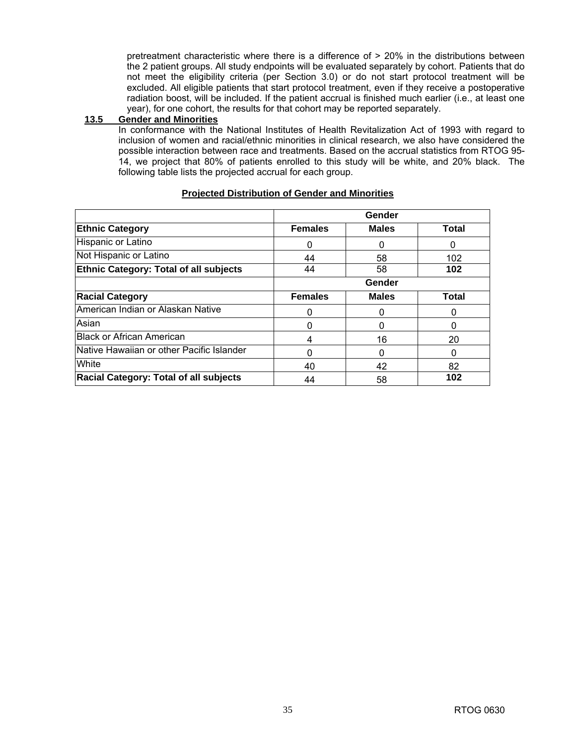pretreatment characteristic where there is a difference of > 20% in the distributions between the 2 patient groups. All study endpoints will be evaluated separately by cohort. Patients that do not meet the eligibility criteria (per Section 3.0) or do not start protocol treatment will be excluded. All eligible patients that start protocol treatment, even if they receive a postoperative radiation boost, will be included. If the patient accrual is finished much earlier (i.e., at least one year), for one cohort, the results for that cohort may be reported separately.

### 13.5 Gender and Minorities

In conformance with the National Institutes of Health Revitalization Act of 1993 with regard to inclusion of women and racial/ethnic minorities in clinical research, we also have considered the possible interaction between race and treatments. Based on the accrual statistics from RTOG 95-14, we project that 80% of patients enrolled to this study will be white, and 20% black. The following table lists the projected accrual for each group.

**Projected Distribution of Gender and Minorities**

| | Gender | | |
|---|---|---|---|
| **Ethnic Category** | **Females** | **Males** | **Total** |
| Hispanic or Latino | 0 | 0 | 0 |
| Not Hispanic or Latino | 44 | 58 | 102 |
| **Ethnic Category: Total of all subjects** | 44 | 58 | **102** |
| | **Gender** | | |
| **Racial Category** | **Females** | **Males** | **Total** |
| American Indian or Alaskan Native | 0 | 0 | 0 |
| Asian | 0 | 0 | 0 |
| Black or African American | 4 | 16 | 20 |
| Native Hawaiian or other Pacific Islander | 0 | 0 | 0 |
| White | 40 | 42 | 82 |
| **Racial Category: Total of all subjects** | 44 | 58 | **102** |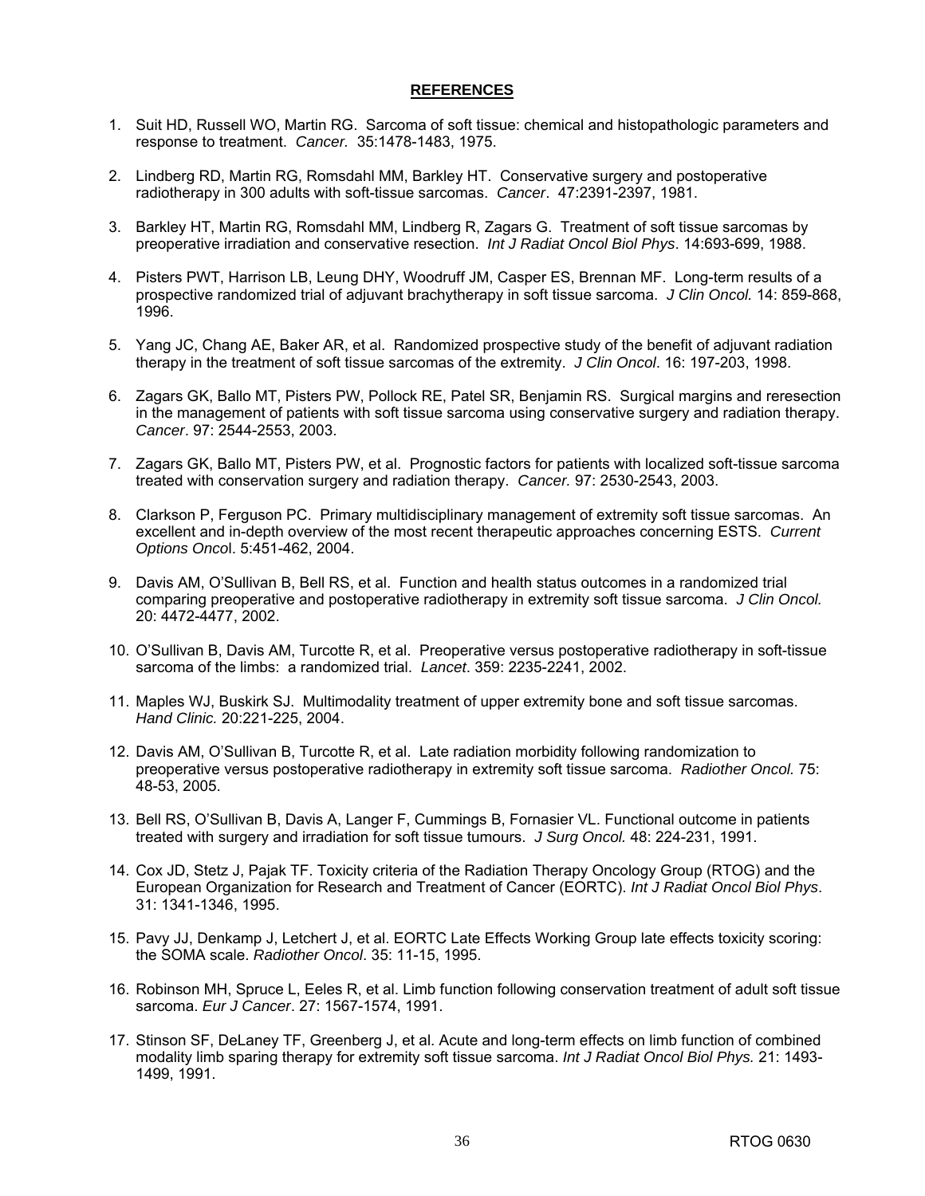## REFERENCES

1. Suit HD, Russell WO, Martin RG. Sarcoma of soft tissue: chemical and histopathologic parameters and response to treatment. *Cancer.* 35:1478-1483, 1975.

2. Lindberg RD, Martin RG, Romsdahl MM, Barkley HT. Conservative surgery and postoperative radiotherapy in 300 adults with soft-tissue sarcomas. *Cancer*. 47:2391-2397, 1981.

3. Barkley HT, Martin RG, Romsdahl MM, Lindberg R, Zagars G. Treatment of soft tissue sarcomas by preoperative irradiation and conservative resection. *Int J Radiat Oncol Biol Phys*. 14:693-699, 1988.

4. Pisters PWT, Harrison LB, Leung DHY, Woodruff JM, Casper ES, Brennan MF. Long-term results of a prospective randomized trial of adjuvant brachytherapy in soft tissue sarcoma. *J Clin Oncol.* 14: 859-868, 1996.

5. Yang JC, Chang AE, Baker AR, et al. Randomized prospective study of the benefit of adjuvant radiation therapy in the treatment of soft tissue sarcomas of the extremity. *J Clin Oncol*. 16: 197-203, 1998.

6. Zagars GK, Ballo MT, Pisters PW, Pollock RE, Patel SR, Benjamin RS. Surgical margins and reresection in the management of patients with soft tissue sarcoma using conservative surgery and radiation therapy. *Cancer*. 97: 2544-2553, 2003.

7. Zagars GK, Ballo MT, Pisters PW, et al. Prognostic factors for patients with localized soft-tissue sarcoma treated with conservation surgery and radiation therapy. *Cancer.* 97: 2530-2543, 2003.

8. Clarkson P, Ferguson PC. Primary multidisciplinary management of extremity soft tissue sarcomas. An excellent and in-depth overview of the most recent therapeutic approaches concerning ESTS. *Current Options Onco*l. 5:451-462, 2004.

9. Davis AM, O'Sullivan B, Bell RS, et al. Function and health status outcomes in a randomized trial comparing preoperative and postoperative radiotherapy in extremity soft tissue sarcoma. *J Clin Oncol.* 20: 4472-4477, 2002.

10. O'Sullivan B, Davis AM, Turcotte R, et al. Preoperative versus postoperative radiotherapy in soft-tissue sarcoma of the limbs: a randomized trial. *Lancet*. 359: 2235-2241, 2002.

11. Maples WJ, Buskirk SJ. Multimodality treatment of upper extremity bone and soft tissue sarcomas. *Hand Clinic.* 20:221-225, 2004.

12. Davis AM, O'Sullivan B, Turcotte R, et al. Late radiation morbidity following randomization to preoperative versus postoperative radiotherapy in extremity soft tissue sarcoma. *Radiother Oncol.* 75: 48-53, 2005.

13. Bell RS, O'Sullivan B, Davis A, Langer F, Cummings B, Fornasier VL. Functional outcome in patients treated with surgery and irradiation for soft tissue tumours. *J Surg Oncol.* 48: 224-231, 1991.

14. Cox JD, Stetz J, Pajak TF. Toxicity criteria of the Radiation Therapy Oncology Group (RTOG) and the European Organization for Research and Treatment of Cancer (EORTC). *Int J Radiat Oncol Biol Phys*. 31: 1341-1346, 1995.

15. Pavy JJ, Denkamp J, Letchert J, et al. EORTC Late Effects Working Group late effects toxicity scoring: the SOMA scale. *Radiother Oncol*. 35: 11-15, 1995.

16. Robinson MH, Spruce L, Eeles R, et al. Limb function following conservation treatment of adult soft tissue sarcoma. *Eur J Cancer*. 27: 1567-1574, 1991.

17. Stinson SF, DeLaney TF, Greenberg J, et al. Acute and long-term effects on limb function of combined modality limb sparing therapy for extremity soft tissue sarcoma. *Int J Radiat Oncol Biol Phys.* 21: 1493-1499, 1991.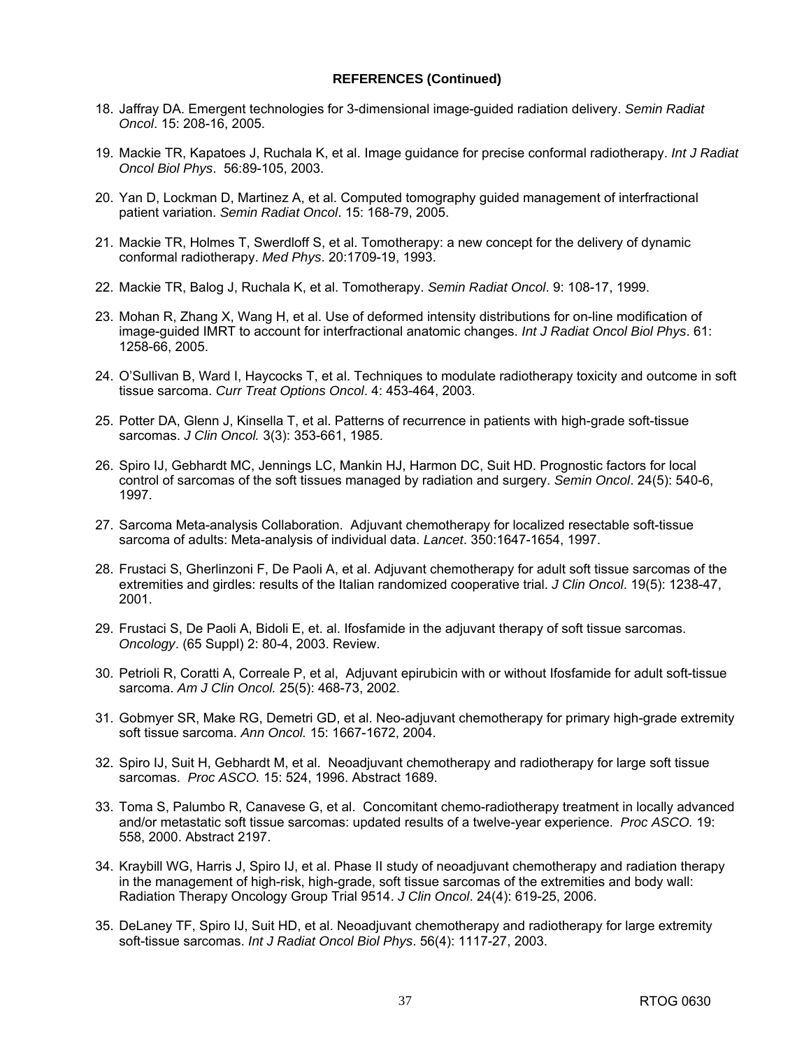**REFERENCES (Continued)**

18. Jaffray DA. Emergent technologies for 3-dimensional image-guided radiation delivery. *Semin Radiat Oncol*. 15: 208-16, 2005.

19. Mackie TR, Kapatoes J, Ruchala K, et al. Image guidance for precise conformal radiotherapy. *Int J Radiat Oncol Biol Phys*. 56:89-105, 2003.

20. Yan D, Lockman D, Martinez A, et al. Computed tomography guided management of interfractional patient variation. *Semin Radiat Oncol*. 15: 168-79, 2005.

21. Mackie TR, Holmes T, Swerdloff S, et al. Tomotherapy: a new concept for the delivery of dynamic conformal radiotherapy. *Med Phys*. 20:1709-19, 1993.

22. Mackie TR, Balog J, Ruchala K, et al. Tomotherapy. *Semin Radiat Oncol*. 9: 108-17, 1999.

23. Mohan R, Zhang X, Wang H, et al. Use of deformed intensity distributions for on-line modification of image-guided IMRT to account for interfractional anatomic changes. *Int J Radiat Oncol Biol Phys*. 61: 1258-66, 2005.

24. O'Sullivan B, Ward I, Haycocks T, et al. Techniques to modulate radiotherapy toxicity and outcome in soft tissue sarcoma. *Curr Treat Options Oncol*. 4: 453-464, 2003.

25. Potter DA, Glenn J, Kinsella T, et al. Patterns of recurrence in patients with high-grade soft-tissue sarcomas. *J Clin Oncol.* 3(3): 353-661, 1985.

26. Spiro IJ, Gebhardt MC, Jennings LC, Mankin HJ, Harmon DC, Suit HD. Prognostic factors for local control of sarcomas of the soft tissues managed by radiation and surgery. *Semin Oncol*. 24(5): 540-6, 1997.

27. Sarcoma Meta-analysis Collaboration. Adjuvant chemotherapy for localized resectable soft-tissue sarcoma of adults: Meta-analysis of individual data. *Lancet*. 350:1647-1654, 1997.

28. Frustaci S, Gherlinzoni F, De Paoli A, et al. Adjuvant chemotherapy for adult soft tissue sarcomas of the extremities and girdles: results of the Italian randomized cooperative trial. *J Clin Oncol*. 19(5): 1238-47, 2001.

29. Frustaci S, De Paoli A, Bidoli E, et. al. Ifosfamide in the adjuvant therapy of soft tissue sarcomas. *Oncology*. (65 Suppl) 2: 80-4, 2003. Review.

30. Petrioli R, Coratti A, Correale P, et al, Adjuvant epirubicin with or without Ifosfamide for adult soft-tissue sarcoma. *Am J Clin Oncol.* 25(5): 468-73, 2002.

31. Gobmyer SR, Make RG, Demetri GD, et al. Neo-adjuvant chemotherapy for primary high-grade extremity soft tissue sarcoma. *Ann Oncol.* 15: 1667-1672, 2004.

32. Spiro IJ, Suit H, Gebhardt M, et al. Neoadjuvant chemotherapy and radiotherapy for large soft tissue sarcomas. *Proc ASCO.* 15: 524, 1996. Abstract 1689.

33. Toma S, Palumbo R, Canavese G, et al. Concomitant chemo-radiotherapy treatment in locally advanced and/or metastatic soft tissue sarcomas: updated results of a twelve-year experience. *Proc ASCO.* 19: 558, 2000. Abstract 2197.

34. Kraybill WG, Harris J, Spiro IJ, et al. Phase II study of neoadjuvant chemotherapy and radiation therapy in the management of high-risk, high-grade, soft tissue sarcomas of the extremities and body wall: Radiation Therapy Oncology Group Trial 9514. *J Clin Oncol*. 24(4): 619-25, 2006.

35. DeLaney TF, Spiro IJ, Suit HD, et al. Neoadjuvant chemotherapy and radiotherapy for large extremity soft-tissue sarcomas. *Int J Radiat Oncol Biol Phys*. 56(4): 1117-27, 2003.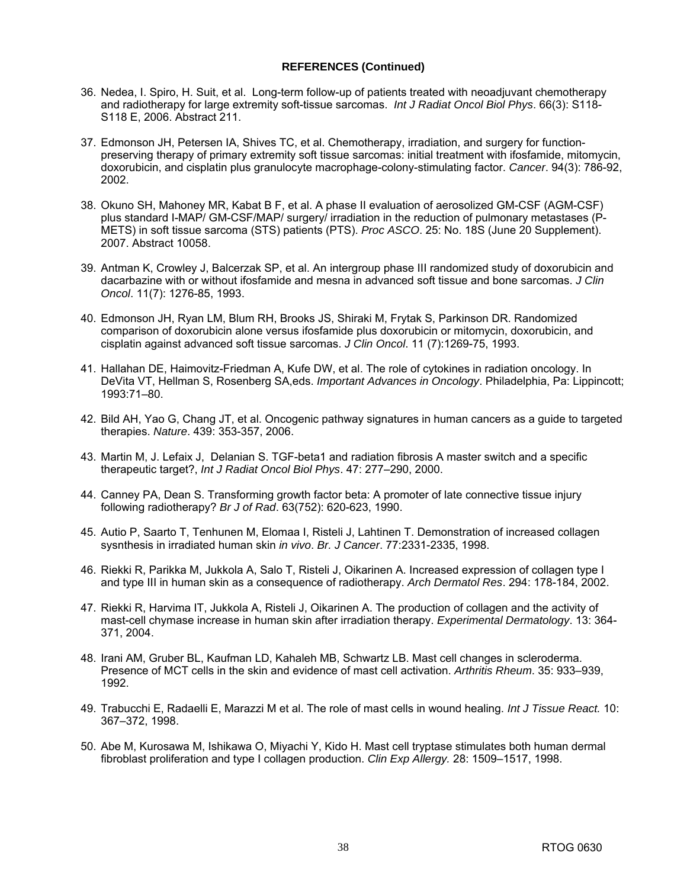**REFERENCES (Continued)**

36. Nedea, I. Spiro, H. Suit, et al. Long-term follow-up of patients treated with neoadjuvant chemotherapy and radiotherapy for large extremity soft-tissue sarcomas. *Int J Radiat Oncol Biol Phys*. 66(3): S118-S118 E, 2006. Abstract 211.

37. Edmonson JH, Petersen IA, Shives TC, et al. Chemotherapy, irradiation, and surgery for function-preserving therapy of primary extremity soft tissue sarcomas: initial treatment with ifosfamide, mitomycin, doxorubicin, and cisplatin plus granulocyte macrophage-colony-stimulating factor. *Cancer*. 94(3): 786-92, 2002.

38. Okuno SH, Mahoney MR, Kabat B F, et al. A phase II evaluation of aerosolized GM-CSF (AGM-CSF) plus standard I-MAP/ GM-CSF/MAP/ surgery/ irradiation in the reduction of pulmonary metastases (P-METS) in soft tissue sarcoma (STS) patients (PTS). *Proc ASCO*. 25: No. 18S (June 20 Supplement). 2007. Abstract 10058.

39. Antman K, Crowley J, Balcerzak SP, et al. An intergroup phase III randomized study of doxorubicin and dacarbazine with or without ifosfamide and mesna in advanced soft tissue and bone sarcomas. *J Clin Oncol*. 11(7): 1276-85, 1993.

40. Edmonson JH, Ryan LM, Blum RH, Brooks JS, Shiraki M, Frytak S, Parkinson DR. Randomized comparison of doxorubicin alone versus ifosfamide plus doxorubicin or mitomycin, doxorubicin, and cisplatin against advanced soft tissue sarcomas. *J Clin Oncol*. 11 (7):1269-75, 1993.

41. Hallahan DE, Haimovitz-Friedman A, Kufe DW, et al. The role of cytokines in radiation oncology. In DeVita VT, Hellman S, Rosenberg SA,eds. *Important Advances in Oncology*. Philadelphia, Pa: Lippincott; 1993:71–80.

42. Bild AH, Yao G, Chang JT, et al. Oncogenic pathway signatures in human cancers as a guide to targeted therapies. *Nature*. 439: 353-357, 2006.

43. Martin M, J. Lefaix J, Delanian S. TGF-beta1 and radiation fibrosis A master switch and a specific therapeutic target?, *Int J Radiat Oncol Biol Phys*. 47: 277–290, 2000.

44. Canney PA, Dean S. Transforming growth factor beta: A promoter of late connective tissue injury following radiotherapy? *Br J of Rad*. 63(752): 620-623, 1990.

45. Autio P, Saarto T, Tenhunen M, Elomaa I, Risteli J, Lahtinen T. Demonstration of increased collagen sysnthesis in irradiated human skin *in vivo*. *Br. J Cancer*. 77:2331-2335, 1998.

46. Riekki R, Parikka M, Jukkola A, Salo T, Risteli J, Oikarinen A. Increased expression of collagen type I and type III in human skin as a consequence of radiotherapy. *Arch Dermatol Res*. 294: 178-184, 2002.

47. Riekki R, Harvima IT, Jukkola A, Risteli J, Oikarinen A. The production of collagen and the activity of mast-cell chymase increase in human skin after irradiation therapy. *Experimental Dermatology*. 13: 364-371, 2004.

48. Irani AM, Gruber BL, Kaufman LD, Kahaleh MB, Schwartz LB. Mast cell changes in scleroderma. Presence of MCT cells in the skin and evidence of mast cell activation. *Arthritis Rheum*. 35: 933–939, 1992.

49. Trabucchi E, Radaelli E, Marazzi M et al. The role of mast cells in wound healing. *Int J Tissue React.* 10: 367–372, 1998.

50. Abe M, Kurosawa M, Ishikawa O, Miyachi Y, Kido H. Mast cell tryptase stimulates both human dermal fibroblast proliferation and type I collagen production. *Clin Exp Allergy.* 28: 1509–1517, 1998.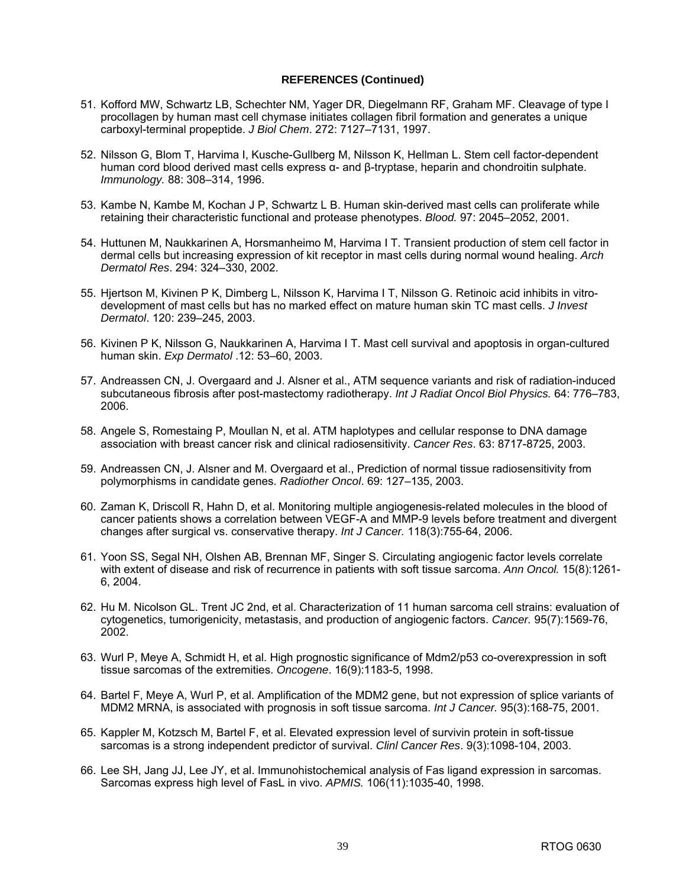**REFERENCES (Continued)**

51. Kofford MW, Schwartz LB, Schechter NM, Yager DR, Diegelmann RF, Graham MF. Cleavage of type I procollagen by human mast cell chymase initiates collagen fibril formation and generates a unique carboxyl-terminal propeptide. *J Biol Chem*. 272: 7127–7131, 1997.

52. Nilsson G, Blom T, Harvima I, Kusche-Gullberg M, Nilsson K, Hellman L. Stem cell factor-dependent human cord blood derived mast cells express α- and β-tryptase, heparin and chondroitin sulphate. *Immunology.* 88: 308–314, 1996.

53. Kambe N, Kambe M, Kochan J P, Schwartz L B. Human skin-derived mast cells can proliferate while retaining their characteristic functional and protease phenotypes. *Blood.* 97: 2045–2052, 2001.

54. Huttunen M, Naukkarinen A, Horsmanheimo M, Harvima I T. Transient production of stem cell factor in dermal cells but increasing expression of kit receptor in mast cells during normal wound healing. *Arch Dermatol Res*. 294: 324–330, 2002.

55. Hjertson M, Kivinen P K, Dimberg L, Nilsson K, Harvima I T, Nilsson G. Retinoic acid inhibits in vitro-development of mast cells but has no marked effect on mature human skin TC mast cells. *J Invest Dermatol*. 120: 239–245, 2003.

56. Kivinen P K, Nilsson G, Naukkarinen A, Harvima I T. Mast cell survival and apoptosis in organ-cultured human skin. *Exp Dermatol* .12: 53–60, 2003.

57. Andreassen CN, J. Overgaard and J. Alsner et al., ATM sequence variants and risk of radiation-induced subcutaneous fibrosis after post-mastectomy radiotherapy. *Int J Radiat Oncol Biol Physics.* 64: 776–783, 2006.

58. Angele S, Romestaing P, Moullan N, et al. ATM haplotypes and cellular response to DNA damage association with breast cancer risk and clinical radiosensitivity. *Cancer Res*. 63: 8717-8725, 2003.

59. Andreassen CN, J. Alsner and M. Overgaard et al., Prediction of normal tissue radiosensitivity from polymorphisms in candidate genes. *Radiother Oncol*. 69: 127–135, 2003.

60. Zaman K, Driscoll R, Hahn D, et al. Monitoring multiple angiogenesis-related molecules in the blood of cancer patients shows a correlation between VEGF-A and MMP-9 levels before treatment and divergent changes after surgical vs. conservative therapy. *Int J Cancer.* 118(3):755-64, 2006.

61. Yoon SS, Segal NH, Olshen AB, Brennan MF, Singer S. Circulating angiogenic factor levels correlate with extent of disease and risk of recurrence in patients with soft tissue sarcoma. *Ann Oncol.* 15(8):1261-6, 2004.

62. Hu M. Nicolson GL. Trent JC 2nd, et al. Characterization of 11 human sarcoma cell strains: evaluation of cytogenetics, tumorigenicity, metastasis, and production of angiogenic factors. *Cancer.* 95(7):1569-76, 2002.

63. Wurl P, Meye A, Schmidt H, et al. High prognostic significance of Mdm2/p53 co-overexpression in soft tissue sarcomas of the extremities. *Oncogene*. 16(9):1183-5, 1998.

64. Bartel F, Meye A, Wurl P, et al. Amplification of the MDM2 gene, but not expression of splice variants of MDM2 MRNA, is associated with prognosis in soft tissue sarcoma. *Int J Cancer.* 95(3):168-75, 2001.

65. Kappler M, Kotzsch M, Bartel F, et al. Elevated expression level of survivin protein in soft-tissue sarcomas is a strong independent predictor of survival. *Clinl Cancer Res*. 9(3):1098-104, 2003.

66. Lee SH, Jang JJ, Lee JY, et al. Immunohistochemical analysis of Fas ligand expression in sarcomas. Sarcomas express high level of FasL in vivo. *APMIS.* 106(11):1035-40, 1998.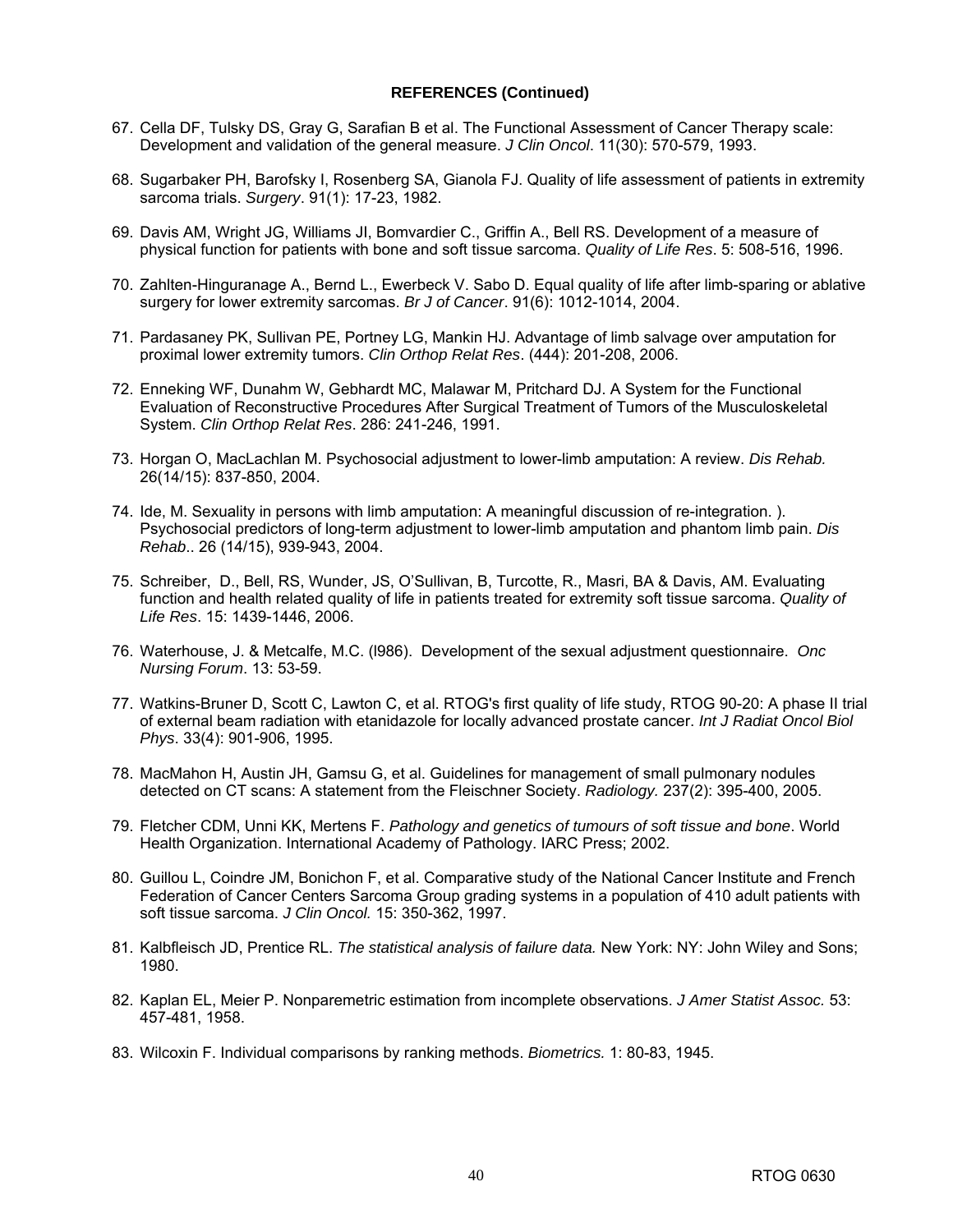**REFERENCES (Continued)**

67. Cella DF, Tulsky DS, Gray G, Sarafian B et al. The Functional Assessment of Cancer Therapy scale: Development and validation of the general measure. *J Clin Oncol*. 11(30): 570-579, 1993.

68. Sugarbaker PH, Barofsky I, Rosenberg SA, Gianola FJ. Quality of life assessment of patients in extremity sarcoma trials. *Surgery*. 91(1): 17-23, 1982.

69. Davis AM, Wright JG, Williams JI, Bomvardier C., Griffin A., Bell RS. Development of a measure of physical function for patients with bone and soft tissue sarcoma. *Quality of Life Res*. 5: 508-516, 1996.

70. Zahlten-Hinguranage A., Bernd L., Ewerbeck V. Sabo D. Equal quality of life after limb-sparing or ablative surgery for lower extremity sarcomas. *Br J of Cancer*. 91(6): 1012-1014, 2004.

71. Pardasaney PK, Sullivan PE, Portney LG, Mankin HJ. Advantage of limb salvage over amputation for proximal lower extremity tumors. *Clin Orthop Relat Res*. (444): 201-208, 2006.

72. Enneking WF, Dunahm W, Gebhardt MC, Malawar M, Pritchard DJ. A System for the Functional Evaluation of Reconstructive Procedures After Surgical Treatment of Tumors of the Musculoskeletal System. *Clin Orthop Relat Res*. 286: 241-246, 1991.

73. Horgan O, MacLachlan M. Psychosocial adjustment to lower-limb amputation: A review. *Dis Rehab.* 26(14/15): 837-850, 2004.

74. Ide, M. Sexuality in persons with limb amputation: A meaningful discussion of re-integration. ). Psychosocial predictors of long-term adjustment to lower-limb amputation and phantom limb pain. *Dis Rehab*.. 26 (14/15), 939-943, 2004.

75. Schreiber, D., Bell, RS, Wunder, JS, O'Sullivan, B, Turcotte, R., Masri, BA & Davis, AM. Evaluating function and health related quality of life in patients treated for extremity soft tissue sarcoma. *Quality of Life Res*. 15: 1439-1446, 2006.

76. Waterhouse, J. & Metcalfe, M.C. (l986). Development of the sexual adjustment questionnaire. *Onc Nursing Forum*. 13: 53-59.

77. Watkins-Bruner D, Scott C, Lawton C, et al. RTOG's first quality of life study, RTOG 90-20: A phase II trial of external beam radiation with etanidazole for locally advanced prostate cancer. *Int J Radiat Oncol Biol Phys*. 33(4): 901-906, 1995.

78. MacMahon H, Austin JH, Gamsu G, et al. Guidelines for management of small pulmonary nodules detected on CT scans: A statement from the Fleischner Society. *Radiology.* 237(2): 395-400, 2005.

79. Fletcher CDM, Unni KK, Mertens F. *Pathology and genetics of tumours of soft tissue and bone*. World Health Organization. International Academy of Pathology. IARC Press; 2002.

80. Guillou L, Coindre JM, Bonichon F, et al. Comparative study of the National Cancer Institute and French Federation of Cancer Centers Sarcoma Group grading systems in a population of 410 adult patients with soft tissue sarcoma. *J Clin Oncol.* 15: 350-362, 1997.

81. Kalbfleisch JD, Prentice RL. *The statistical analysis of failure data.* New York: NY: John Wiley and Sons; 1980.

82. Kaplan EL, Meier P. Nonparemetric estimation from incomplete observations. *J Amer Statist Assoc.* 53: 457-481, 1958.

83. Wilcoxin F. Individual comparisons by ranking methods. *Biometrics.* 1: 80-83, 1945.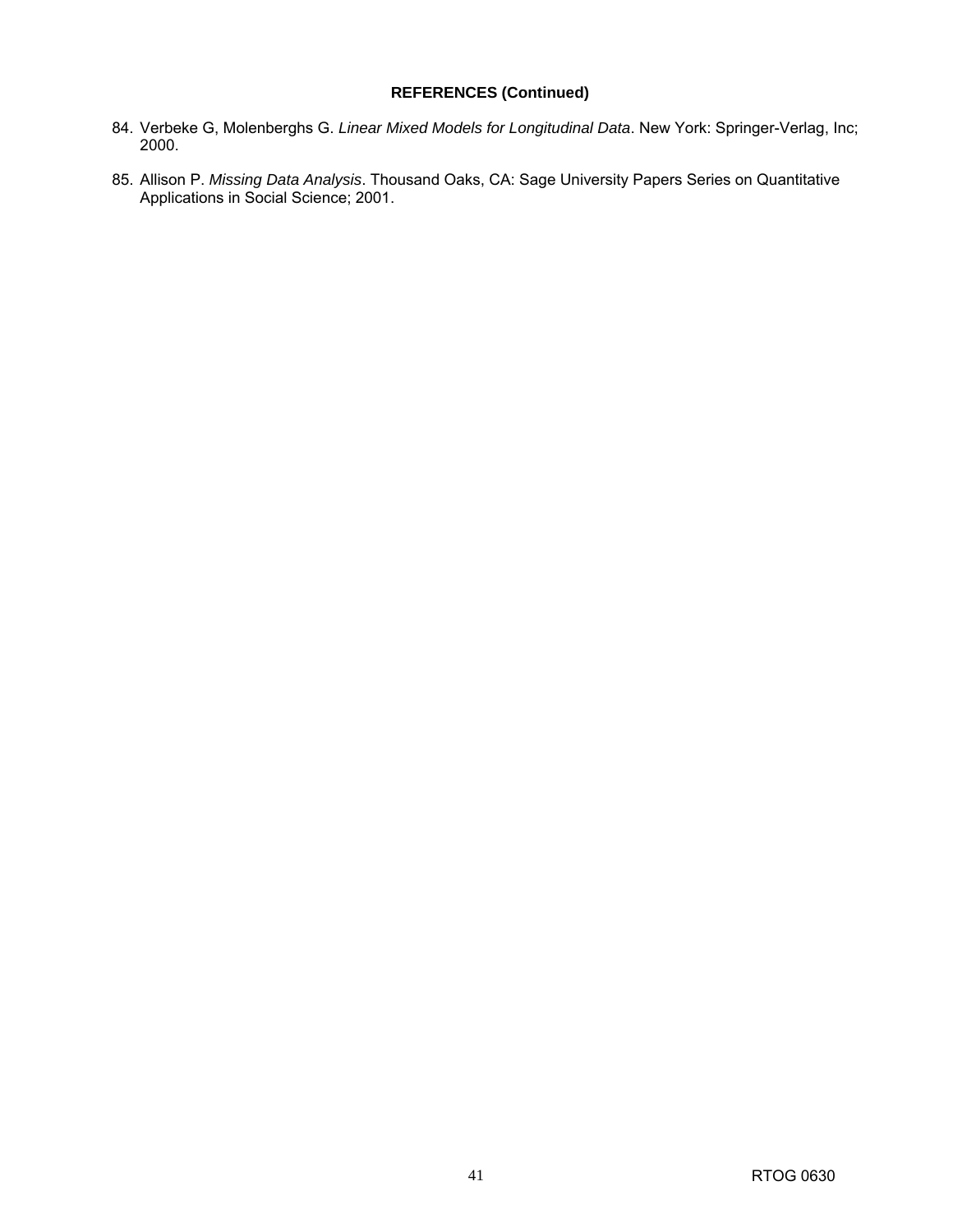**REFERENCES (Continued)**

84. Verbeke G, Molenberghs G. *Linear Mixed Models for Longitudinal Data*. New York: Springer-Verlag, Inc; 2000.

85. Allison P. *Missing Data Analysis*. Thousand Oaks, CA: Sage University Papers Series on Quantitative Applications in Social Science; 2001.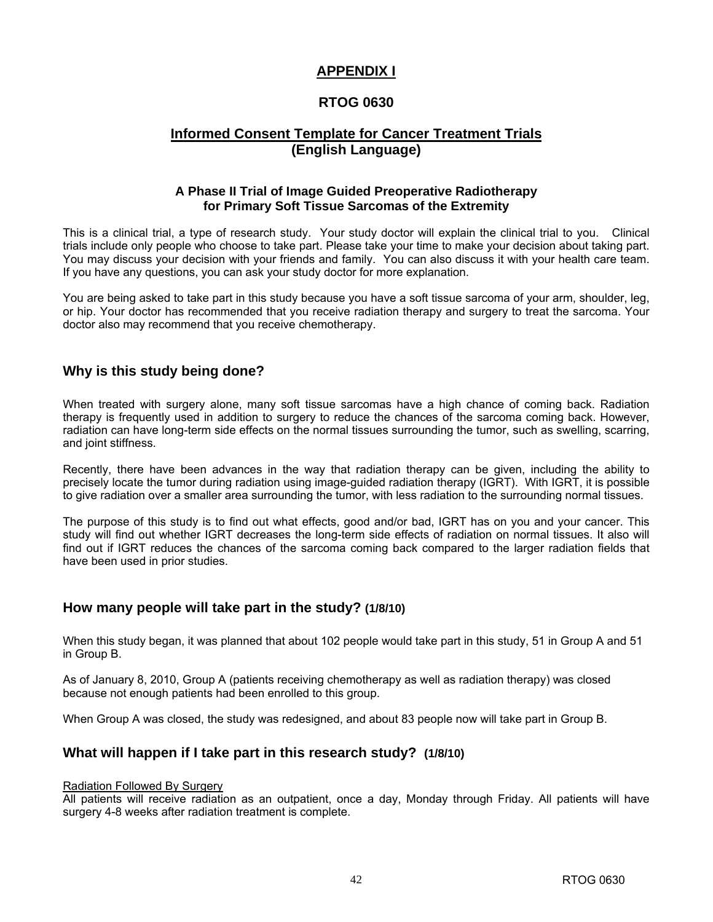# APPENDIX I

## RTOG 0630

## Informed Consent Template for Cancer Treatment Trials (English Language)

### A Phase II Trial of Image Guided Preoperative Radiotherapy for Primary Soft Tissue Sarcomas of the Extremity

This is a clinical trial, a type of research study. Your study doctor will explain the clinical trial to you. Clinical trials include only people who choose to take part. Please take your time to make your decision about taking part. You may discuss your decision with your friends and family. You can also discuss it with your health care team. If you have any questions, you can ask your study doctor for more explanation.

You are being asked to take part in this study because you have a soft tissue sarcoma of your arm, shoulder, leg, or hip. Your doctor has recommended that you receive radiation therapy and surgery to treat the sarcoma. Your doctor also may recommend that you receive chemotherapy.

## Why is this study being done?

When treated with surgery alone, many soft tissue sarcomas have a high chance of coming back. Radiation therapy is frequently used in addition to surgery to reduce the chances of the sarcoma coming back. However, radiation can have long-term side effects on the normal tissues surrounding the tumor, such as swelling, scarring, and joint stiffness.

Recently, there have been advances in the way that radiation therapy can be given, including the ability to precisely locate the tumor during radiation using image-guided radiation therapy (IGRT). With IGRT, it is possible to give radiation over a smaller area surrounding the tumor, with less radiation to the surrounding normal tissues.

The purpose of this study is to find out what effects, good and/or bad, IGRT has on you and your cancer. This study will find out whether IGRT decreases the long-term side effects of radiation on normal tissues. It also will find out if IGRT reduces the chances of the sarcoma coming back compared to the larger radiation fields that have been used in prior studies.

## How many people will take part in the study? (1/8/10)

When this study began, it was planned that about 102 people would take part in this study, 51 in Group A and 51 in Group B.

As of January 8, 2010, Group A (patients receiving chemotherapy as well as radiation therapy) was closed because not enough patients had been enrolled to this group.

When Group A was closed, the study was redesigned, and about 83 people now will take part in Group B.

## What will happen if I take part in this research study? (1/8/10)

Radiation Followed By Surgery

All patients will receive radiation as an outpatient, once a day, Monday through Friday. All patients will have surgery 4-8 weeks after radiation treatment is complete.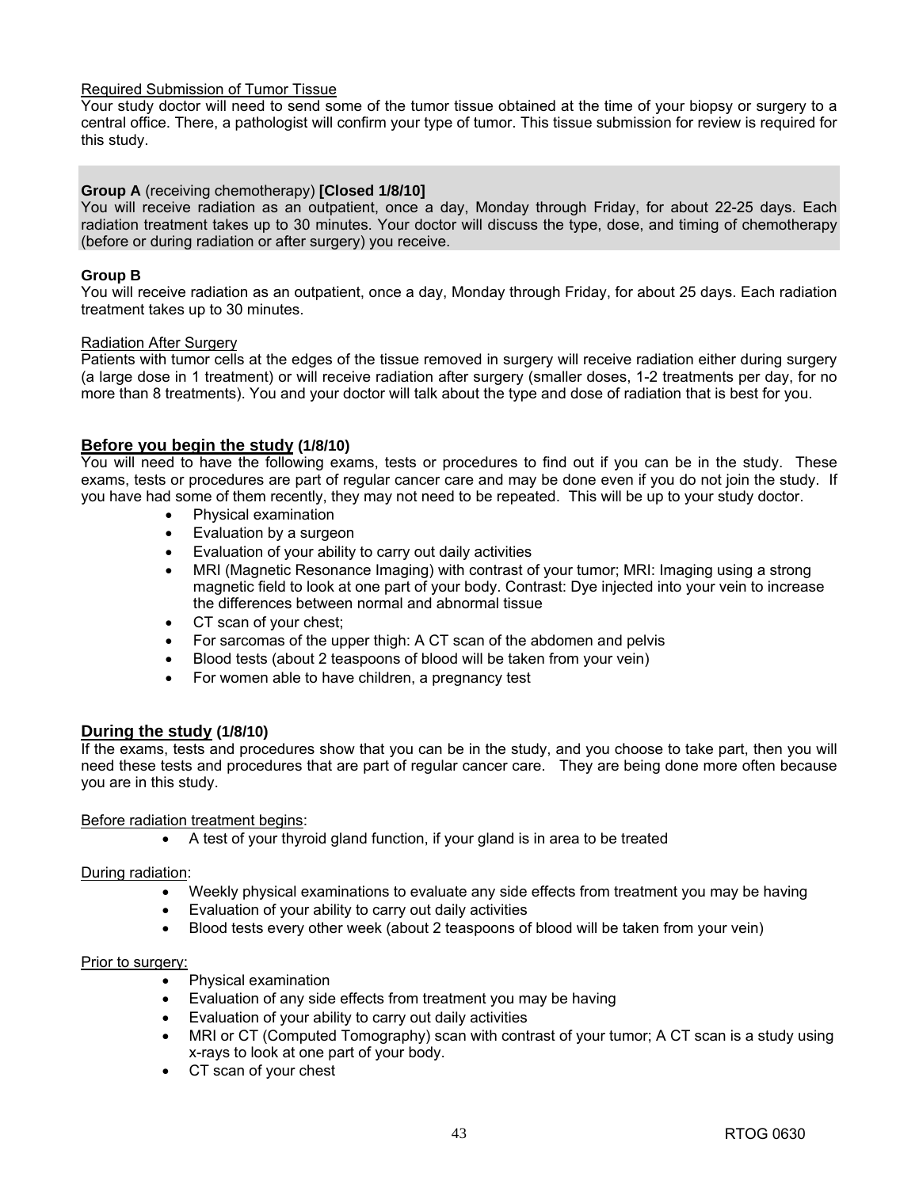Required Submission of Tumor Tissue

Your study doctor will need to send some of the tumor tissue obtained at the time of your biopsy or surgery to a central office. There, a pathologist will confirm your type of tumor. This tissue submission for review is required for this study.

**Group A** (receiving chemotherapy) **[Closed 1/8/10]**

You will receive radiation as an outpatient, once a day, Monday through Friday, for about 22-25 days. Each radiation treatment takes up to 30 minutes. Your doctor will discuss the type, dose, and timing of chemotherapy (before or during radiation or after surgery) you receive.

**Group B**

You will receive radiation as an outpatient, once a day, Monday through Friday, for about 25 days. Each radiation treatment takes up to 30 minutes.

Radiation After Surgery

Patients with tumor cells at the edges of the tissue removed in surgery will receive radiation either during surgery (a large dose in 1 treatment) or will receive radiation after surgery (smaller doses, 1-2 treatments per day, for no more than 8 treatments). You and your doctor will talk about the type and dose of radiation that is best for you.

## Before you begin the study (1/8/10)

You will need to have the following exams, tests or procedures to find out if you can be in the study. These exams, tests or procedures are part of regular cancer care and may be done even if you do not join the study. If you have had some of them recently, they may not need to be repeated. This will be up to your study doctor.

- Physical examination
- Evaluation by a surgeon
- Evaluation of your ability to carry out daily activities
- MRI (Magnetic Resonance Imaging) with contrast of your tumor; MRI: Imaging using a strong magnetic field to look at one part of your body. Contrast: Dye injected into your vein to increase the differences between normal and abnormal tissue
- CT scan of your chest;
- For sarcomas of the upper thigh: A CT scan of the abdomen and pelvis
- Blood tests (about 2 teaspoons of blood will be taken from your vein)
- For women able to have children, a pregnancy test

## During the study (1/8/10)

If the exams, tests and procedures show that you can be in the study, and you choose to take part, then you will need these tests and procedures that are part of regular cancer care. They are being done more often because you are in this study.

Before radiation treatment begins:

- A test of your thyroid gland function, if your gland is in area to be treated

During radiation:

- Weekly physical examinations to evaluate any side effects from treatment you may be having
- Evaluation of your ability to carry out daily activities
- Blood tests every other week (about 2 teaspoons of blood will be taken from your vein)

Prior to surgery:

- Physical examination
- Evaluation of any side effects from treatment you may be having
- Evaluation of your ability to carry out daily activities
- MRI or CT (Computed Tomography) scan with contrast of your tumor; A CT scan is a study using x-rays to look at one part of your body.
- CT scan of your chest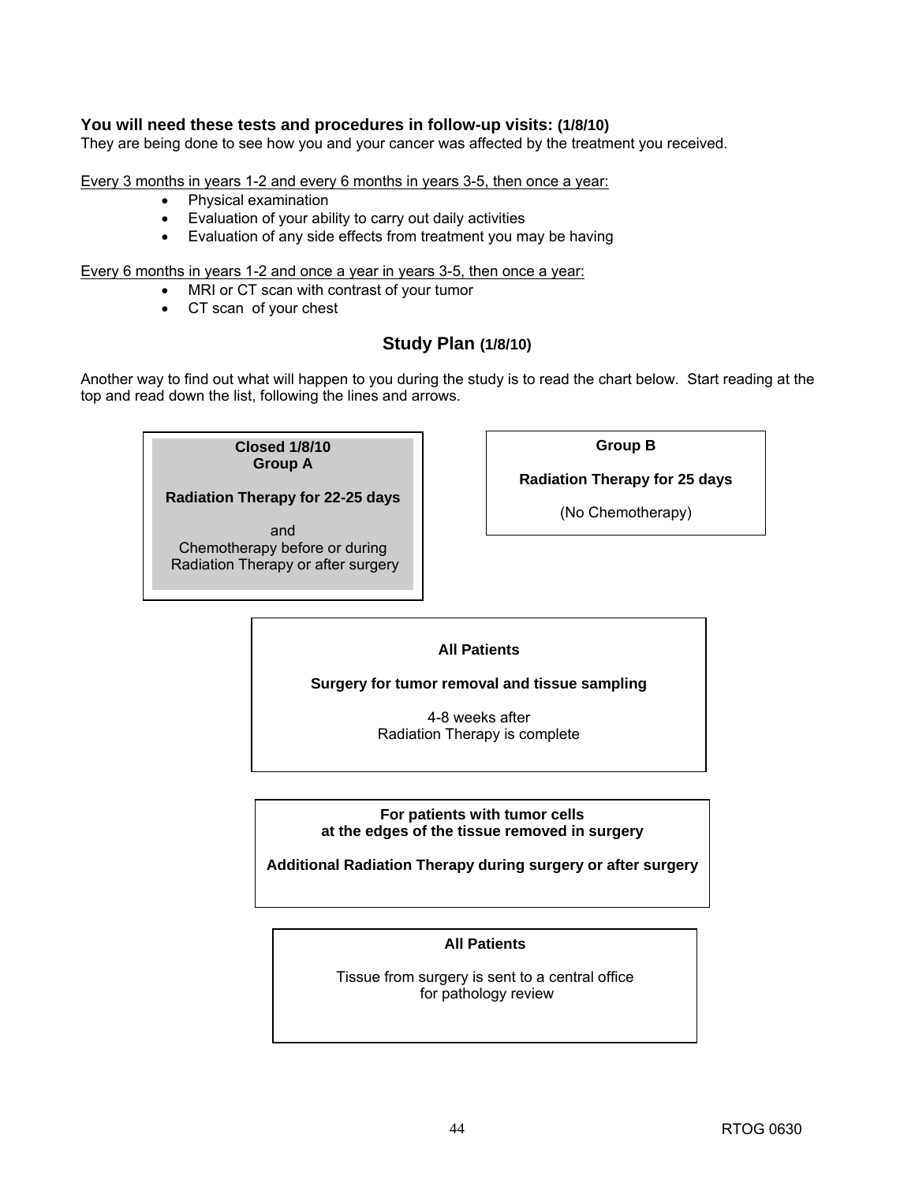**You will need these tests and procedures in follow-up visits: (1/8/10)**
They are being done to see how you and your cancer was affected by the treatment you received.

Every 3 months in years 1-2 and every 6 months in years 3-5, then once a year:

- Physical examination
- Evaluation of your ability to carry out daily activities
- Evaluation of any side effects from treatment you may be having

Every 6 months in years 1-2 and once a year in years 3-5, then once a year:

- MRI or CT scan with contrast of your tumor
- CT scan of your chest

## Study Plan (1/8/10)

Another way to find out what will happen to you during the study is to read the chart below. Start reading at the top and read down the list, following the lines and arrows.

**Closed 1/8/10**
**Group A**

**Radiation Therapy for 22-25 days**

and
Chemotherapy before or during Radiation Therapy or after surgery

**Group B**

**Radiation Therapy for 25 days**

(No Chemotherapy)

**All Patients**

**Surgery for tumor removal and tissue sampling**

4-8 weeks after
Radiation Therapy is complete

**For patients with tumor cells at the edges of the tissue removed in surgery**

**Additional Radiation Therapy during surgery or after surgery**

**All Patients**

Tissue from surgery is sent to a central office for pathology review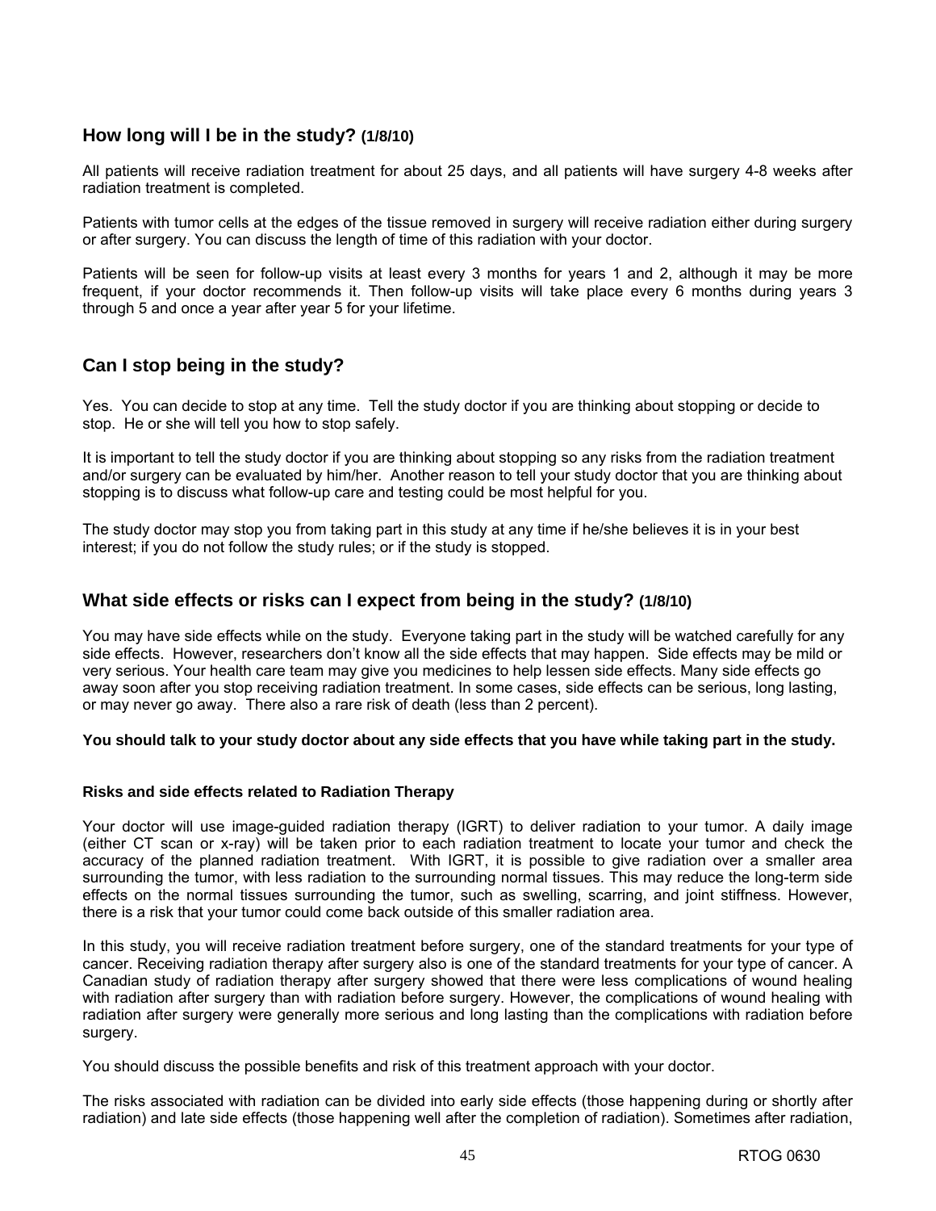## How long will I be in the study? (1/8/10)

All patients will receive radiation treatment for about 25 days, and all patients will have surgery 4-8 weeks after radiation treatment is completed.

Patients with tumor cells at the edges of the tissue removed in surgery will receive radiation either during surgery or after surgery. You can discuss the length of time of this radiation with your doctor.

Patients will be seen for follow-up visits at least every 3 months for years 1 and 2, although it may be more frequent, if your doctor recommends it. Then follow-up visits will take place every 6 months during years 3 through 5 and once a year after year 5 for your lifetime.

## Can I stop being in the study?

Yes. You can decide to stop at any time. Tell the study doctor if you are thinking about stopping or decide to stop. He or she will tell you how to stop safely.

It is important to tell the study doctor if you are thinking about stopping so any risks from the radiation treatment and/or surgery can be evaluated by him/her. Another reason to tell your study doctor that you are thinking about stopping is to discuss what follow-up care and testing could be most helpful for you.

The study doctor may stop you from taking part in this study at any time if he/she believes it is in your best interest; if you do not follow the study rules; or if the study is stopped.

## What side effects or risks can I expect from being in the study? (1/8/10)

You may have side effects while on the study. Everyone taking part in the study will be watched carefully for any side effects. However, researchers don't know all the side effects that may happen. Side effects may be mild or very serious. Your health care team may give you medicines to help lessen side effects. Many side effects go away soon after you stop receiving radiation treatment. In some cases, side effects can be serious, long lasting, or may never go away. There also a rare risk of death (less than 2 percent).

**You should talk to your study doctor about any side effects that you have while taking part in the study.**

#### Risks and side effects related to Radiation Therapy

Your doctor will use image-guided radiation therapy (IGRT) to deliver radiation to your tumor. A daily image (either CT scan or x-ray) will be taken prior to each radiation treatment to locate your tumor and check the accuracy of the planned radiation treatment. With IGRT, it is possible to give radiation over a smaller area surrounding the tumor, with less radiation to the surrounding normal tissues. This may reduce the long-term side effects on the normal tissues surrounding the tumor, such as swelling, scarring, and joint stiffness. However, there is a risk that your tumor could come back outside of this smaller radiation area.

In this study, you will receive radiation treatment before surgery, one of the standard treatments for your type of cancer. Receiving radiation therapy after surgery also is one of the standard treatments for your type of cancer. A Canadian study of radiation therapy after surgery showed that there were less complications of wound healing with radiation after surgery than with radiation before surgery. However, the complications of wound healing with radiation after surgery were generally more serious and long lasting than the complications with radiation before surgery.

You should discuss the possible benefits and risk of this treatment approach with your doctor.

The risks associated with radiation can be divided into early side effects (those happening during or shortly after radiation) and late side effects (those happening well after the completion of radiation). Sometimes after radiation,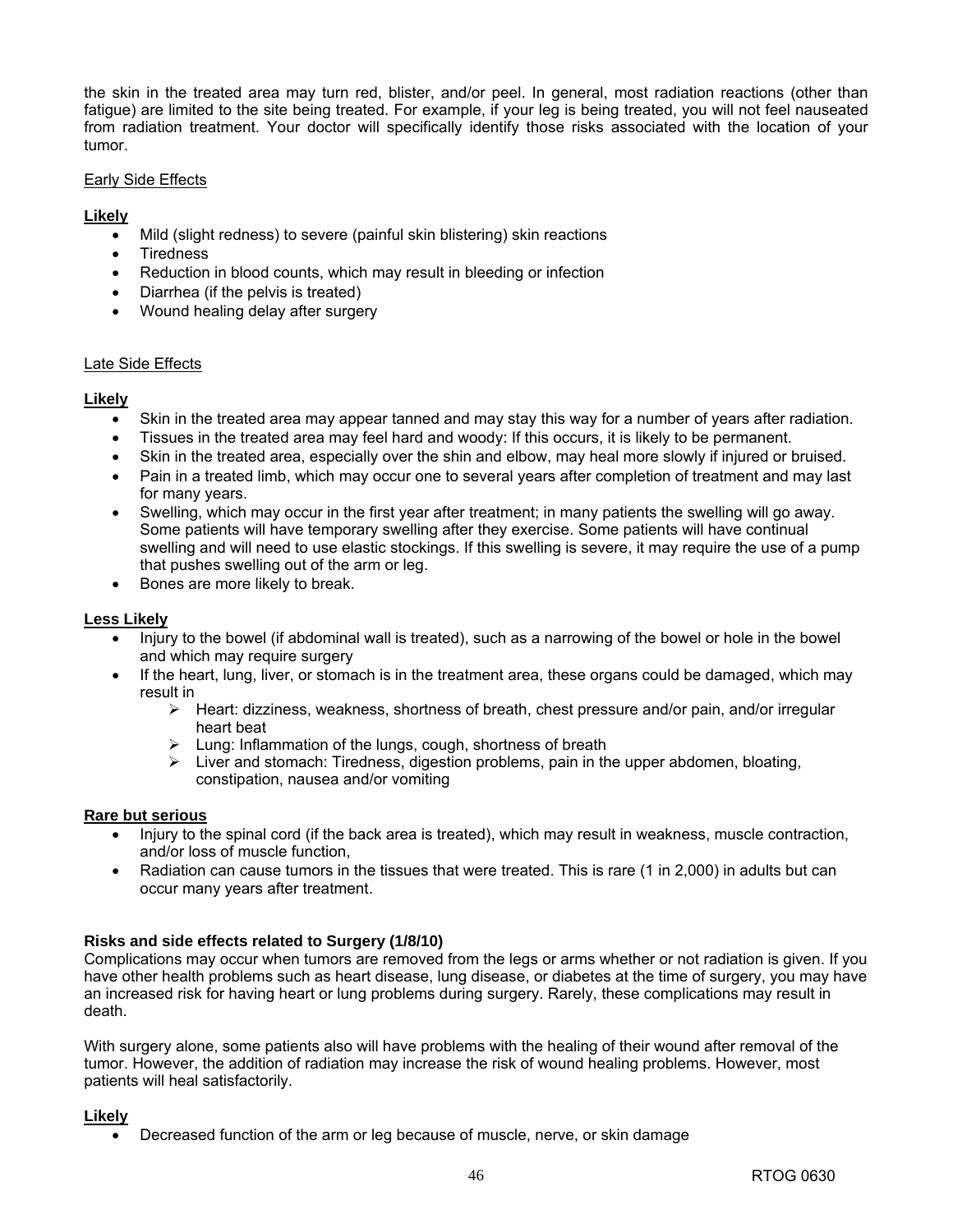the skin in the treated area may turn red, blister, and/or peel. In general, most radiation reactions (other than fatigue) are limited to the site being treated. For example, if your leg is being treated, you will not feel nauseated from radiation treatment. Your doctor will specifically identify those risks associated with the location of your tumor.

Early Side Effects

**Likely**

- Mild (slight redness) to severe (painful skin blistering) skin reactions
- Tiredness
- Reduction in blood counts, which may result in bleeding or infection
- Diarrhea (if the pelvis is treated)
- Wound healing delay after surgery

Late Side Effects

**Likely**

- Skin in the treated area may appear tanned and may stay this way for a number of years after radiation.
- Tissues in the treated area may feel hard and woody: If this occurs, it is likely to be permanent.
- Skin in the treated area, especially over the shin and elbow, may heal more slowly if injured or bruised.
- Pain in a treated limb, which may occur one to several years after completion of treatment and may last for many years.
- Swelling, which may occur in the first year after treatment; in many patients the swelling will go away. Some patients will have temporary swelling after they exercise. Some patients will have continual swelling and will need to use elastic stockings. If this swelling is severe, it may require the use of a pump that pushes swelling out of the arm or leg.
- Bones are more likely to break.

**Less Likely**

- Injury to the bowel (if abdominal wall is treated), such as a narrowing of the bowel or hole in the bowel and which may require surgery
- If the heart, lung, liver, or stomach is in the treatment area, these organs could be damaged, which may result in
  - Heart: dizziness, weakness, shortness of breath, chest pressure and/or pain, and/or irregular heart beat
  - Lung: Inflammation of the lungs, cough, shortness of breath
  - Liver and stomach: Tiredness, digestion problems, pain in the upper abdomen, bloating, constipation, nausea and/or vomiting

**Rare but serious**

- Injury to the spinal cord (if the back area is treated), which may result in weakness, muscle contraction, and/or loss of muscle function,
- Radiation can cause tumors in the tissues that were treated. This is rare (1 in 2,000) in adults but can occur many years after treatment.

**Risks and side effects related to Surgery (1/8/10)**

Complications may occur when tumors are removed from the legs or arms whether or not radiation is given. If you have other health problems such as heart disease, lung disease, or diabetes at the time of surgery, you may have an increased risk for having heart or lung problems during surgery. Rarely, these complications may result in death.

With surgery alone, some patients also will have problems with the healing of their wound after removal of the tumor. However, the addition of radiation may increase the risk of wound healing problems. However, most patients will heal satisfactorily.

**Likely**

- Decreased function of the arm or leg because of muscle, nerve, or skin damage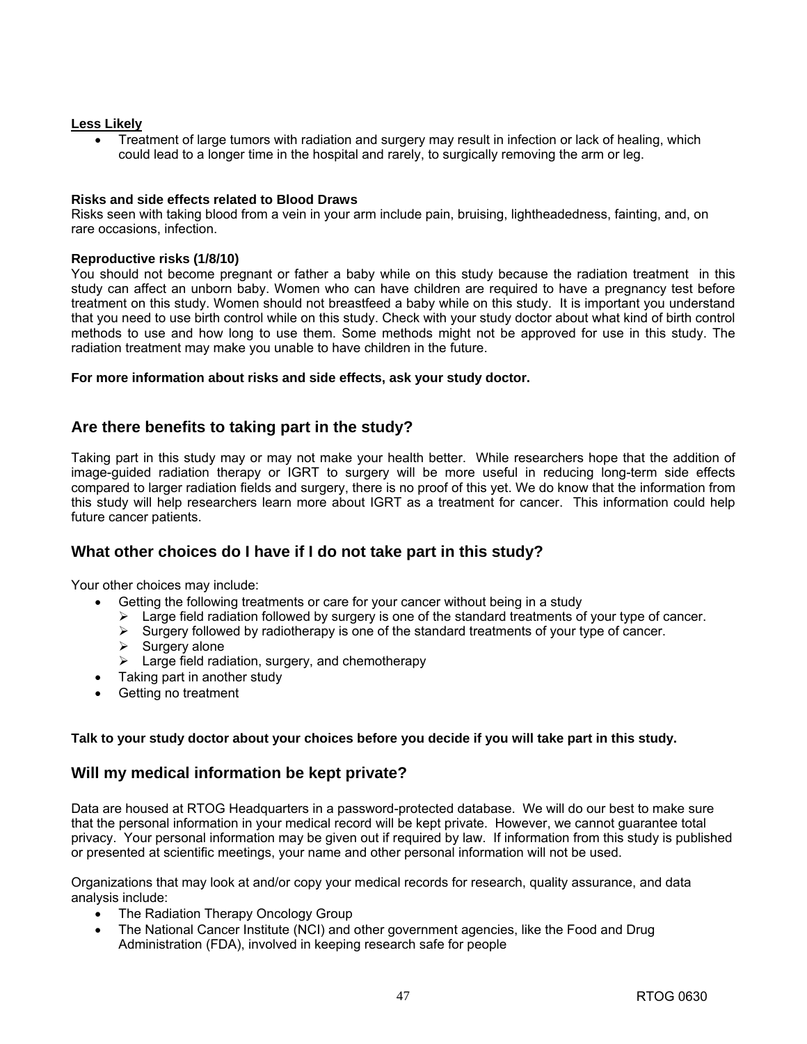**Less Likely**

- Treatment of large tumors with radiation and surgery may result in infection or lack of healing, which could lead to a longer time in the hospital and rarely, to surgically removing the arm or leg.

**Risks and side effects related to Blood Draws**

Risks seen with taking blood from a vein in your arm include pain, bruising, lightheadedness, fainting, and, on rare occasions, infection.

**Reproductive risks (1/8/10)**

You should not become pregnant or father a baby while on this study because the radiation treatment in this study can affect an unborn baby. Women who can have children are required to have a pregnancy test before treatment on this study. Women should not breastfeed a baby while on this study. It is important you understand that you need to use birth control while on this study. Check with your study doctor about what kind of birth control methods to use and how long to use them. Some methods might not be approved for use in this study. The radiation treatment may make you unable to have children in the future.

**For more information about risks and side effects, ask your study doctor.**

## Are there benefits to taking part in the study?

Taking part in this study may or may not make your health better. While researchers hope that the addition of image-guided radiation therapy or IGRT to surgery will be more useful in reducing long-term side effects compared to larger radiation fields and surgery, there is no proof of this yet. We do know that the information from this study will help researchers learn more about IGRT as a treatment for cancer. This information could help future cancer patients.

## What other choices do I have if I do not take part in this study?

Your other choices may include:

- Getting the following treatments or care for your cancer without being in a study
  - Large field radiation followed by surgery is one of the standard treatments of your type of cancer.
  - Surgery followed by radiotherapy is one of the standard treatments of your type of cancer.
  - Surgery alone
  - Large field radiation, surgery, and chemotherapy
- Taking part in another study
- Getting no treatment

**Talk to your study doctor about your choices before you decide if you will take part in this study.**

## Will my medical information be kept private?

Data are housed at RTOG Headquarters in a password-protected database. We will do our best to make sure that the personal information in your medical record will be kept private. However, we cannot guarantee total privacy. Your personal information may be given out if required by law. If information from this study is published or presented at scientific meetings, your name and other personal information will not be used.

Organizations that may look at and/or copy your medical records for research, quality assurance, and data analysis include:

- The Radiation Therapy Oncology Group
- The National Cancer Institute (NCI) and other government agencies, like the Food and Drug Administration (FDA), involved in keeping research safe for people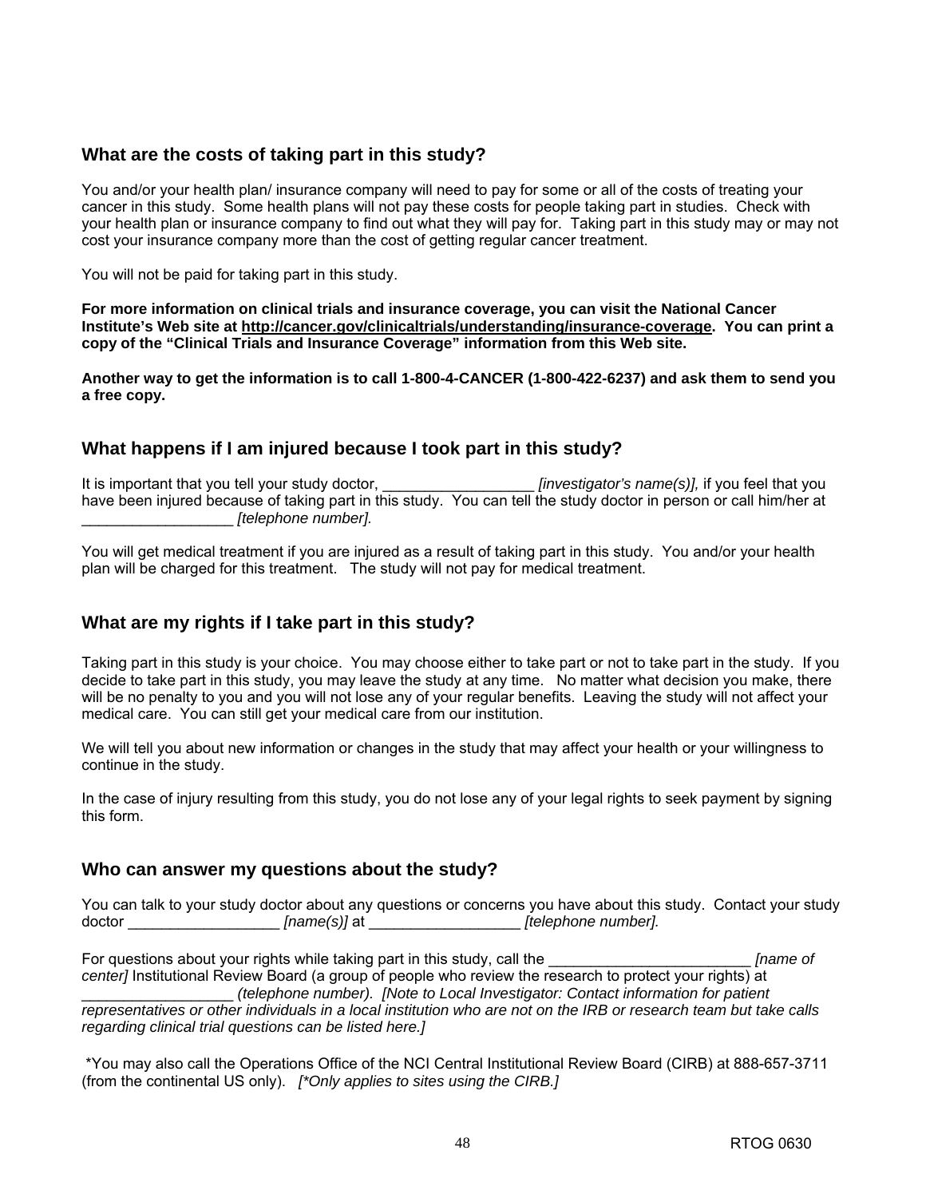## What are the costs of taking part in this study?

You and/or your health plan/ insurance company will need to pay for some or all of the costs of treating your cancer in this study. Some health plans will not pay these costs for people taking part in studies. Check with your health plan or insurance company to find out what they will pay for. Taking part in this study may or may not cost your insurance company more than the cost of getting regular cancer treatment.

You will not be paid for taking part in this study.

**For more information on clinical trials and insurance coverage, you can visit the National Cancer Institute's Web site at http://cancer.gov/clinicaltrials/understanding/insurance-coverage. You can print a copy of the "Clinical Trials and Insurance Coverage" information from this Web site.**

**Another way to get the information is to call 1-800-4-CANCER (1-800-422-6237) and ask them to send you a free copy.**

## What happens if I am injured because I took part in this study?

It is important that you tell your study doctor, __________________ *[investigator's name(s)],* if you feel that you have been injured because of taking part in this study. You can tell the study doctor in person or call him/her at __________________ *[telephone number].*

You will get medical treatment if you are injured as a result of taking part in this study. You and/or your health plan will be charged for this treatment. The study will not pay for medical treatment.

## What are my rights if I take part in this study?

Taking part in this study is your choice. You may choose either to take part or not to take part in the study. If you decide to take part in this study, you may leave the study at any time. No matter what decision you make, there will be no penalty to you and you will not lose any of your regular benefits. Leaving the study will not affect your medical care. You can still get your medical care from our institution.

We will tell you about new information or changes in the study that may affect your health or your willingness to continue in the study.

In the case of injury resulting from this study, you do not lose any of your legal rights to seek payment by signing this form.

## Who can answer my questions about the study?

You can talk to your study doctor about any questions or concerns you have about this study. Contact your study doctor __________________ *[name(s)]* at __________________ *[telephone number].*

For questions about your rights while taking part in this study, call the ________________________ *[name of center]* Institutional Review Board (a group of people who review the research to protect your rights) at __________________ *(telephone number). [Note to Local Investigator: Contact information for patient representatives or other individuals in a local institution who are not on the IRB or research team but take calls regarding clinical trial questions can be listed here.]*

*You may also call the Operations Office of the NCI Central Institutional Review Board (CIRB) at 888-657-3711 (from the continental US only). *[*Only applies to sites using the CIRB.]*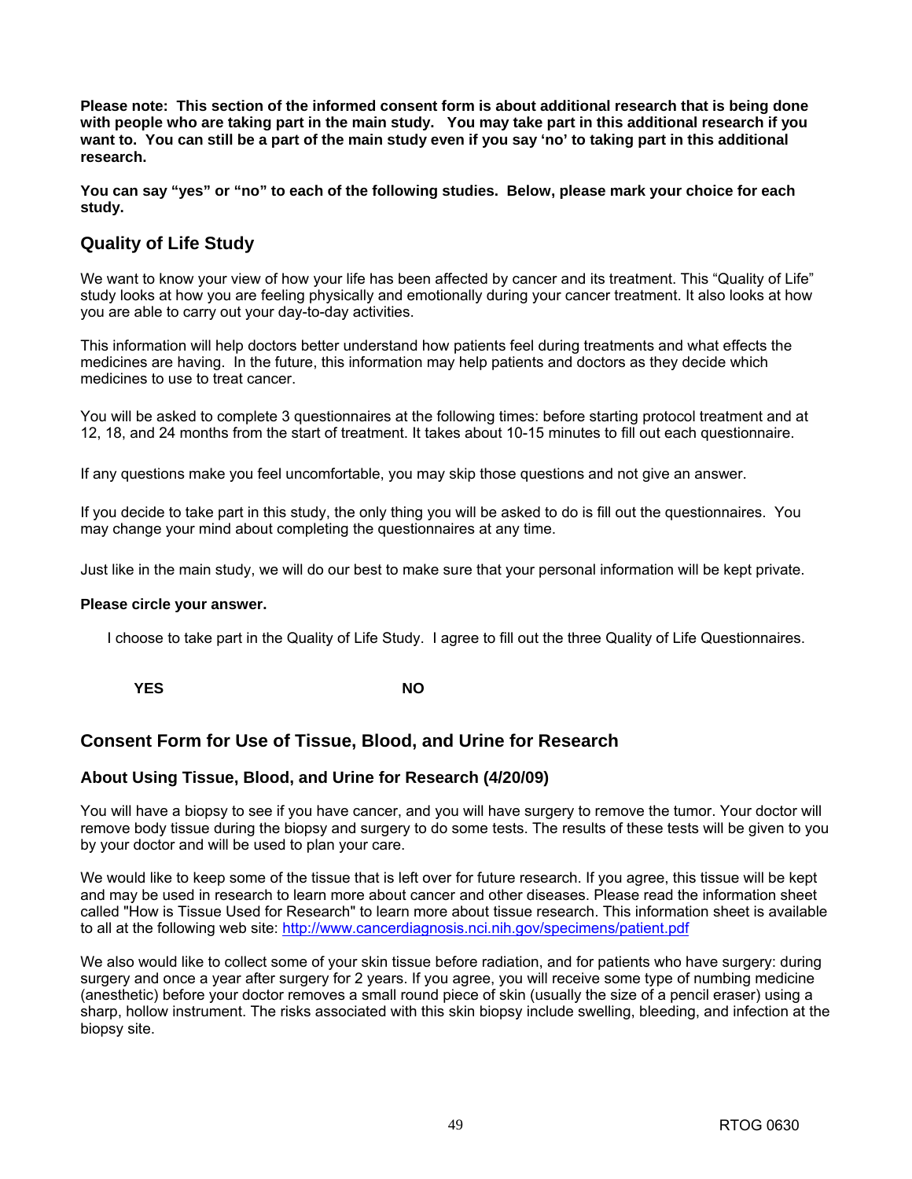**Please note: This section of the informed consent form is about additional research that is being done with people who are taking part in the main study. You may take part in this additional research if you want to. You can still be a part of the main study even if you say 'no' to taking part in this additional research.**

**You can say "yes" or "no" to each of the following studies. Below, please mark your choice for each study.**

## Quality of Life Study

We want to know your view of how your life has been affected by cancer and its treatment. This "Quality of Life" study looks at how you are feeling physically and emotionally during your cancer treatment. It also looks at how you are able to carry out your day-to-day activities.

This information will help doctors better understand how patients feel during treatments and what effects the medicines are having. In the future, this information may help patients and doctors as they decide which medicines to use to treat cancer.

You will be asked to complete 3 questionnaires at the following times: before starting protocol treatment and at 12, 18, and 24 months from the start of treatment. It takes about 10-15 minutes to fill out each questionnaire.

If any questions make you feel uncomfortable, you may skip those questions and not give an answer.

If you decide to take part in this study, the only thing you will be asked to do is fill out the questionnaires. You may change your mind about completing the questionnaires at any time.

Just like in the main study, we will do our best to make sure that your personal information will be kept private.

**Please circle your answer.**

I choose to take part in the Quality of Life Study. I agree to fill out the three Quality of Life Questionnaires.

**YES** **NO**

## Consent Form for Use of Tissue, Blood, and Urine for Research

### About Using Tissue, Blood, and Urine for Research (4/20/09)

You will have a biopsy to see if you have cancer, and you will have surgery to remove the tumor. Your doctor will remove body tissue during the biopsy and surgery to do some tests. The results of these tests will be given to you by your doctor and will be used to plan your care.

We would like to keep some of the tissue that is left over for future research. If you agree, this tissue will be kept and may be used in research to learn more about cancer and other diseases. Please read the information sheet called "How is Tissue Used for Research" to learn more about tissue research. This information sheet is available to all at the following web site: http://www.cancerdiagnosis.nci.nih.gov/specimens/patient.pdf

We also would like to collect some of your skin tissue before radiation, and for patients who have surgery: during surgery and once a year after surgery for 2 years. If you agree, you will receive some type of numbing medicine (anesthetic) before your doctor removes a small round piece of skin (usually the size of a pencil eraser) using a sharp, hollow instrument. The risks associated with this skin biopsy include swelling, bleeding, and infection at the biopsy site.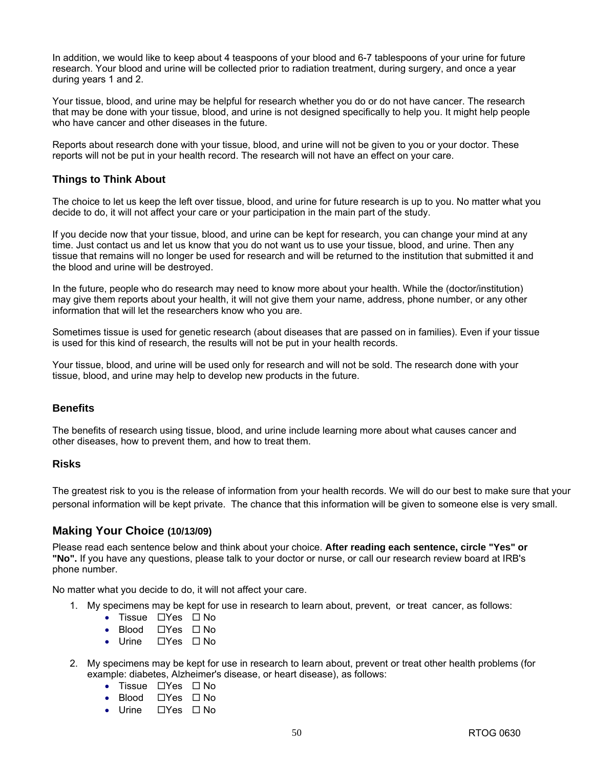In addition, we would like to keep about 4 teaspoons of your blood and 6-7 tablespoons of your urine for future research. Your blood and urine will be collected prior to radiation treatment, during surgery, and once a year during years 1 and 2.

Your tissue, blood, and urine may be helpful for research whether you do or do not have cancer. The research that may be done with your tissue, blood, and urine is not designed specifically to help you. It might help people who have cancer and other diseases in the future.

Reports about research done with your tissue, blood, and urine will not be given to you or your doctor. These reports will not be put in your health record. The research will not have an effect on your care.

### Things to Think About

The choice to let us keep the left over tissue, blood, and urine for future research is up to you. No matter what you decide to do, it will not affect your care or your participation in the main part of the study.

If you decide now that your tissue, blood, and urine can be kept for research, you can change your mind at any time. Just contact us and let us know that you do not want us to use your tissue, blood, and urine. Then any tissue that remains will no longer be used for research and will be returned to the institution that submitted it and the blood and urine will be destroyed.

In the future, people who do research may need to know more about your health. While the (doctor/institution) may give them reports about your health, it will not give them your name, address, phone number, or any other information that will let the researchers know who you are.

Sometimes tissue is used for genetic research (about diseases that are passed on in families). Even if your tissue is used for this kind of research, the results will not be put in your health records.

Your tissue, blood, and urine will be used only for research and will not be sold. The research done with your tissue, blood, and urine may help to develop new products in the future.

### Benefits

The benefits of research using tissue, blood, and urine include learning more about what causes cancer and other diseases, how to prevent them, and how to treat them.

### Risks

The greatest risk to you is the release of information from your health records. We will do our best to make sure that your personal information will be kept private. The chance that this information will be given to someone else is very small.

## Making Your Choice (10/13/09)

Please read each sentence below and think about your choice. **After reading each sentence, circle "Yes" or "No".** If you have any questions, please talk to your doctor or nurse, or call our research review board at IRB's phone number.

No matter what you decide to do, it will not affect your care.

1. My specimens may be kept for use in research to learn about, prevent, or treat cancer, as follows:
   - Tissue ☐Yes ☐ No
   - Blood ☐Yes ☐ No
   - Urine ☐Yes ☐ No

2. My specimens may be kept for use in research to learn about, prevent or treat other health problems (for example: diabetes, Alzheimer's disease, or heart disease), as follows:
   - Tissue ☐Yes ☐ No
   - Blood ☐Yes ☐ No
   - Urine ☐Yes ☐ No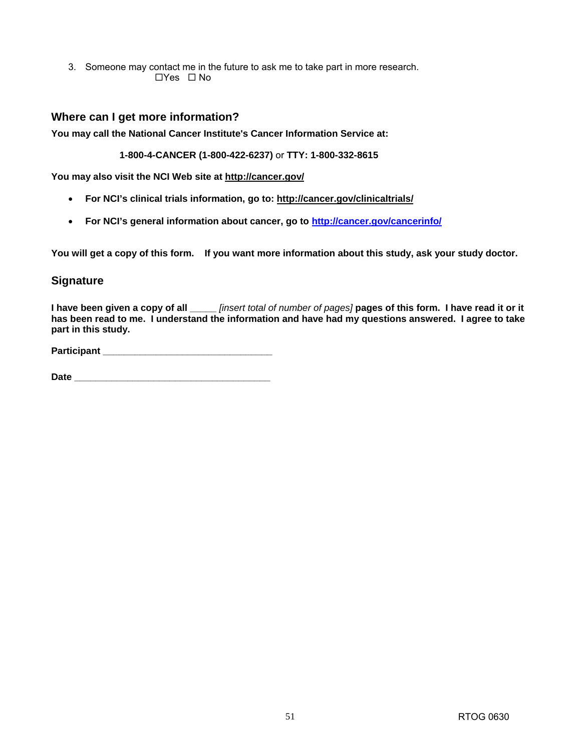3. Someone may contact me in the future to ask me to take part in more research.

   ☐Yes ☐ No

## Where can I get more information?

**You may call the National Cancer Institute's Cancer Information Service at:**

**1-800-4-CANCER (1-800-422-6237)** or **TTY: 1-800-332-8615**

**You may also visit the NCI Web site at http://cancer.gov/**

- **For NCI's clinical trials information, go to: http://cancer.gov/clinicaltrials/**
- **For NCI's general information about cancer, go to http://cancer.gov/cancerinfo/**

**You will get a copy of this form. If you want more information about this study, ask your study doctor.**

## Signature

**I have been given a copy of all** _____ *[insert total of number of pages]* **pages of this form. I have read it or it has been read to me. I understand the information and have had my questions answered. I agree to take part in this study.**

**Participant** ________________________________

**Date** _____________________________________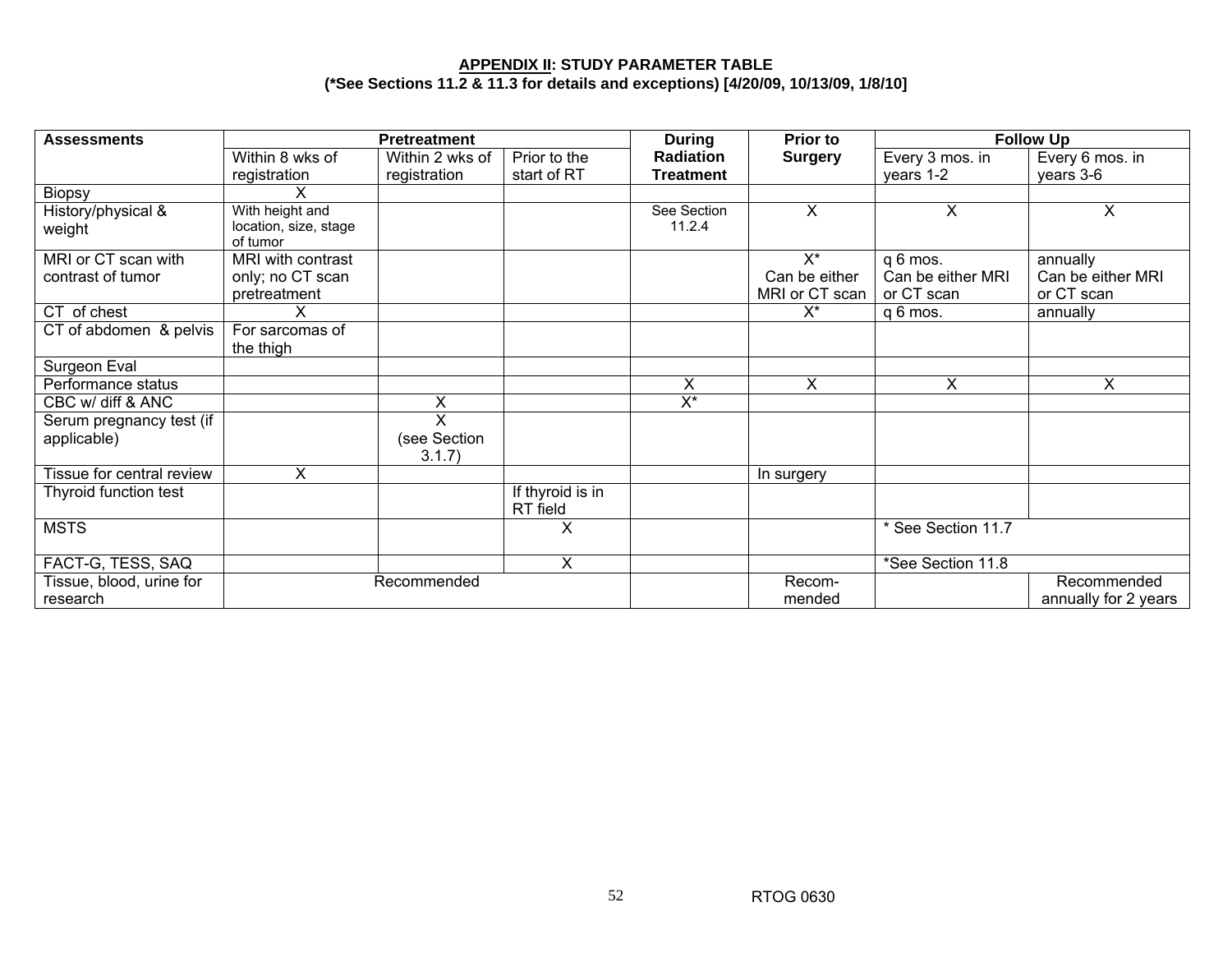**APPENDIX II: STUDY PARAMETER TABLE**
**(*See Sections 11.2 & 11.3 for details and exceptions) [4/20/09, 10/13/09, 1/8/10]**

| Assessments | Pretreatment | | | During Radiation Treatment | Prior to Surgery | Follow Up | |
|---|---|---|---|---|---|---|---|
| | Within 8 wks of registration | Within 2 wks of registration | Prior to the start of RT | | | Every 3 mos. in years 1-2 | Every 6 mos. in years 3-6 |
| Biopsy | X | | | | | | |
| History/physical & weight | With height and location, size, stage of tumor | | | See Section 11.2.4 | X | X | X |
| MRI or CT scan with contrast of tumor | MRI with contrast only; no CT scan pretreatment | | | | X* Can be either MRI or CT scan | q 6 mos. Can be either MRI or CT scan | annually Can be either MRI or CT scan |
| CT of chest | X | | | | X* | q 6 mos. | annually |
| CT of abdomen & pelvis | For sarcomas of the thigh | | | | | | |
| Surgeon Eval | | | | | | | |
| Performance status | | | | X | X | X | X |
| CBC w/ diff & ANC | | X | | X* | | | |
| Serum pregnancy test (if applicable) | | X (see Section 3.1.7) | | | | | |
| Tissue for central review | X | | | | In surgery | | |
| Thyroid function test | | | If thyroid is in RT field | | | | |
| MSTS | | | X | | | * See Section 11.7 | |
| FACT-G, TESS, SAQ | | | X | | | *See Section 11.8 | |
| Tissue, blood, urine for research | Recommended | | | | Recom-mended | | Recommended annually for 2 years |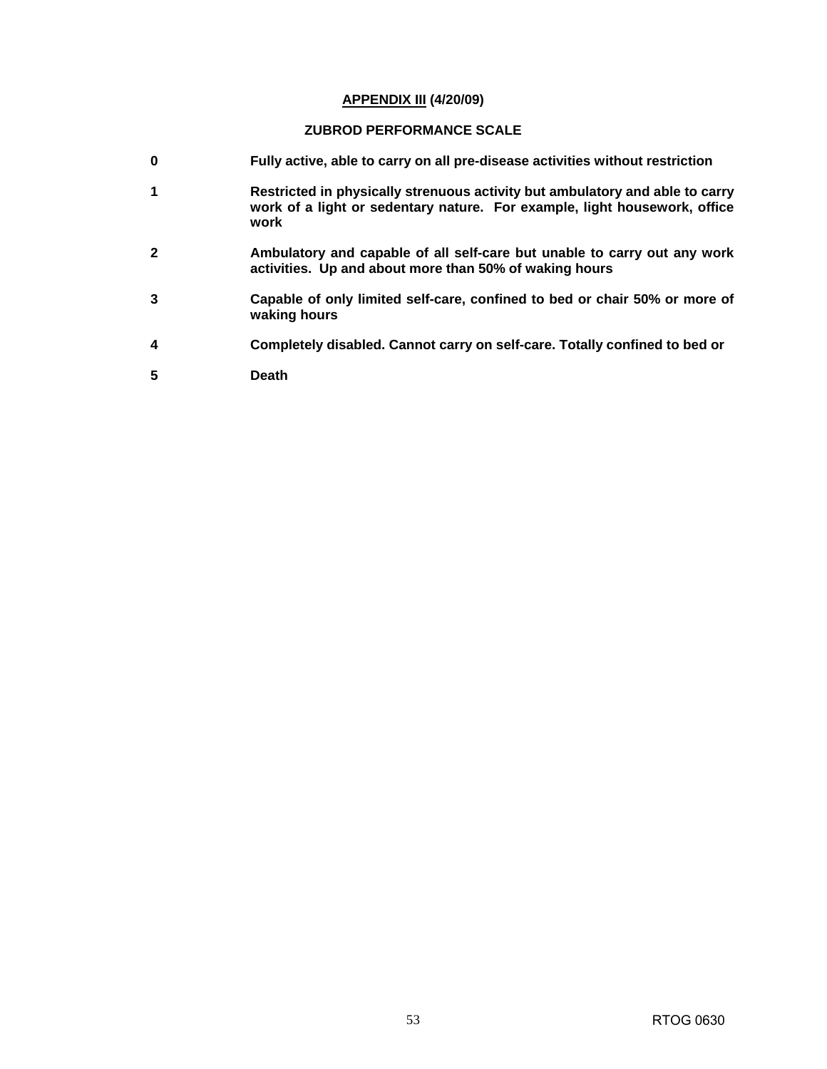## APPENDIX III (4/20/09)

### ZUBROD PERFORMANCE SCALE

| | |
|---|---|
| **0** | **Fully active, able to carry on all pre-disease activities without restriction** |
| **1** | **Restricted in physically strenuous activity but ambulatory and able to carry work of a light or sedentary nature. For example, light housework, office work** |
| **2** | **Ambulatory and capable of all self-care but unable to carry out any work activities. Up and about more than 50% of waking hours** |
| **3** | **Capable of only limited self-care, confined to bed or chair 50% or more of waking hours** |
| **4** | **Completely disabled. Cannot carry on self-care. Totally confined to bed or** |
| **5** | **Death** |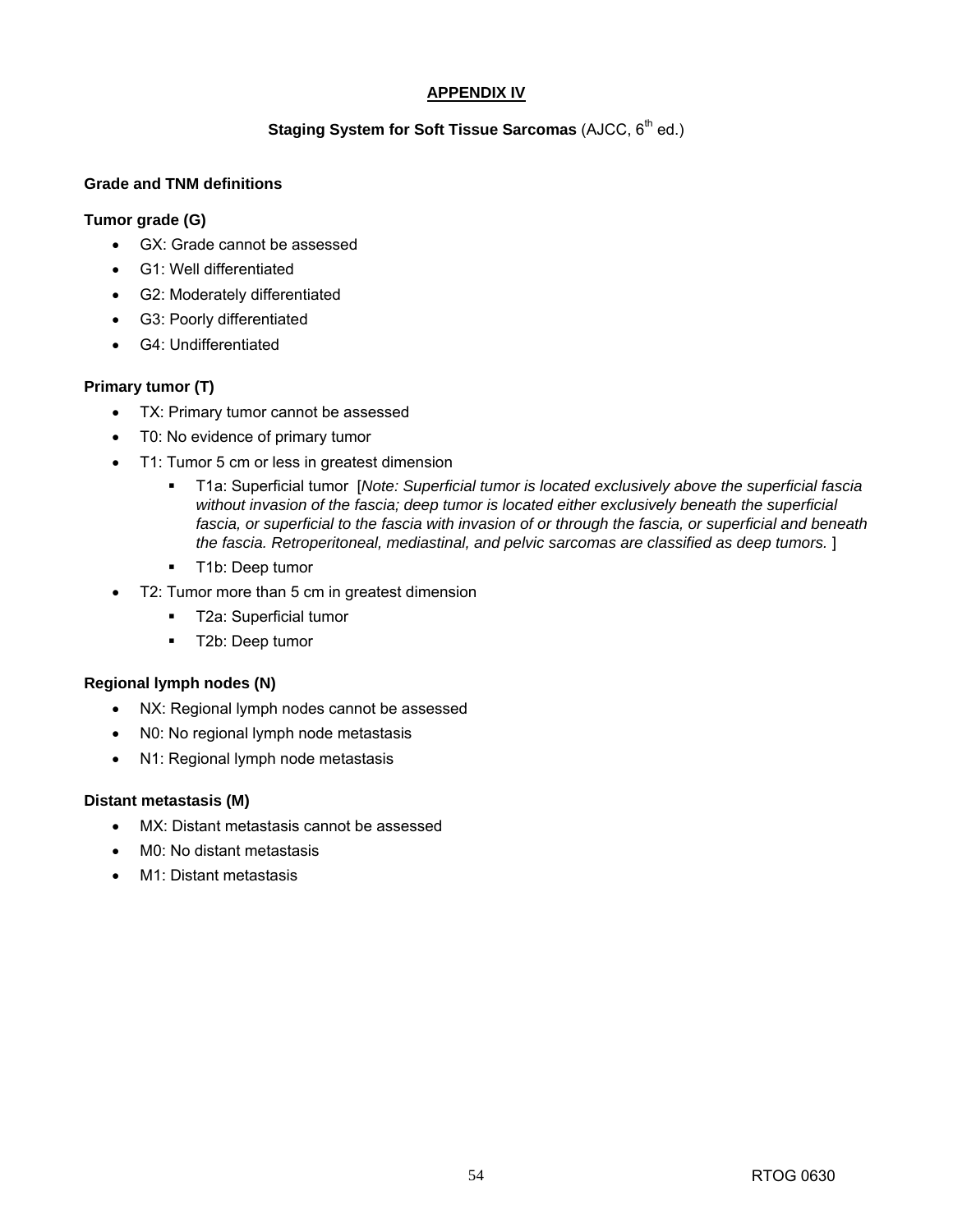## APPENDIX IV

### **Staging System for Soft Tissue Sarcomas** (AJCC, 6th ed.)

**Grade and TNM definitions**

**Tumor grade (G)**

- GX: Grade cannot be assessed
- G1: Well differentiated
- G2: Moderately differentiated
- G3: Poorly differentiated
- G4: Undifferentiated

**Primary tumor (T)**

- TX: Primary tumor cannot be assessed
- T0: No evidence of primary tumor
- T1: Tumor 5 cm or less in greatest dimension
  - T1a: Superficial tumor [*Note: Superficial tumor is located exclusively above the superficial fascia without invasion of the fascia; deep tumor is located either exclusively beneath the superficial fascia, or superficial to the fascia with invasion of or through the fascia, or superficial and beneath the fascia. Retroperitoneal, mediastinal, and pelvic sarcomas are classified as deep tumors.* ]
  - T1b: Deep tumor
- T2: Tumor more than 5 cm in greatest dimension
  - T2a: Superficial tumor
  - T2b: Deep tumor

**Regional lymph nodes (N)**

- NX: Regional lymph nodes cannot be assessed
- N0: No regional lymph node metastasis
- N1: Regional lymph node metastasis

**Distant metastasis (M)**

- MX: Distant metastasis cannot be assessed
- M0: No distant metastasis
- M1: Distant metastasis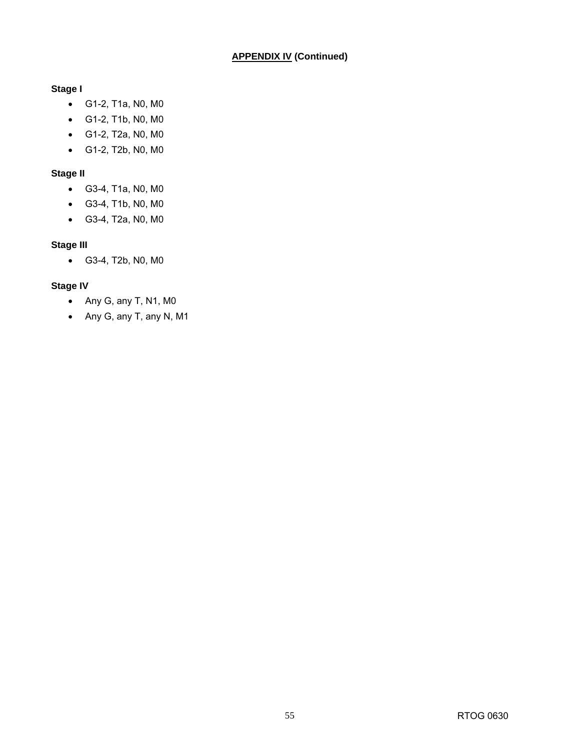## APPENDIX IV (Continued)

**Stage I**

- G1-2, T1a, N0, M0
- G1-2, T1b, N0, M0
- G1-2, T2a, N0, M0
- G1-2, T2b, N0, M0

**Stage II**

- G3-4, T1a, N0, M0
- G3-4, T1b, N0, M0
- G3-4, T2a, N0, M0

**Stage III**

- G3-4, T2b, N0, M0

**Stage IV**

- Any G, any T, N1, M0
- Any G, any T, any N, M1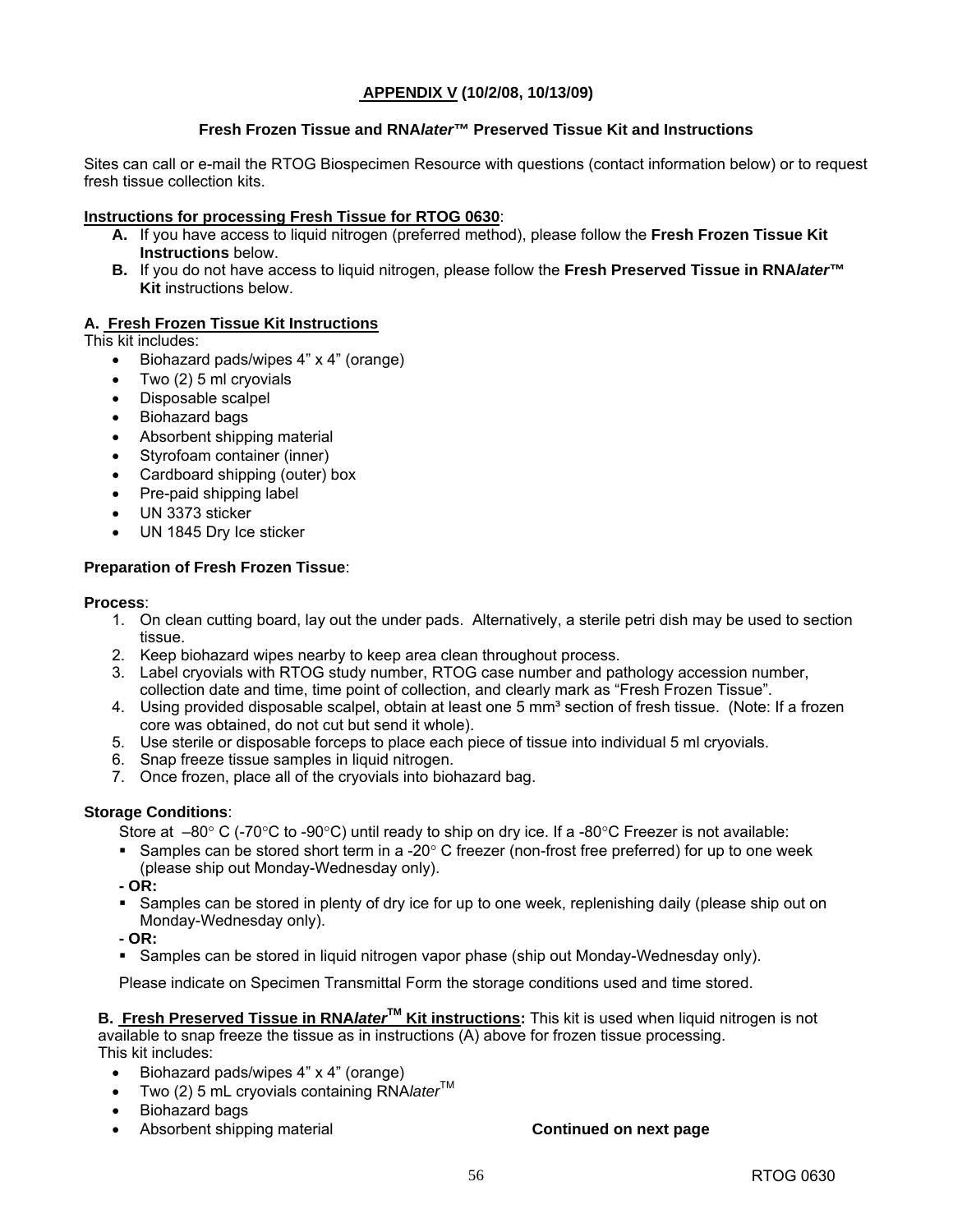## APPENDIX V (10/2/08, 10/13/09)

### Fresh Frozen Tissue and RNA*later*™ Preserved Tissue Kit and Instructions

Sites can call or e-mail the RTOG Biospecimen Resource with questions (contact information below) or to request fresh tissue collection kits.

**Instructions for processing Fresh Tissue for RTOG 0630**:

- **A.** If you have access to liquid nitrogen (preferred method), please follow the **Fresh Frozen Tissue Kit Instructions** below.
- **B.** If you do not have access to liquid nitrogen, please follow the **Fresh Preserved Tissue in RNA*later*™ Kit** instructions below.

**A. Fresh Frozen Tissue Kit Instructions**

This kit includes:

- Biohazard pads/wipes 4" x 4" (orange)
- Two (2) 5 ml cryovials
- Disposable scalpel
- Biohazard bags
- Absorbent shipping material
- Styrofoam container (inner)
- Cardboard shipping (outer) box
- Pre-paid shipping label
- UN 3373 sticker
- UN 1845 Dry Ice sticker

**Preparation of Fresh Frozen Tissue**:

**Process**:

1. On clean cutting board, lay out the under pads. Alternatively, a sterile petri dish may be used to section tissue.
2. Keep biohazard wipes nearby to keep area clean throughout process.
3. Label cryovials with RTOG study number, RTOG case number and pathology accession number, collection date and time, time point of collection, and clearly mark as "Fresh Frozen Tissue".
4. Using provided disposable scalpel, obtain at least one 5 mm³ section of fresh tissue. (Note: If a frozen core was obtained, do not cut but send it whole).
5. Use sterile or disposable forceps to place each piece of tissue into individual 5 ml cryovials.
6. Snap freeze tissue samples in liquid nitrogen.
7. Once frozen, place all of the cryovials into biohazard bag.

**Storage Conditions**:

Store at –80° C (-70°C to -90°C) until ready to ship on dry ice. If a -80°C Freezer is not available:

- Samples can be stored short term in a -20° C freezer (non-frost free preferred) for up to one week (please ship out Monday-Wednesday only).

**- OR:**

- Samples can be stored in plenty of dry ice for up to one week, replenishing daily (please ship out on Monday-Wednesday only).

**- OR:**

- Samples can be stored in liquid nitrogen vapor phase (ship out Monday-Wednesday only).

Please indicate on Specimen Transmittal Form the storage conditions used and time stored.

**B. Fresh Preserved Tissue in RNA*later*™ Kit instructions:** This kit is used when liquid nitrogen is not available to snap freeze the tissue as in instructions (A) above for frozen tissue processing.

This kit includes:

- Biohazard pads/wipes 4" x 4" (orange)
- Two (2) 5 mL cryovials containing RNA*later*™
- Biohazard bags
- Absorbent shipping material

**Continued on next page**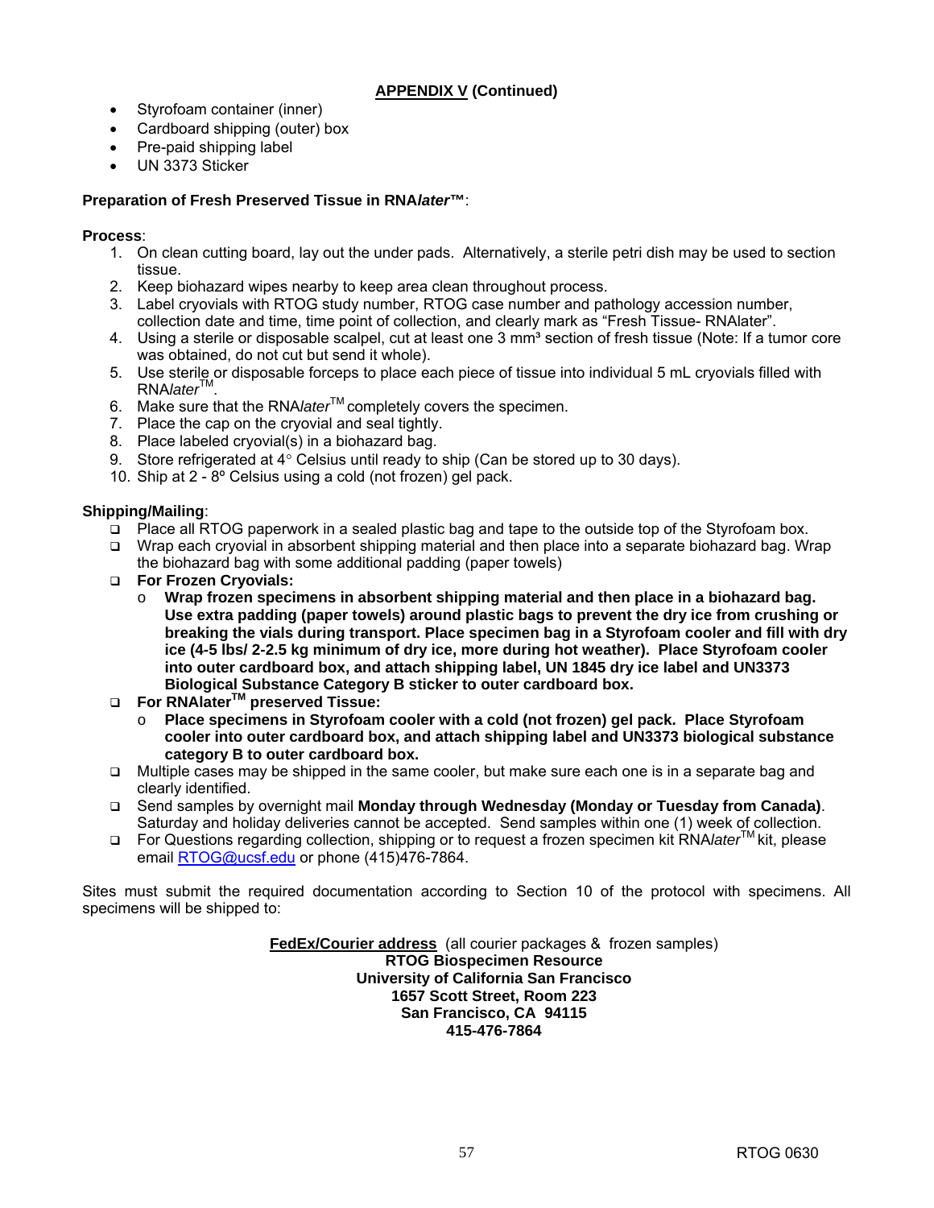**APPENDIX V (Continued)**

- Styrofoam container (inner)
- Cardboard shipping (outer) box
- Pre-paid shipping label
- UN 3373 Sticker

**Preparation of Fresh Preserved Tissue in RNA*later*™**:

**Process**:

1. On clean cutting board, lay out the under pads. Alternatively, a sterile petri dish may be used to section tissue.
2. Keep biohazard wipes nearby to keep area clean throughout process.
3. Label cryovials with RTOG study number, RTOG case number and pathology accession number, collection date and time, time point of collection, and clearly mark as "Fresh Tissue- RNAlater".
4. Using a sterile or disposable scalpel, cut at least one 3 $mm^3$ section of fresh tissue (Note: If a tumor core was obtained, do not cut but send it whole).
5. Use sterile or disposable forceps to place each piece of tissue into individual 5 mL cryovials filled with RNA*later*™.
6. Make sure that the RNA*later*™ completely covers the specimen.
7. Place the cap on the cryovial and seal tightly.
8. Place labeled cryovial(s) in a biohazard bag.
9. Store refrigerated at 4° Celsius until ready to ship (Can be stored up to 30 days).
10. Ship at 2 - 8º Celsius using a cold (not frozen) gel pack.

**Shipping/Mailing**:

- Place all RTOG paperwork in a sealed plastic bag and tape to the outside top of the Styrofoam box.
- Wrap each cryovial in absorbent shipping material and then place into a separate biohazard bag. Wrap the biohazard bag with some additional padding (paper towels)
- **For Frozen Cryovials:**
  - **Wrap frozen specimens in absorbent shipping material and then place in a biohazard bag. Use extra padding (paper towels) around plastic bags to prevent the dry ice from crushing or breaking the vials during transport. Place specimen bag in a Styrofoam cooler and fill with dry ice (4-5 lbs/ 2-2.5 kg minimum of dry ice, more during hot weather). Place Styrofoam cooler into outer cardboard box, and attach shipping label, UN 1845 dry ice label and UN3373 Biological Substance Category B sticker to outer cardboard box.**
- **For RNAlater™ preserved Tissue:**
  - **Place specimens in Styrofoam cooler with a cold (not frozen) gel pack. Place Styrofoam cooler into outer cardboard box, and attach shipping label and UN3373 biological substance category B to outer cardboard box.**
- Multiple cases may be shipped in the same cooler, but make sure each one is in a separate bag and clearly identified.
- Send samples by overnight mail **Monday through Wednesday (Monday or Tuesday from Canada)**. Saturday and holiday deliveries cannot be accepted. Send samples within one (1) week of collection.
- For Questions regarding collection, shipping or to request a frozen specimen kit RNA*later*™ kit, please email RTOG@ucsf.edu or phone (415)476-7864.

Sites must submit the required documentation according to Section 10 of the protocol with specimens. All specimens will be shipped to:

**FedEx/Courier address** (all courier packages & frozen samples)
**RTOG Biospecimen Resource**
**University of California San Francisco**
**1657 Scott Street, Room 223**
**San Francisco, CA 94115**
**415-476-7864**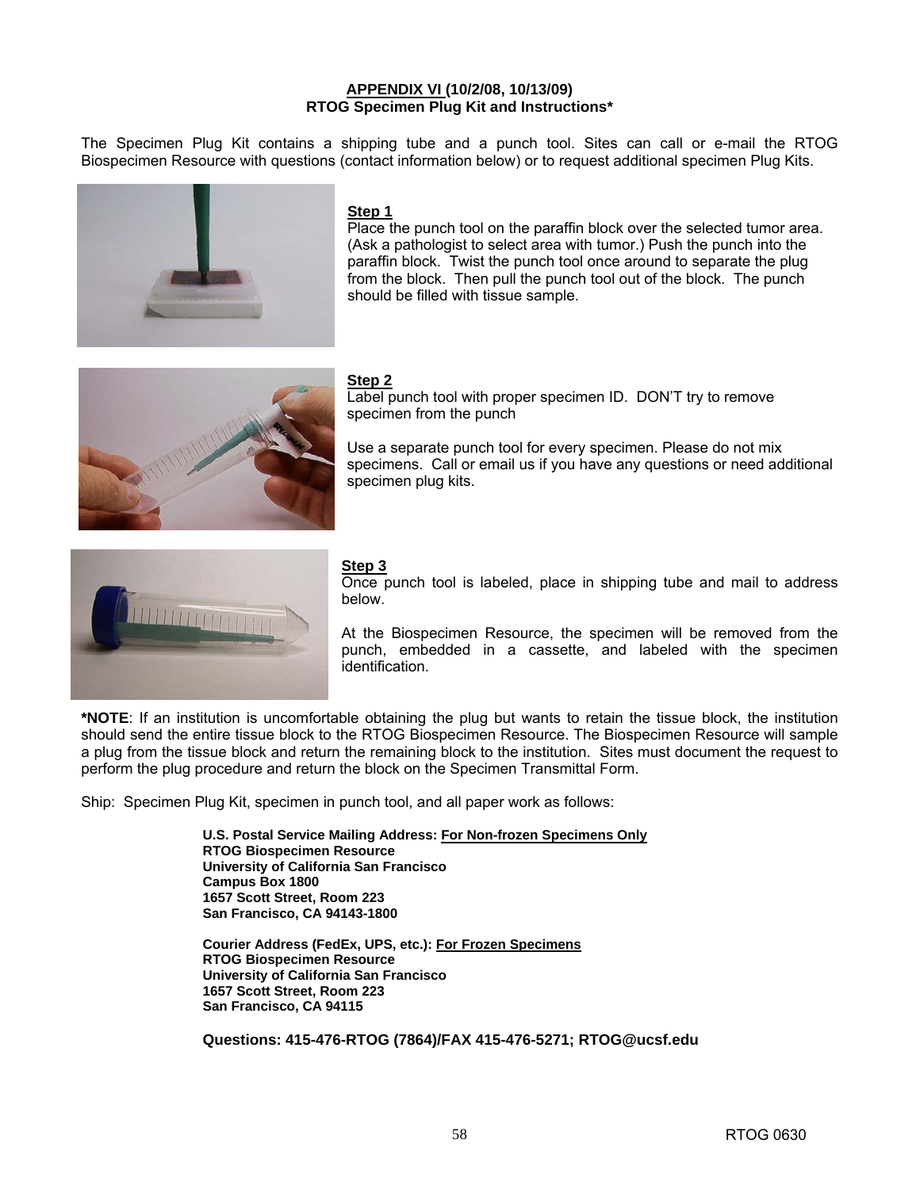# APPENDIX VI (10/2/08, 10/13/09)
## RTOG Specimen Plug Kit and Instructions*

The Specimen Plug Kit contains a shipping tube and a punch tool. Sites can call or e-mail the RTOG Biospecimen Resource with questions (contact information below) or to request additional specimen Plug Kits.

**Step 1**

Place the punch tool on the paraffin block over the selected tumor area. (Ask a pathologist to select area with tumor.) Push the punch into the paraffin block. Twist the punch tool once around to separate the plug from the block. Then pull the punch tool out of the block. The punch should be filled with tissue sample.

**Step 2**

Label punch tool with proper specimen ID. DON'T try to remove specimen from the punch

Use a separate punch tool for every specimen. Please do not mix specimens. Call or email us if you have any questions or need additional specimen plug kits.

**Step 3**

Once punch tool is labeled, place in shipping tube and mail to address below.

At the Biospecimen Resource, the specimen will be removed from the punch, embedded in a cassette, and labeled with the specimen identification.

**\*NOTE**: If an institution is uncomfortable obtaining the plug but wants to retain the tissue block, the institution should send the entire tissue block to the RTOG Biospecimen Resource. The Biospecimen Resource will sample a plug from the tissue block and return the remaining block to the institution. Sites must document the request to perform the plug procedure and return the block on the Specimen Transmittal Form.

Ship: Specimen Plug Kit, specimen in punch tool, and all paper work as follows:

**U.S. Postal Service Mailing Address: For Non-frozen Specimens Only**
**RTOG Biospecimen Resource**
**University of California San Francisco**
**Campus Box 1800**
**1657 Scott Street, Room 223**
**San Francisco, CA 94143-1800**

**Courier Address (FedEx, UPS, etc.): For Frozen Specimens**
**RTOG Biospecimen Resource**
**University of California San Francisco**
**1657 Scott Street, Room 223**
**San Francisco, CA 94115**

**Questions: 415-476-RTOG (7864)/FAX 415-476-5271; RTOG@ucsf.edu**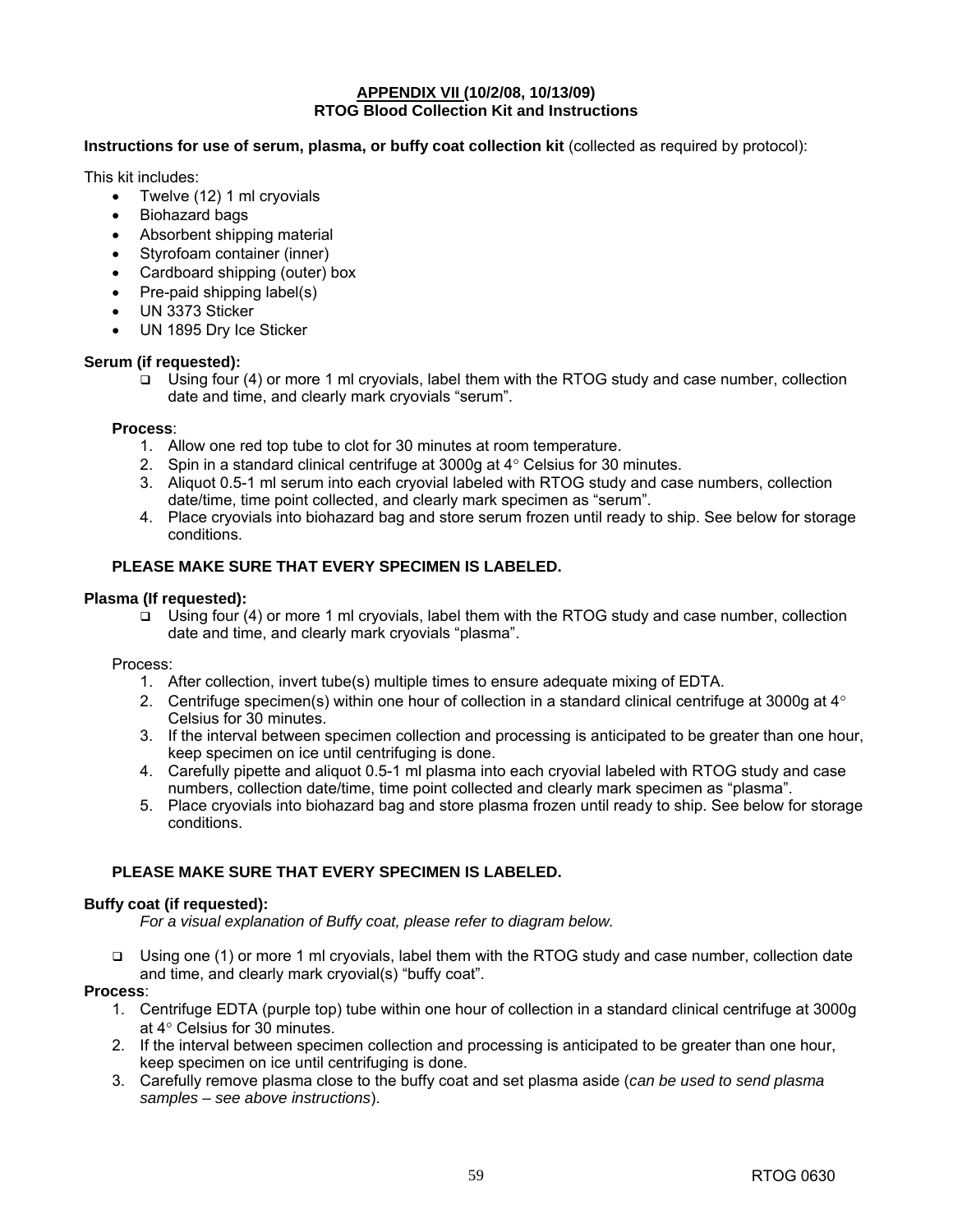**APPENDIX VII (10/2/08, 10/13/09)**
**RTOG Blood Collection Kit and Instructions**

**Instructions for use of serum, plasma, or buffy coat collection kit** (collected as required by protocol):

This kit includes:

- Twelve (12) 1 ml cryovials
- Biohazard bags
- Absorbent shipping material
- Styrofoam container (inner)
- Cardboard shipping (outer) box
- Pre-paid shipping label(s)
- UN 3373 Sticker
- UN 1895 Dry Ice Sticker

**Serum (if requested):**

- ❑ Using four (4) or more 1 ml cryovials, label them with the RTOG study and case number, collection date and time, and clearly mark cryovials "serum".

**Process**:

1. Allow one red top tube to clot for 30 minutes at room temperature.
2. Spin in a standard clinical centrifuge at 3000g at 4° Celsius for 30 minutes.
3. Aliquot 0.5-1 ml serum into each cryovial labeled with RTOG study and case numbers, collection date/time, time point collected, and clearly mark specimen as "serum".
4. Place cryovials into biohazard bag and store serum frozen until ready to ship. See below for storage conditions.

**PLEASE MAKE SURE THAT EVERY SPECIMEN IS LABELED.**

**Plasma (If requested):**

- ❑ Using four (4) or more 1 ml cryovials, label them with the RTOG study and case number, collection date and time, and clearly mark cryovials "plasma".

Process:

1. After collection, invert tube(s) multiple times to ensure adequate mixing of EDTA.
2. Centrifuge specimen(s) within one hour of collection in a standard clinical centrifuge at 3000g at 4° Celsius for 30 minutes.
3. If the interval between specimen collection and processing is anticipated to be greater than one hour, keep specimen on ice until centrifuging is done.
4. Carefully pipette and aliquot 0.5-1 ml plasma into each cryovial labeled with RTOG study and case numbers, collection date/time, time point collected and clearly mark specimen as "plasma".
5. Place cryovials into biohazard bag and store plasma frozen until ready to ship. See below for storage conditions.

**PLEASE MAKE SURE THAT EVERY SPECIMEN IS LABELED.**

**Buffy coat (if requested):**

*For a visual explanation of Buffy coat, please refer to diagram below.*

- ❑ Using one (1) or more 1 ml cryovials, label them with the RTOG study and case number, collection date and time, and clearly mark cryovial(s) "buffy coat".

**Process**:

1. Centrifuge EDTA (purple top) tube within one hour of collection in a standard clinical centrifuge at 3000g at 4° Celsius for 30 minutes.
2. If the interval between specimen collection and processing is anticipated to be greater than one hour, keep specimen on ice until centrifuging is done.
3. Carefully remove plasma close to the buffy coat and set plasma aside (*can be used to send plasma samples – see above instructions*).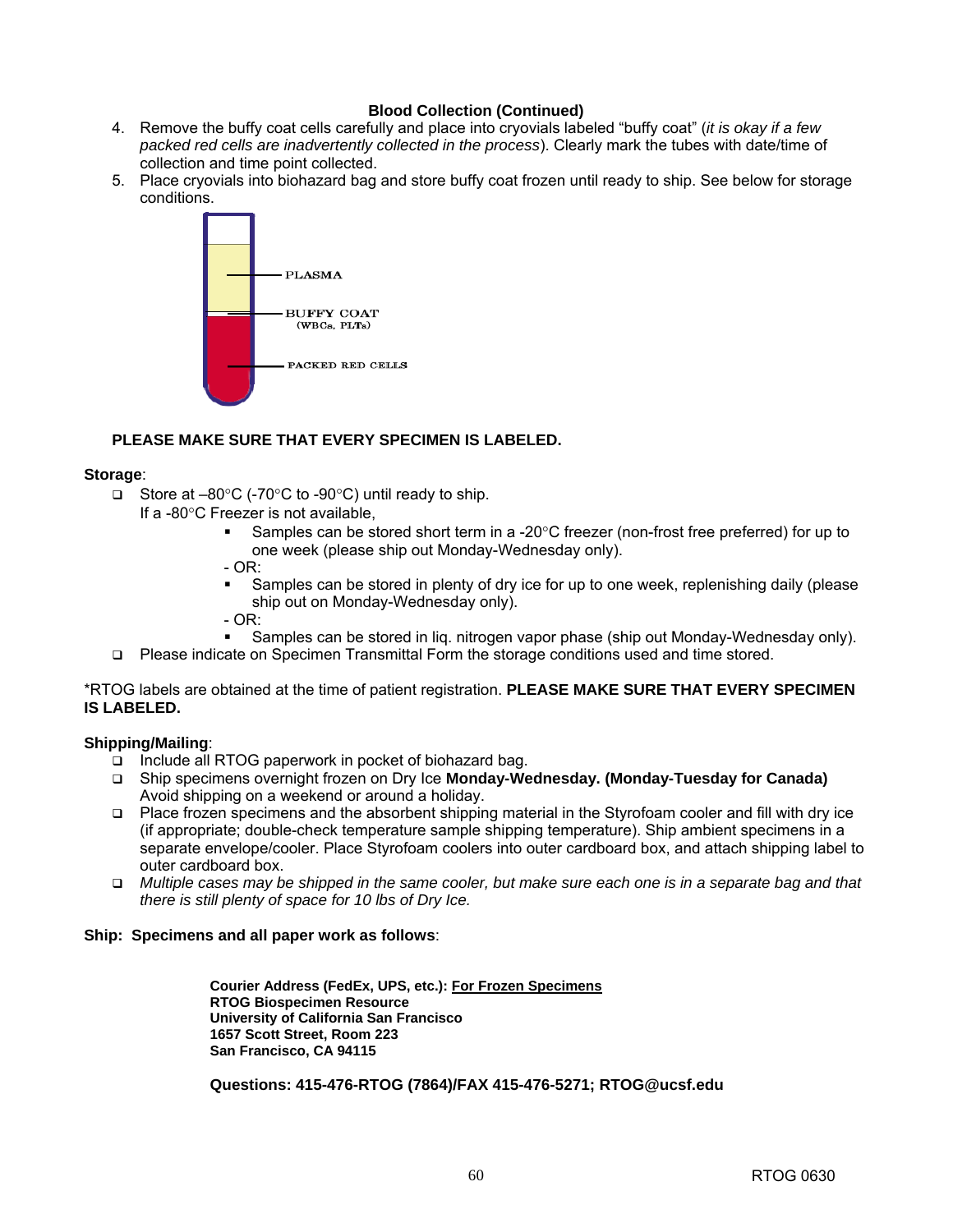### Blood Collection (Continued)

4. Remove the buffy coat cells carefully and place into cryovials labeled "buffy coat" (*it is okay if a few packed red cells are inadvertently collected in the process*). Clearly mark the tubes with date/time of collection and time point collected.
5. Place cryovials into biohazard bag and store buffy coat frozen until ready to ship. See below for storage conditions.

PLASMA

BUFFY COAT (WBCs, PLTs)

PACKED RED CELLS

**PLEASE MAKE SURE THAT EVERY SPECIMEN IS LABELED.**

**Storage**:

- Store at –80°C (-70°C to -90°C) until ready to ship.
  If a -80°C Freezer is not available,
  - Samples can be stored short term in a -20°C freezer (non-frost free preferred) for up to one week (please ship out Monday-Wednesday only).

  \- OR:
  - Samples can be stored in plenty of dry ice for up to one week, replenishing daily (please ship out on Monday-Wednesday only).

  \- OR:
  - Samples can be stored in liq. nitrogen vapor phase (ship out Monday-Wednesday only).
- Please indicate on Specimen Transmittal Form the storage conditions used and time stored.

*RTOG labels are obtained at the time of patient registration. **PLEASE MAKE SURE THAT EVERY SPECIMEN IS LABELED.**

**Shipping/Mailing**:

- Include all RTOG paperwork in pocket of biohazard bag.
- Ship specimens overnight frozen on Dry Ice **Monday-Wednesday. (Monday-Tuesday for Canada)** Avoid shipping on a weekend or around a holiday.
- Place frozen specimens and the absorbent shipping material in the Styrofoam cooler and fill with dry ice (if appropriate; double-check temperature sample shipping temperature). Ship ambient specimens in a separate envelope/cooler. Place Styrofoam coolers into outer cardboard box, and attach shipping label to outer cardboard box.
- *Multiple cases may be shipped in the same cooler, but make sure each one is in a separate bag and that there is still plenty of space for 10 lbs of Dry Ice.*

**Ship: Specimens and all paper work as follows**:

**Courier Address (FedEx, UPS, etc.): <u>For Frozen Specimens</u>**
**RTOG Biospecimen Resource**
**University of California San Francisco**
**1657 Scott Street, Room 223**
**San Francisco, CA 94115**

**Questions: 415-476-RTOG (7864)/FAX 415-476-5271; RTOG@ucsf.edu**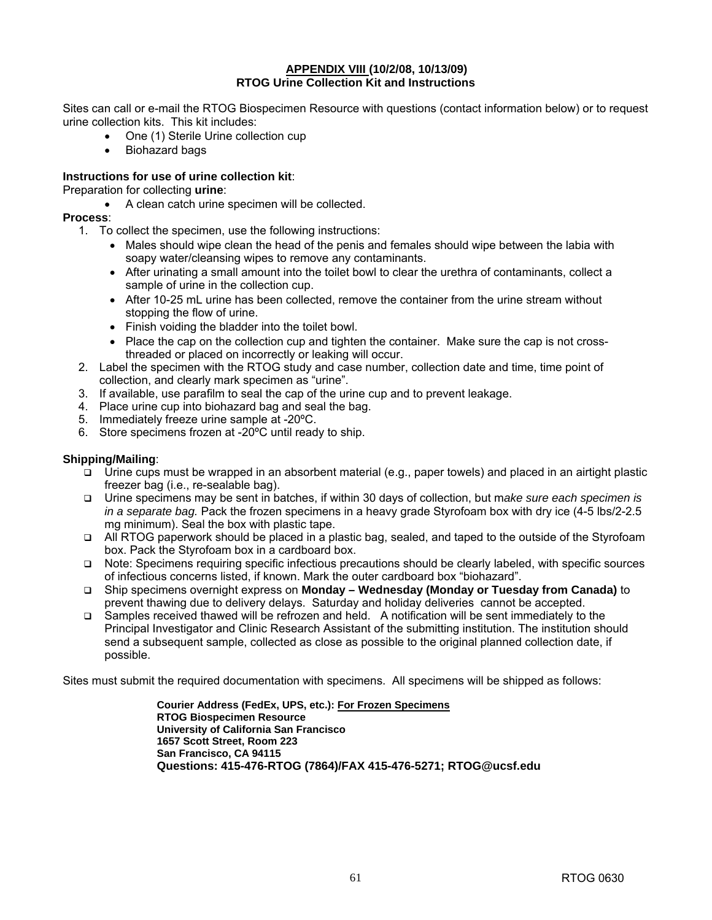**APPENDIX VIII (10/2/08, 10/13/09)**
**RTOG Urine Collection Kit and Instructions**

Sites can call or e-mail the RTOG Biospecimen Resource with questions (contact information below) or to request urine collection kits. This kit includes:

- One (1) Sterile Urine collection cup
- Biohazard bags

**Instructions for use of urine collection kit**:

Preparation for collecting **urine**:

- A clean catch urine specimen will be collected.

**Process**:

1. To collect the specimen, use the following instructions:
   - Males should wipe clean the head of the penis and females should wipe between the labia with soapy water/cleansing wipes to remove any contaminants.
   - After urinating a small amount into the toilet bowl to clear the urethra of contaminants, collect a sample of urine in the collection cup.
   - After 10-25 mL urine has been collected, remove the container from the urine stream without stopping the flow of urine.
   - Finish voiding the bladder into the toilet bowl.
   - Place the cap on the collection cup and tighten the container. Make sure the cap is not cross-threaded or placed on incorrectly or leaking will occur.
2. Label the specimen with the RTOG study and case number, collection date and time, time point of collection, and clearly mark specimen as "urine".
3. If available, use parafilm to seal the cap of the urine cup and to prevent leakage.
4. Place urine cup into biohazard bag and seal the bag.
5. Immediately freeze urine sample at -20ºC.
6. Store specimens frozen at -20ºC until ready to ship.

**Shipping/Mailing**:

- Urine cups must be wrapped in an absorbent material (e.g., paper towels) and placed in an airtight plastic freezer bag (i.e., re-sealable bag).
- Urine specimens may be sent in batches, if within 30 days of collection, but m*ake sure each specimen is in a separate bag.* Pack the frozen specimens in a heavy grade Styrofoam box with dry ice (4-5 lbs/2-2.5 mg minimum). Seal the box with plastic tape.
- All RTOG paperwork should be placed in a plastic bag, sealed, and taped to the outside of the Styrofoam box. Pack the Styrofoam box in a cardboard box.
- Note: Specimens requiring specific infectious precautions should be clearly labeled, with specific sources of infectious concerns listed, if known. Mark the outer cardboard box "biohazard".
- Ship specimens overnight express on **Monday – Wednesday (Monday or Tuesday from Canada)** to prevent thawing due to delivery delays. Saturday and holiday deliveries cannot be accepted.
- Samples received thawed will be refrozen and held. A notification will be sent immediately to the Principal Investigator and Clinic Research Assistant of the submitting institution. The institution should send a subsequent sample, collected as close as possible to the original planned collection date, if possible.

Sites must submit the required documentation with specimens. All specimens will be shipped as follows:

**Courier Address (FedEx, UPS, etc.): For Frozen Specimens**
**RTOG Biospecimen Resource**
**University of California San Francisco**
**1657 Scott Street, Room 223**
**San Francisco, CA 94115**
**Questions: 415-476-RTOG (7864)/FAX 415-476-5271; RTOG@ucsf.edu**